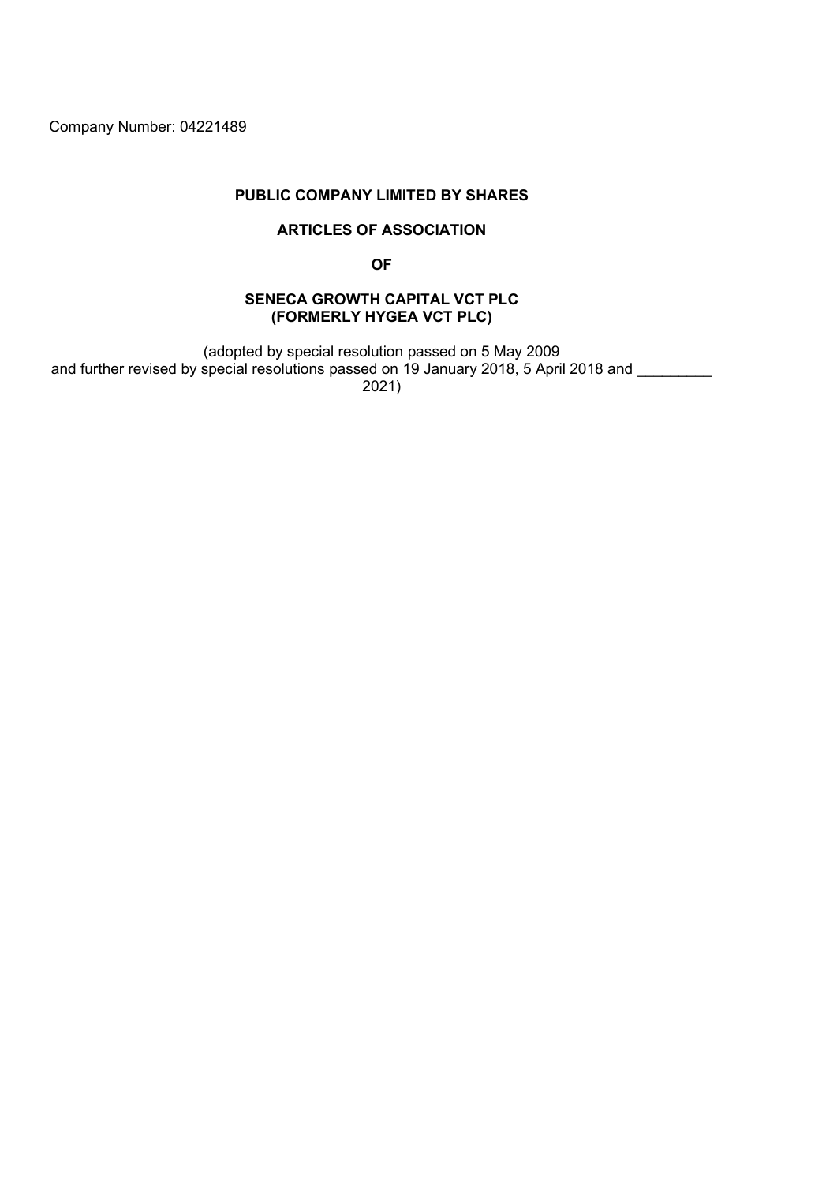Company Number: 04221489

**PUBLIC COMPANY LIMITED BY SHARES**

**ARTICLES OF ASSOCIATION**

**OF**

**SENECA GROWTH CAPITAL VCT PLC**
**(FORMERLY HYGEA VCT PLC)**

(adopted by special resolution passed on 5 May 2009
and further revised by special resolutions passed on 19 January 2018, 5 April 2018 and _________
2021)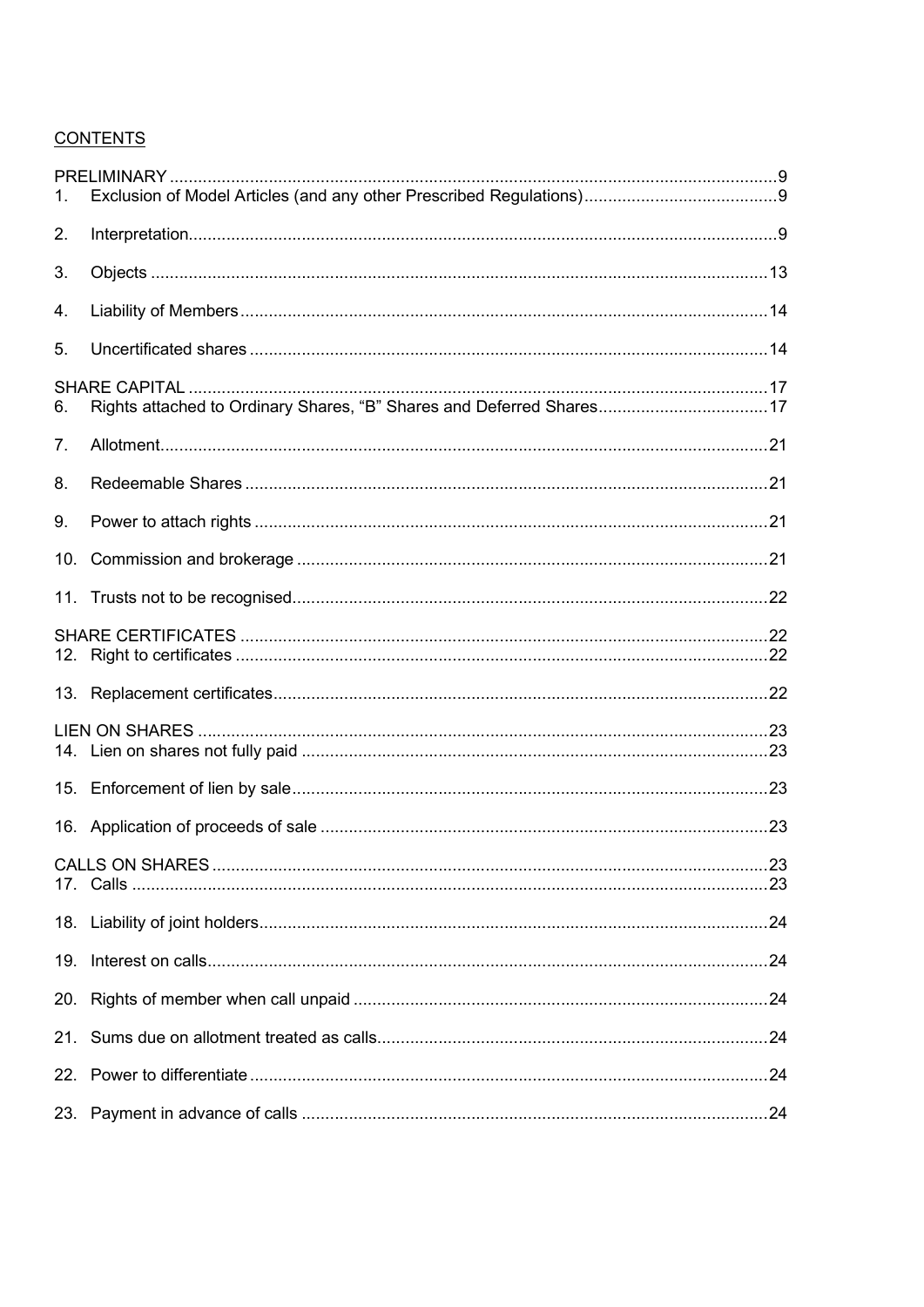CONTENTS

| | | |
|---|---|---|
| PRELIMINARY | | 9 |
| 1. | Exclusion of Model Articles (and any other Prescribed Regulations) | 9 |
| 2. | Interpretation | 9 |
| 3. | Objects | 13 |
| 4. | Liability of Members | 14 |
| 5. | Uncertificated shares | 14 |
| SHARE CAPITAL | | 17 |
| 6. | Rights attached to Ordinary Shares, "B" Shares and Deferred Shares | 17 |
| 7. | Allotment | 21 |
| 8. | Redeemable Shares | 21 |
| 9. | Power to attach rights | 21 |
| 10. | Commission and brokerage | 21 |
| 11. | Trusts not to be recognised | 22 |
| SHARE CERTIFICATES | | 22 |
| 12. | Right to certificates | 22 |
| 13. | Replacement certificates | 22 |
| LIEN ON SHARES | | 23 |
| 14. | Lien on shares not fully paid | 23 |
| 15. | Enforcement of lien by sale | 23 |
| 16. | Application of proceeds of sale | 23 |
| CALLS ON SHARES | | 23 |
| 17. | Calls | 23 |
| 18. | Liability of joint holders | 24 |
| 19. | Interest on calls | 24 |
| 20. | Rights of member when call unpaid | 24 |
| 21. | Sums due on allotment treated as calls | 24 |
| 22. | Power to differentiate | 24 |
| 23. | Payment in advance of calls | 24 |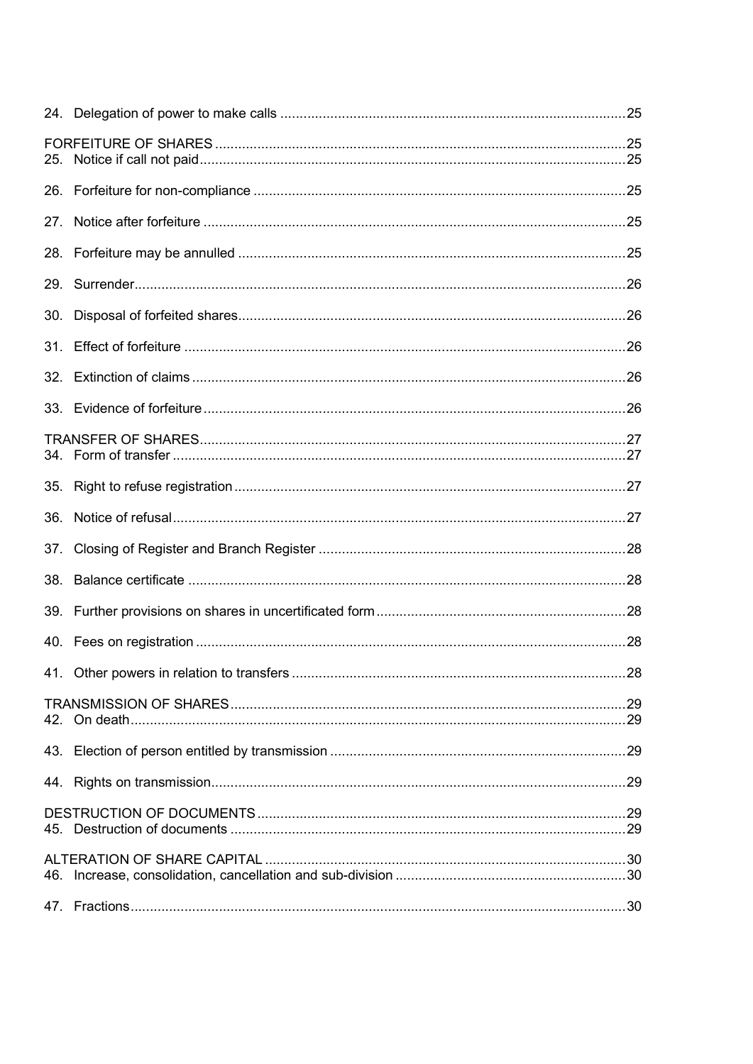24. Delegation of power to make calls ........................................................................................25

FORFEITURE OF SHARES ..........................................................................................................25
25. Notice if call not paid.............................................................................................................25

26. Forfeiture for non-compliance ................................................................................................25

27. Notice after forfeiture .............................................................................................................25

28. Forfeiture may be annulled ....................................................................................................25

29. Surrender...............................................................................................................................26

30. Disposal of forfeited shares....................................................................................................26

31. Effect of forfeiture ..................................................................................................................26

32. Extinction of claims ................................................................................................................26

33. Evidence of forfeiture .............................................................................................................26

TRANSFER OF SHARES..............................................................................................................27
34. Form of transfer .....................................................................................................................27

35. Right to refuse registration .....................................................................................................27

36. Notice of refusal .....................................................................................................................27

37. Closing of Register and Branch Register ...............................................................................28

38. Balance certificate .................................................................................................................28

39. Further provisions on shares in uncertificated form ................................................................28

40. Fees on registration ...............................................................................................................28

41. Other powers in relation to transfers ......................................................................................28

TRANSMISSION OF SHARES......................................................................................................29
42. On death.................................................................................................................................29

43. Election of person entitled by transmission ............................................................................29

44. Rights on transmission...........................................................................................................29

DESTRUCTION OF DOCUMENTS ...............................................................................................29
45. Destruction of documents ......................................................................................................29

ALTERATION OF SHARE CAPITAL .............................................................................................30
46. Increase, consolidation, cancellation and sub-division ...........................................................30

47. Fractions................................................................................................................................30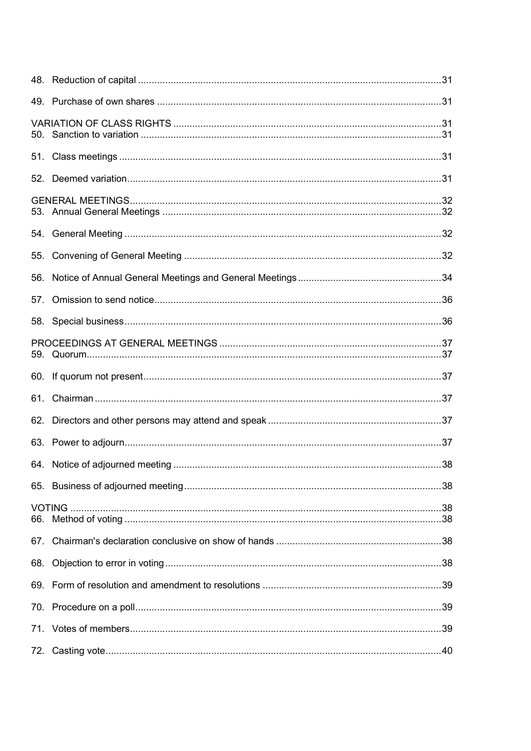48. Reduction of capital ....................................................................................................31

49. Purchase of own shares ..............................................................................................31

VARIATION OF CLASS RIGHTS .........................................................................................31

50. Sanction to variation ...................................................................................................31

51. Class meetings ...........................................................................................................31

52. Deemed variation........................................................................................................31

GENERAL MEETINGS.........................................................................................................32

53. Annual General Meetings ............................................................................................32

54. General Meeting ..........................................................................................................32

55. Convening of General Meeting ....................................................................................32

56. Notice of Annual General Meetings and General Meetings ..........................................34

57. Omission to send notice...............................................................................................36

58. Special business..........................................................................................................36

PROCEEDINGS AT GENERAL MEETINGS .......................................................................37

59. Quorum.......................................................................................................................37

60. If quorum not present...................................................................................................37

61. Chairman ....................................................................................................................37

62. Directors and other persons may attend and speak .....................................................37

63. Power to adjourn..........................................................................................................37

64. Notice of adjourned meeting ........................................................................................38

65. Business of adjourned meeting....................................................................................38

VOTING ...............................................................................................................................38

66. Method of voting ..........................................................................................................38

67. Chairman's declaration conclusive on show of hands ..................................................38

68. Objection to error in voting...........................................................................................38

69. Form of resolution and amendment to resolutions .......................................................39

70. Procedure on a poll......................................................................................................39

71. Votes of members........................................................................................................39

72. Casting vote.................................................................................................................40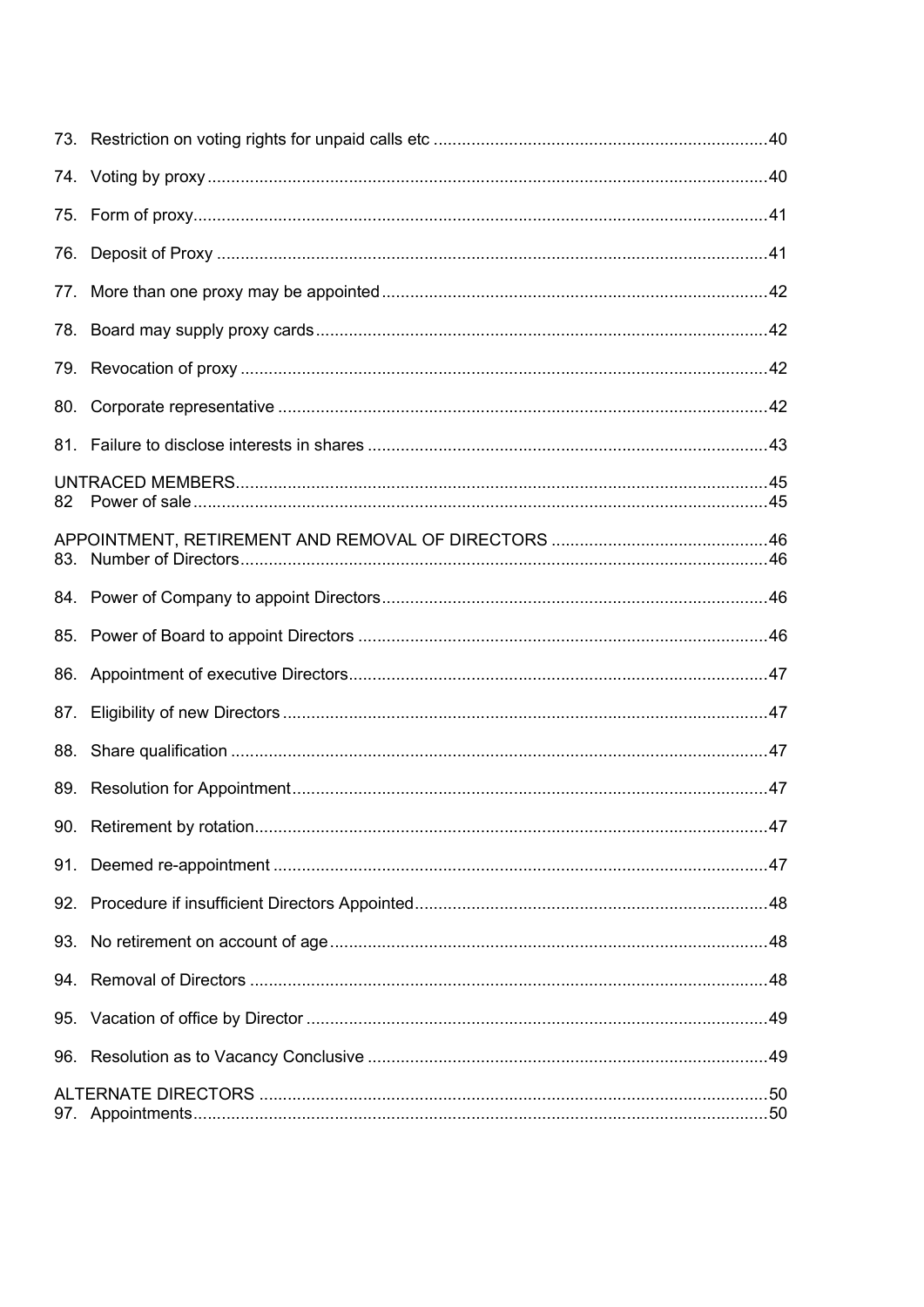73. Restriction on voting rights for unpaid calls etc ....................................................................... 40

74. Voting by proxy ....................................................................................................................... 40

75. Form of proxy .......................................................................................................................... 41

76. Deposit of Proxy ..................................................................................................................... 41

77. More than one proxy may be appointed ................................................................................. 42

78. Board may supply proxy cards ............................................................................................... 42

79. Revocation of proxy ............................................................................................................... 42

80. Corporate representative ....................................................................................................... 42

81. Failure to disclose interests in shares .................................................................................... 43

UNTRACED MEMBERS ................................................................................................................ 45
82 Power of sale ........................................................................................................................... 45

APPOINTMENT, RETIREMENT AND REMOVAL OF DIRECTORS .............................................. 46
83. Number of Directors ................................................................................................................ 46

84. Power of Company to appoint Directors ................................................................................. 46

85. Power of Board to appoint Directors ...................................................................................... 46

86. Appointment of executive Directors ........................................................................................ 47

87. Eligibility of new Directors ...................................................................................................... 47

88. Share qualification .................................................................................................................. 47

89. Resolution for Appointment .................................................................................................... 47

90. Retirement by rotation ............................................................................................................ 47

91. Deemed re-appointment ......................................................................................................... 47

92. Procedure if insufficient Directors Appointed .......................................................................... 48

93. No retirement on account of age ............................................................................................ 48

94. Removal of Directors .............................................................................................................. 48

95. Vacation of office by Director .................................................................................................. 49

96. Resolution as to Vacancy Conclusive ..................................................................................... 49

ALTERNATE DIRECTORS ........................................................................................................... 50
97. Appointments .......................................................................................................................... 50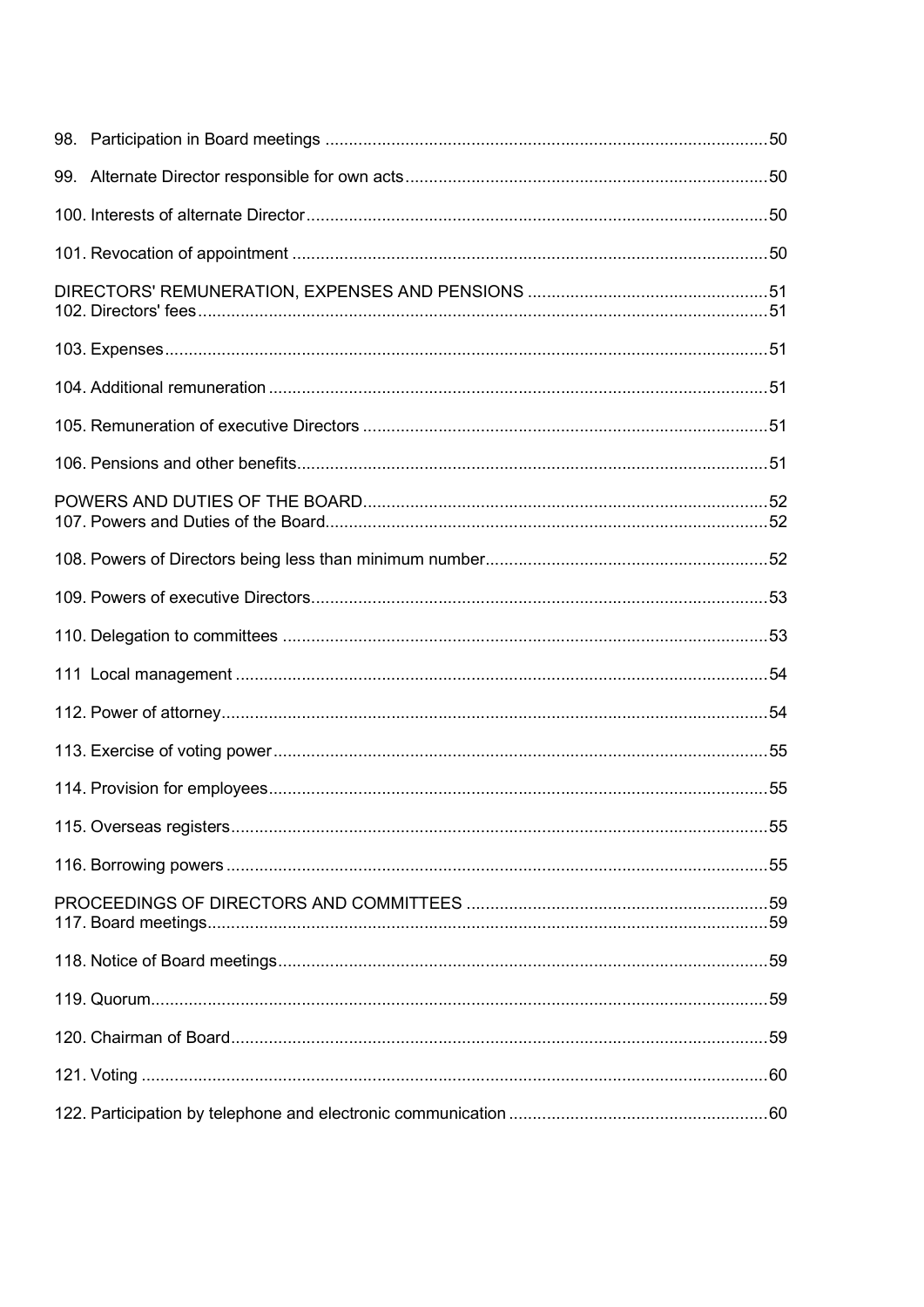98. Participation in Board meetings ....................................................................................50

99. Alternate Director responsible for own acts ....................................................................50

100. Interests of alternate Director ......................................................................................50

101. Revocation of appointment ..........................................................................................50

DIRECTORS' REMUNERATION, EXPENSES AND PENSIONS ..............................................51
102. Directors' fees ...............................................................................................................51

103. Expenses .......................................................................................................................51

104. Additional remuneration ................................................................................................51

105. Remuneration of executive Directors ...........................................................................51

106. Pensions and other benefits ..........................................................................................51

POWERS AND DUTIES OF THE BOARD ...............................................................................52
107. Powers and Duties of the Board ...................................................................................52

108. Powers of Directors being less than minimum number .................................................52

109. Powers of executive Directors .......................................................................................53

110. Delegation to committees .............................................................................................53

111 Local management ........................................................................................................54

112. Power of attorney ..........................................................................................................54

113. Exercise of voting power ...............................................................................................55

114. Provision for employees ................................................................................................55

115. Overseas registers .........................................................................................................55

116. Borrowing powers ..........................................................................................................55

PROCEEDINGS OF DIRECTORS AND COMMITTEES ..........................................................59
117. Board meetings .............................................................................................................59

118. Notice of Board meetings ..............................................................................................59

119. Quorum ..........................................................................................................................59

120. Chairman of Board .........................................................................................................59

121. Voting .............................................................................................................................60

122. Participation by telephone and electronic communication ...........................................60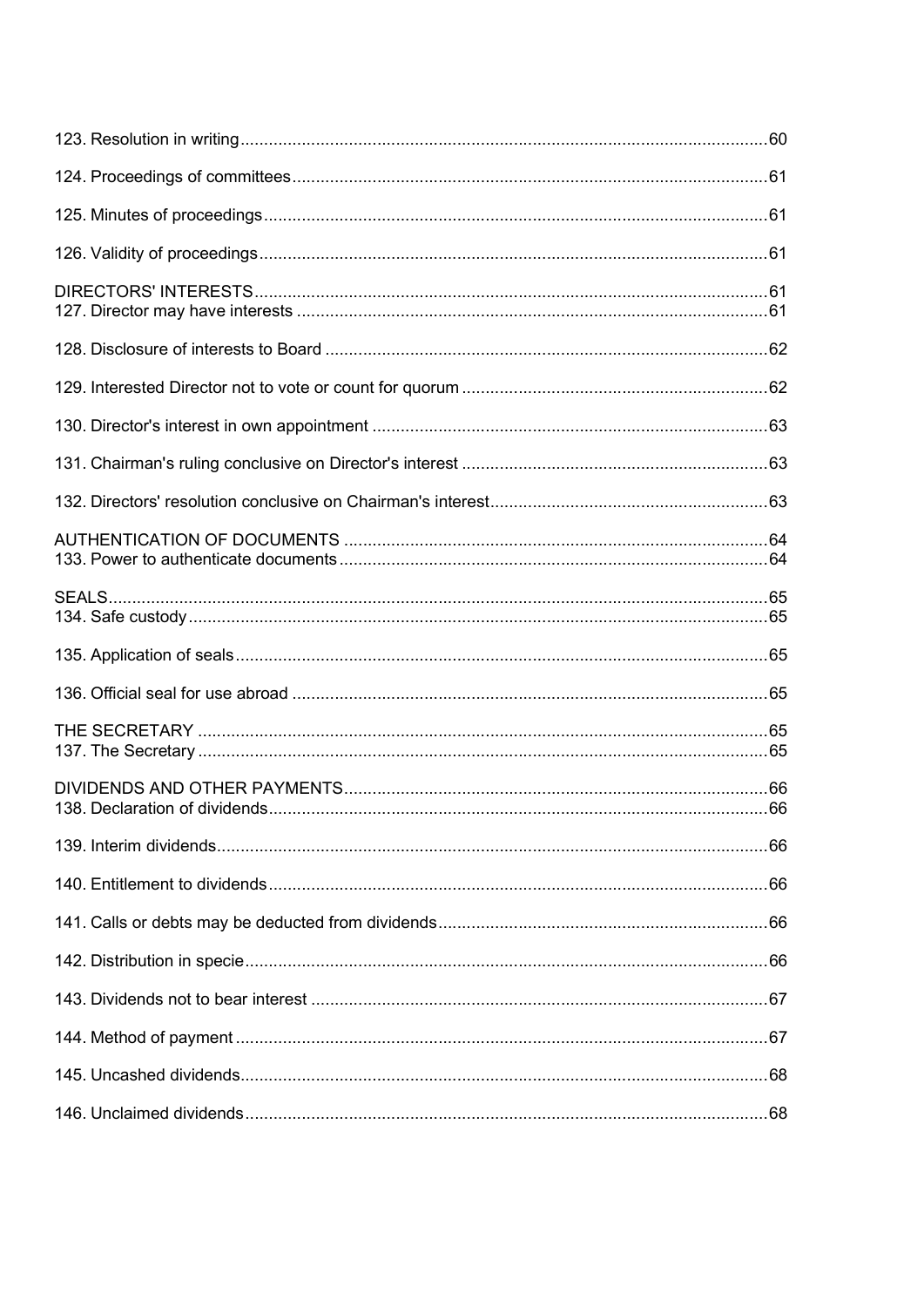123. Resolution in writing....60

124. Proceedings of committees....61

125. Minutes of proceedings....61

126. Validity of proceedings....61

DIRECTORS' INTERESTS....61
127. Director may have interests....61

128. Disclosure of interests to Board....62

129. Interested Director not to vote or count for quorum....62

130. Director's interest in own appointment....63

131. Chairman's ruling conclusive on Director's interest....63

132. Directors' resolution conclusive on Chairman's interest....63

AUTHENTICATION OF DOCUMENTS....64
133. Power to authenticate documents....64

SEALS....65
134. Safe custody....65

135. Application of seals....65

136. Official seal for use abroad....65

THE SECRETARY....65
137. The Secretary....65

DIVIDENDS AND OTHER PAYMENTS....66
138. Declaration of dividends....66

139. Interim dividends....66

140. Entitlement to dividends....66

141. Calls or debts may be deducted from dividends....66

142. Distribution in specie....66

143. Dividends not to bear interest....67

144. Method of payment....67

145. Uncashed dividends....68

146. Unclaimed dividends....68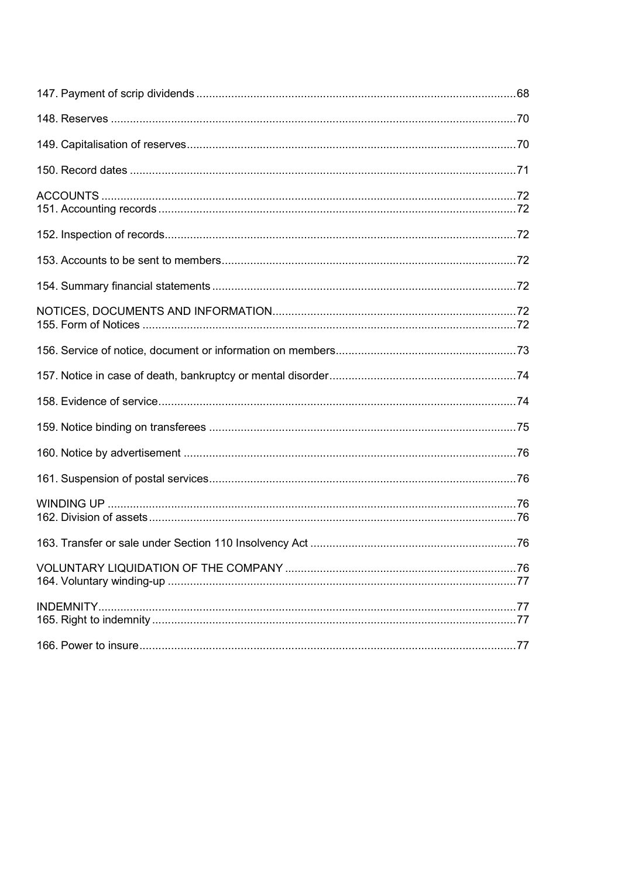147. Payment of scrip dividends ....................................................................................................68

148. Reserves ...............................................................................................................................70

149. Capitalisation of reserves.......................................................................................................70

150. Record dates .........................................................................................................................71

ACCOUNTS ..................................................................................................................................72
151. Accounting records ................................................................................................................72

152. Inspection of records..............................................................................................................72

153. Accounts to be sent to members............................................................................................72

154. Summary financial statements ...............................................................................................72

NOTICES, DOCUMENTS AND INFORMATION............................................................................72
155. Form of Notices .....................................................................................................................72

156. Service of notice, document or information on members........................................................73

157. Notice in case of death, bankruptcy or mental disorder..........................................................74

158. Evidence of service................................................................................................................74

159. Notice binding on transferees ................................................................................................75

160. Notice by advertisement ........................................................................................................76

161. Suspension of postal services................................................................................................76

WINDING UP ................................................................................................................................76
162. Division of assets...................................................................................................................76

163. Transfer or sale under Section 110 Insolvency Act .................................................................76

VOLUNTARY LIQUIDATION OF THE COMPANY .........................................................................76
164. Voluntary winding-up .............................................................................................................77

INDEMNITY...................................................................................................................................77
165. Right to indemnity ..................................................................................................................77

166. Power to insure......................................................................................................................77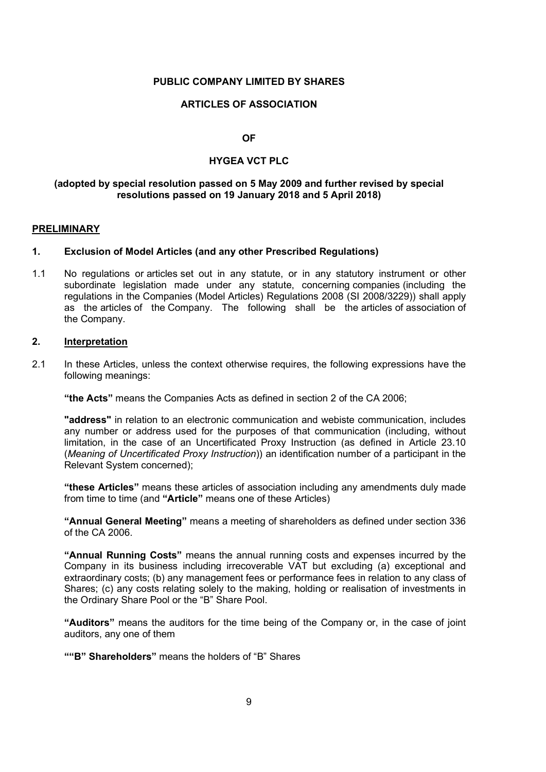**PUBLIC COMPANY LIMITED BY SHARES**

**ARTICLES OF ASSOCIATION**

**OF**

**HYGEA VCT PLC**

**(adopted by special resolution passed on 5 May 2009 and further revised by special resolutions passed on 19 January 2018 and 5 April 2018)**

## PRELIMINARY

### 1. Exclusion of Model Articles (and any other Prescribed Regulations)

1.1 No regulations or articles set out in any statute, or in any statutory instrument or other subordinate legislation made under any statute, concerning companies (including the regulations in the Companies (Model Articles) Regulations 2008 (SI 2008/3229)) shall apply as the articles of the Company. The following shall be the articles of association of the Company.

### 2. Interpretation

2.1 In these Articles, unless the context otherwise requires, the following expressions have the following meanings:

**"the Acts"** means the Companies Acts as defined in section 2 of the CA 2006;

**"address"** in relation to an electronic communication and webiste communication, includes any number or address used for the purposes of that communication (including, without limitation, in the case of an Uncertificated Proxy Instruction (as defined in Article 23.10 (*Meaning of Uncertificated Proxy Instruction*)) an identification number of a participant in the Relevant System concerned);

**"these Articles"** means these articles of association including any amendments duly made from time to time (and **"Article"** means one of these Articles)

**"Annual General Meeting"** means a meeting of shareholders as defined under section 336 of the CA 2006.

**"Annual Running Costs"** means the annual running costs and expenses incurred by the Company in its business including irrecoverable VAT but excluding (a) exceptional and extraordinary costs; (b) any management fees or performance fees in relation to any class of Shares; (c) any costs relating solely to the making, holding or realisation of investments in the Ordinary Share Pool or the "B" Share Pool.

**"Auditors"** means the auditors for the time being of the Company or, in the case of joint auditors, any one of them

**""B" Shareholders"** means the holders of "B" Shares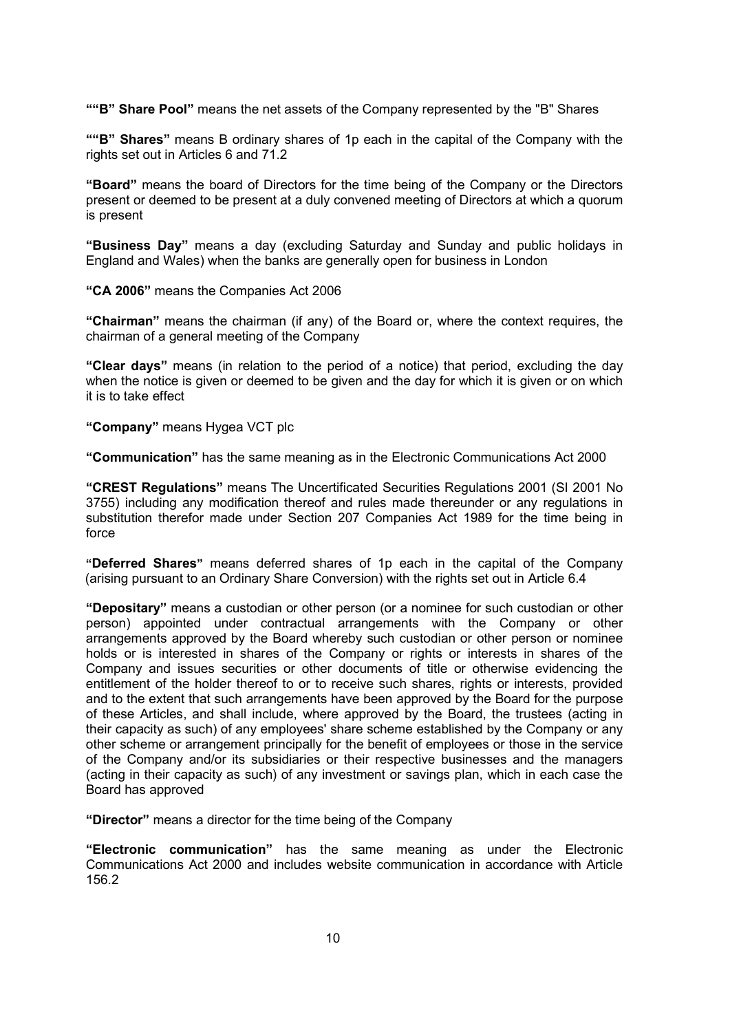**""B" Share Pool"** means the net assets of the Company represented by the "B" Shares

**""B" Shares"** means B ordinary shares of 1p each in the capital of the Company with the rights set out in Articles 6 and 71.2

**"Board"** means the board of Directors for the time being of the Company or the Directors present or deemed to be present at a duly convened meeting of Directors at which a quorum is present

**"Business Day"** means a day (excluding Saturday and Sunday and public holidays in England and Wales) when the banks are generally open for business in London

**"CA 2006"** means the Companies Act 2006

**"Chairman"** means the chairman (if any) of the Board or, where the context requires, the chairman of a general meeting of the Company

**"Clear days"** means (in relation to the period of a notice) that period, excluding the day when the notice is given or deemed to be given and the day for which it is given or on which it is to take effect

**"Company"** means Hygea VCT plc

**"Communication"** has the same meaning as in the Electronic Communications Act 2000

**"CREST Regulations"** means The Uncertificated Securities Regulations 2001 (SI 2001 No 3755) including any modification thereof and rules made thereunder or any regulations in substitution therefor made under Section 207 Companies Act 1989 for the time being in force

**"Deferred Shares"** means deferred shares of 1p each in the capital of the Company (arising pursuant to an Ordinary Share Conversion) with the rights set out in Article 6.4

**"Depositary"** means a custodian or other person (or a nominee for such custodian or other person) appointed under contractual arrangements with the Company or other arrangements approved by the Board whereby such custodian or other person or nominee holds or is interested in shares of the Company or rights or interests in shares of the Company and issues securities or other documents of title or otherwise evidencing the entitlement of the holder thereof to or to receive such shares, rights or interests, provided and to the extent that such arrangements have been approved by the Board for the purpose of these Articles, and shall include, where approved by the Board, the trustees (acting in their capacity as such) of any employees' share scheme established by the Company or any other scheme or arrangement principally for the benefit of employees or those in the service of the Company and/or its subsidiaries or their respective businesses and the managers (acting in their capacity as such) of any investment or savings plan, which in each case the Board has approved

**"Director"** means a director for the time being of the Company

**"Electronic communication"** has the same meaning as under the Electronic Communications Act 2000 and includes website communication in accordance with Article 156.2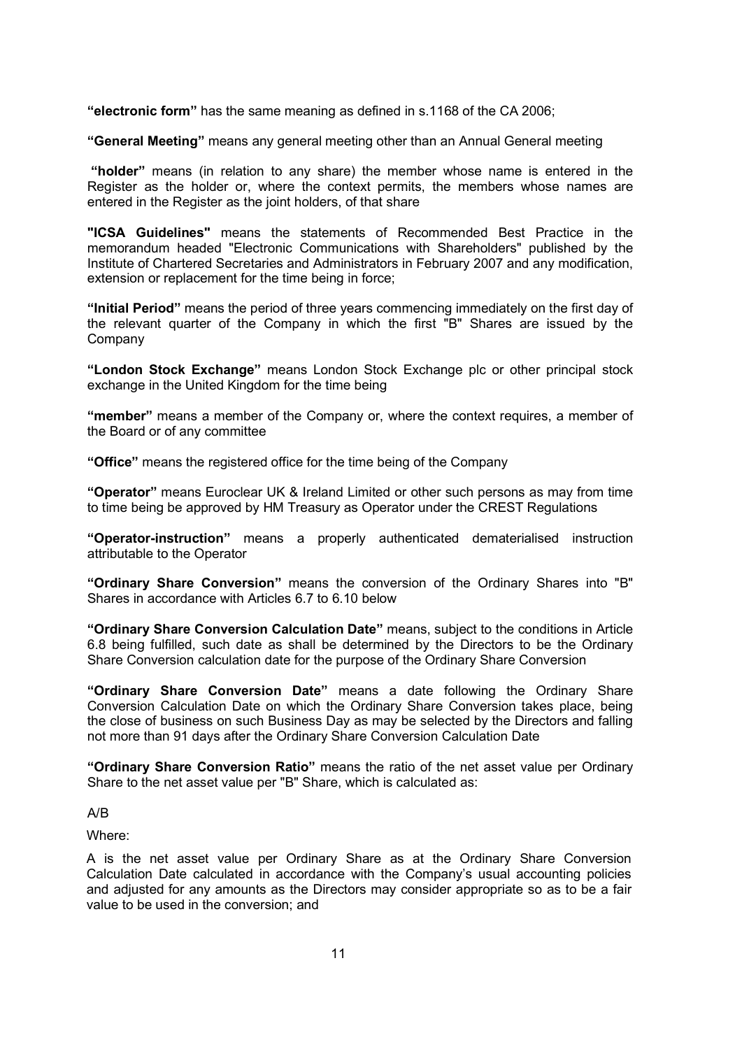**“electronic form”** has the same meaning as defined in s.1168 of the CA 2006;

**“General Meeting”** means any general meeting other than an Annual General meeting

**“holder”** means (in relation to any share) the member whose name is entered in the Register as the holder or, where the context permits, the members whose names are entered in the Register as the joint holders, of that share

**"ICSA Guidelines"** means the statements of Recommended Best Practice in the memorandum headed "Electronic Communications with Shareholders" published by the Institute of Chartered Secretaries and Administrators in February 2007 and any modification, extension or replacement for the time being in force;

**“Initial Period”** means the period of three years commencing immediately on the first day of the relevant quarter of the Company in which the first "B" Shares are issued by the Company

**“London Stock Exchange”** means London Stock Exchange plc or other principal stock exchange in the United Kingdom for the time being

**“member”** means a member of the Company or, where the context requires, a member of the Board or of any committee

**“Office”** means the registered office for the time being of the Company

**“Operator”** means Euroclear UK & Ireland Limited or other such persons as may from time to time being be approved by HM Treasury as Operator under the CREST Regulations

**“Operator-instruction”** means a properly authenticated dematerialised instruction attributable to the Operator

**“Ordinary Share Conversion”** means the conversion of the Ordinary Shares into "B" Shares in accordance with Articles 6.7 to 6.10 below

**“Ordinary Share Conversion Calculation Date”** means, subject to the conditions in Article 6.8 being fulfilled, such date as shall be determined by the Directors to be the Ordinary Share Conversion calculation date for the purpose of the Ordinary Share Conversion

**“Ordinary Share Conversion Date”** means a date following the Ordinary Share Conversion Calculation Date on which the Ordinary Share Conversion takes place, being the close of business on such Business Day as may be selected by the Directors and falling not more than 91 days after the Ordinary Share Conversion Calculation Date

**“Ordinary Share Conversion Ratio”** means the ratio of the net asset value per Ordinary Share to the net asset value per "B" Share, which is calculated as:

A/B

Where:

A is the net asset value per Ordinary Share as at the Ordinary Share Conversion Calculation Date calculated in accordance with the Company’s usual accounting policies and adjusted for any amounts as the Directors may consider appropriate so as to be a fair value to be used in the conversion; and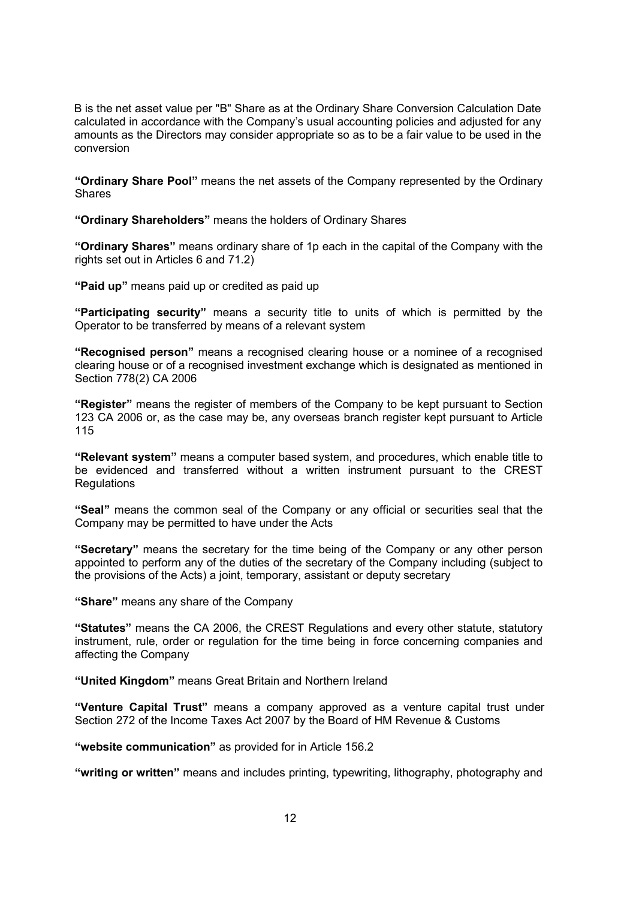B is the net asset value per "B" Share as at the Ordinary Share Conversion Calculation Date calculated in accordance with the Company's usual accounting policies and adjusted for any amounts as the Directors may consider appropriate so as to be a fair value to be used in the conversion

**"Ordinary Share Pool"** means the net assets of the Company represented by the Ordinary Shares

**"Ordinary Shareholders"** means the holders of Ordinary Shares

**"Ordinary Shares"** means ordinary share of 1p each in the capital of the Company with the rights set out in Articles 6 and 71.2)

**"Paid up"** means paid up or credited as paid up

**"Participating security"** means a security title to units of which is permitted by the Operator to be transferred by means of a relevant system

**"Recognised person"** means a recognised clearing house or a nominee of a recognised clearing house or of a recognised investment exchange which is designated as mentioned in Section 778(2) CA 2006

**"Register"** means the register of members of the Company to be kept pursuant to Section 123 CA 2006 or, as the case may be, any overseas branch register kept pursuant to Article 115

**"Relevant system"** means a computer based system, and procedures, which enable title to be evidenced and transferred without a written instrument pursuant to the CREST Regulations

**"Seal"** means the common seal of the Company or any official or securities seal that the Company may be permitted to have under the Acts

**"Secretary"** means the secretary for the time being of the Company or any other person appointed to perform any of the duties of the secretary of the Company including (subject to the provisions of the Acts) a joint, temporary, assistant or deputy secretary

**"Share"** means any share of the Company

**"Statutes"** means the CA 2006, the CREST Regulations and every other statute, statutory instrument, rule, order or regulation for the time being in force concerning companies and affecting the Company

**"United Kingdom"** means Great Britain and Northern Ireland

**"Venture Capital Trust"** means a company approved as a venture capital trust under Section 272 of the Income Taxes Act 2007 by the Board of HM Revenue & Customs

**"website communication"** as provided for in Article 156.2

**"writing or written"** means and includes printing, typewriting, lithography, photography and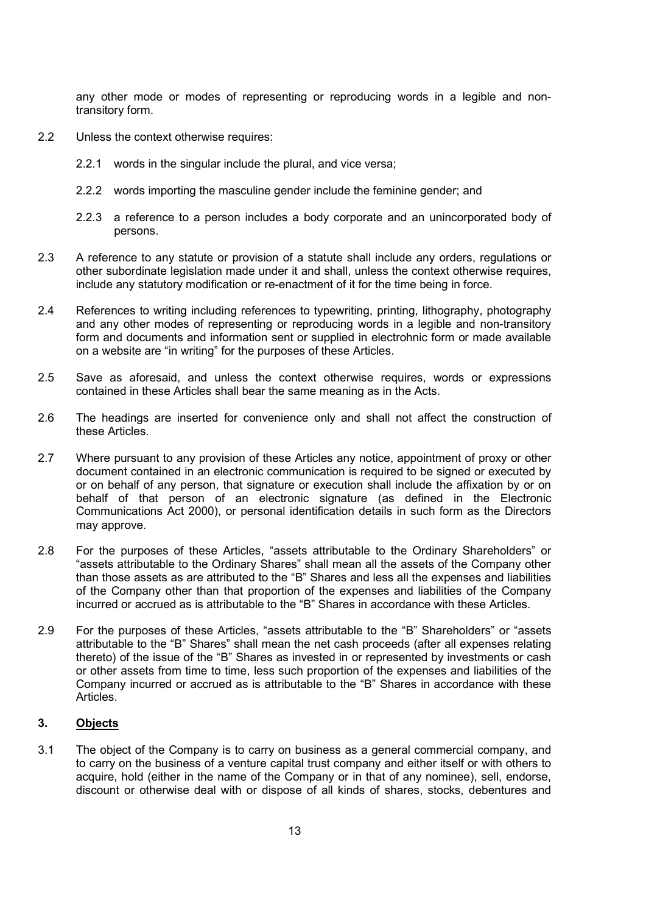any other mode or modes of representing or reproducing words in a legible and non-transitory form.

2.2 Unless the context otherwise requires:

2.2.1 words in the singular include the plural, and vice versa;

2.2.2 words importing the masculine gender include the feminine gender; and

2.2.3 a reference to a person includes a body corporate and an unincorporated body of persons.

2.3 A reference to any statute or provision of a statute shall include any orders, regulations or other subordinate legislation made under it and shall, unless the context otherwise requires, include any statutory modification or re-enactment of it for the time being in force.

2.4 References to writing including references to typewriting, printing, lithography, photography and any other modes of representing or reproducing words in a legible and non-transitory form and documents and information sent or supplied in electrohnic form or made available on a website are "in writing" for the purposes of these Articles.

2.5 Save as aforesaid, and unless the context otherwise requires, words or expressions contained in these Articles shall bear the same meaning as in the Acts.

2.6 The headings are inserted for convenience only and shall not affect the construction of these Articles.

2.7 Where pursuant to any provision of these Articles any notice, appointment of proxy or other document contained in an electronic communication is required to be signed or executed by or on behalf of any person, that signature or execution shall include the affixation by or on behalf of that person of an electronic signature (as defined in the Electronic Communications Act 2000), or personal identification details in such form as the Directors may approve.

2.8 For the purposes of these Articles, "assets attributable to the Ordinary Shareholders" or "assets attributable to the Ordinary Shares" shall mean all the assets of the Company other than those assets as are attributed to the "B" Shares and less all the expenses and liabilities of the Company other than that proportion of the expenses and liabilities of the Company incurred or accrued as is attributable to the "B" Shares in accordance with these Articles.

2.9 For the purposes of these Articles, "assets attributable to the "B" Shareholders" or "assets attributable to the "B" Shares" shall mean the net cash proceeds (after all expenses relating thereto) of the issue of the "B" Shares as invested in or represented by investments or cash or other assets from time to time, less such proportion of the expenses and liabilities of the Company incurred or accrued as is attributable to the "B" Shares in accordance with these Articles.

## 3. Objects

3.1 The object of the Company is to carry on business as a general commercial company, and to carry on the business of a venture capital trust company and either itself or with others to acquire, hold (either in the name of the Company or in that of any nominee), sell, endorse, discount or otherwise deal with or dispose of all kinds of shares, stocks, debentures and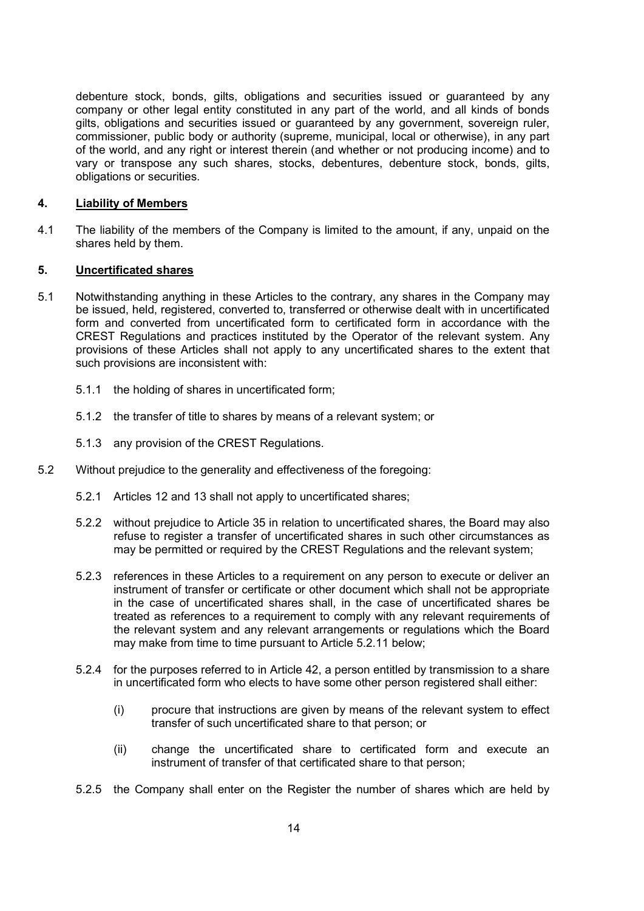debenture stock, bonds, gilts, obligations and securities issued or guaranteed by any company or other legal entity constituted in any part of the world, and all kinds of bonds gilts, obligations and securities issued or guaranteed by any government, sovereign ruler, commissioner, public body or authority (supreme, municipal, local or otherwise), in any part of the world, and any right or interest therein (and whether or not producing income) and to vary or transpose any such shares, stocks, debentures, debenture stock, bonds, gilts, obligations or securities.

## 4. Liability of Members

4.1 The liability of the members of the Company is limited to the amount, if any, unpaid on the shares held by them.

## 5. Uncertificated shares

5.1 Notwithstanding anything in these Articles to the contrary, any shares in the Company may be issued, held, registered, converted to, transferred or otherwise dealt with in uncertificated form and converted from uncertificated form to certificated form in accordance with the CREST Regulations and practices instituted by the Operator of the relevant system. Any provisions of these Articles shall not apply to any uncertificated shares to the extent that such provisions are inconsistent with:

5.1.1 the holding of shares in uncertificated form;

5.1.2 the transfer of title to shares by means of a relevant system; or

5.1.3 any provision of the CREST Regulations.

5.2 Without prejudice to the generality and effectiveness of the foregoing:

5.2.1 Articles 12 and 13 shall not apply to uncertificated shares;

5.2.2 without prejudice to Article 35 in relation to uncertificated shares, the Board may also refuse to register a transfer of uncertificated shares in such other circumstances as may be permitted or required by the CREST Regulations and the relevant system;

5.2.3 references in these Articles to a requirement on any person to execute or deliver an instrument of transfer or certificate or other document which shall not be appropriate in the case of uncertificated shares shall, in the case of uncertificated shares be treated as references to a requirement to comply with any relevant requirements of the relevant system and any relevant arrangements or regulations which the Board may make from time to time pursuant to Article 5.2.11 below;

5.2.4 for the purposes referred to in Article 42, a person entitled by transmission to a share in uncertificated form who elects to have some other person registered shall either:

(i) procure that instructions are given by means of the relevant system to effect transfer of such uncertificated share to that person; or

(ii) change the uncertificated share to certificated form and execute an instrument of transfer of that certificated share to that person;

5.2.5 the Company shall enter on the Register the number of shares which are held by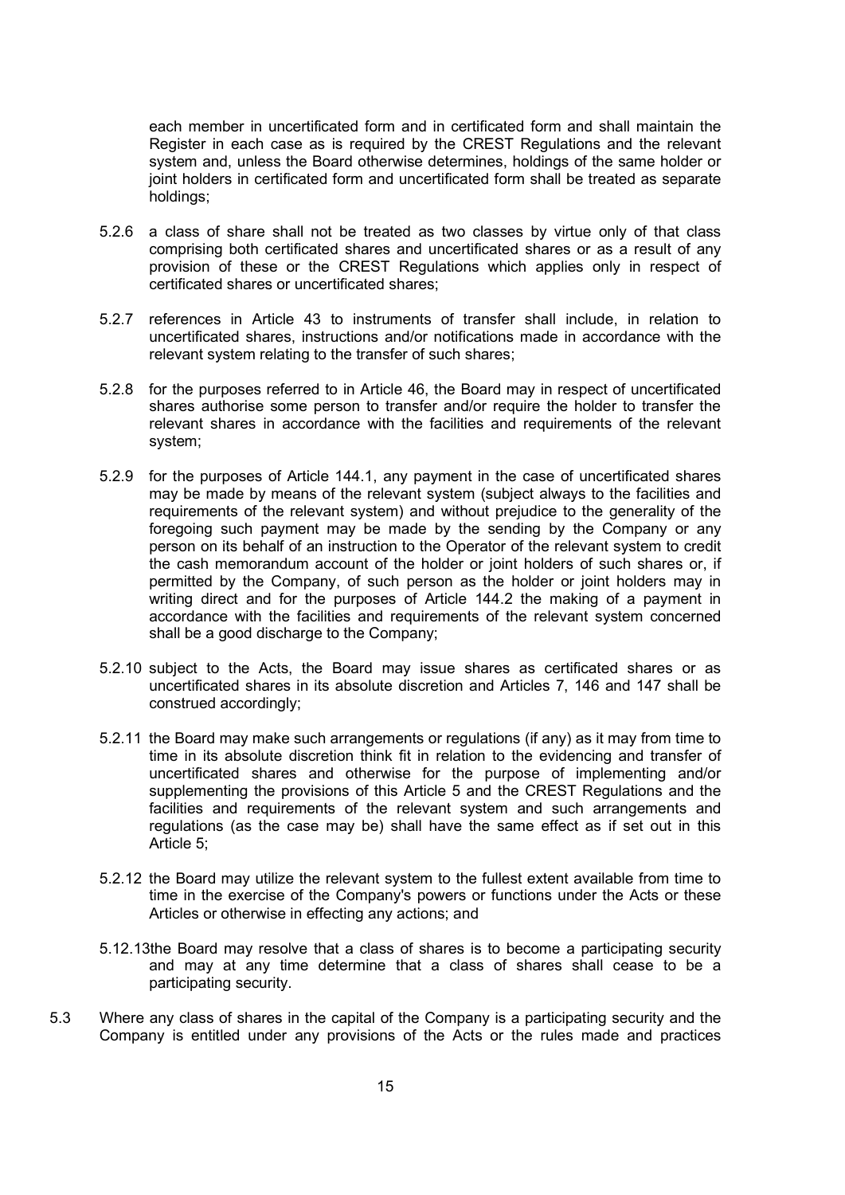each member in uncertificated form and in certificated form and shall maintain the Register in each case as is required by the CREST Regulations and the relevant system and, unless the Board otherwise determines, holdings of the same holder or joint holders in certificated form and uncertificated form shall be treated as separate holdings;

5.2.6 a class of share shall not be treated as two classes by virtue only of that class comprising both certificated shares and uncertificated shares or as a result of any provision of these or the CREST Regulations which applies only in respect of certificated shares or uncertificated shares;

5.2.7 references in Article 43 to instruments of transfer shall include, in relation to uncertificated shares, instructions and/or notifications made in accordance with the relevant system relating to the transfer of such shares;

5.2.8 for the purposes referred to in Article 46, the Board may in respect of uncertificated shares authorise some person to transfer and/or require the holder to transfer the relevant shares in accordance with the facilities and requirements of the relevant system;

5.2.9 for the purposes of Article 144.1, any payment in the case of uncertificated shares may be made by means of the relevant system (subject always to the facilities and requirements of the relevant system) and without prejudice to the generality of the foregoing such payment may be made by the sending by the Company or any person on its behalf of an instruction to the Operator of the relevant system to credit the cash memorandum account of the holder or joint holders of such shares or, if permitted by the Company, of such person as the holder or joint holders may in writing direct and for the purposes of Article 144.2 the making of a payment in accordance with the facilities and requirements of the relevant system concerned shall be a good discharge to the Company;

5.2.10 subject to the Acts, the Board may issue shares as certificated shares or as uncertificated shares in its absolute discretion and Articles 7, 146 and 147 shall be construed accordingly;

5.2.11 the Board may make such arrangements or regulations (if any) as it may from time to time in its absolute discretion think fit in relation to the evidencing and transfer of uncertificated shares and otherwise for the purpose of implementing and/or supplementing the provisions of this Article 5 and the CREST Regulations and the facilities and requirements of the relevant system and such arrangements and regulations (as the case may be) shall have the same effect as if set out in this Article 5;

5.2.12 the Board may utilize the relevant system to the fullest extent available from time to time in the exercise of the Company's powers or functions under the Acts or these Articles or otherwise in effecting any actions; and

5.12.13 the Board may resolve that a class of shares is to become a participating security and may at any time determine that a class of shares shall cease to be a participating security.

5.3 Where any class of shares in the capital of the Company is a participating security and the Company is entitled under any provisions of the Acts or the rules made and practices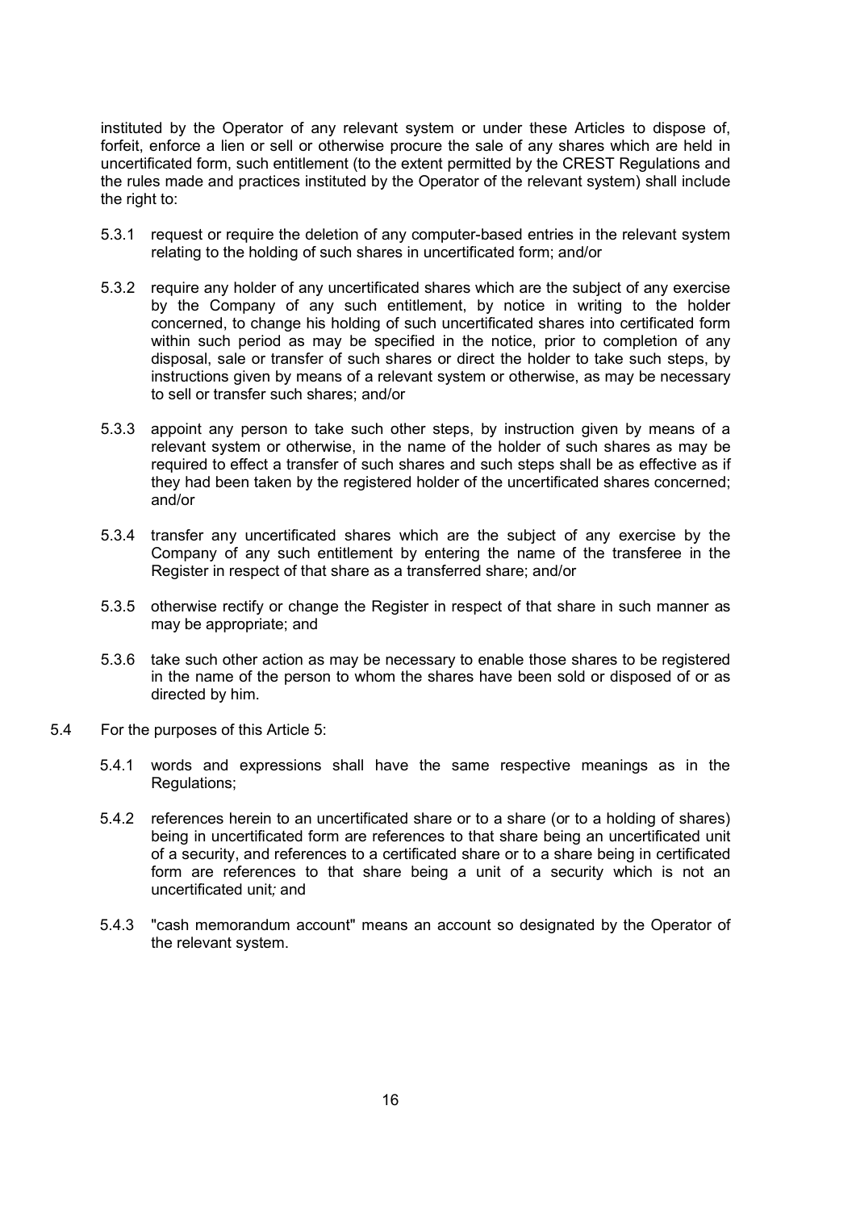instituted by the Operator of any relevant system or under these Articles to dispose of, forfeit, enforce a lien or sell or otherwise procure the sale of any shares which are held in uncertificated form, such entitlement (to the extent permitted by the CREST Regulations and the rules made and practices instituted by the Operator of the relevant system) shall include the right to:

5.3.1 request or require the deletion of any computer-based entries in the relevant system relating to the holding of such shares in uncertificated form; and/or

5.3.2 require any holder of any uncertificated shares which are the subject of any exercise by the Company of any such entitlement, by notice in writing to the holder concerned, to change his holding of such uncertificated shares into certificated form within such period as may be specified in the notice, prior to completion of any disposal, sale or transfer of such shares or direct the holder to take such steps, by instructions given by means of a relevant system or otherwise, as may be necessary to sell or transfer such shares; and/or

5.3.3 appoint any person to take such other steps, by instruction given by means of a relevant system or otherwise, in the name of the holder of such shares as may be required to effect a transfer of such shares and such steps shall be as effective as if they had been taken by the registered holder of the uncertificated shares concerned; and/or

5.3.4 transfer any uncertificated shares which are the subject of any exercise by the Company of any such entitlement by entering the name of the transferee in the Register in respect of that share as a transferred share; and/or

5.3.5 otherwise rectify or change the Register in respect of that share in such manner as may be appropriate; and

5.3.6 take such other action as may be necessary to enable those shares to be registered in the name of the person to whom the shares have been sold or disposed of or as directed by him.

5.4 For the purposes of this Article 5:

5.4.1 words and expressions shall have the same respective meanings as in the Regulations;

5.4.2 references herein to an uncertificated share or to a share (or to a holding of shares) being in uncertificated form are references to that share being an uncertificated unit of a security, and references to a certificated share or to a share being in certificated form are references to that share being a unit of a security which is not an uncertificated unit*;* and

5.4.3 "cash memorandum account" means an account so designated by the Operator of the relevant system.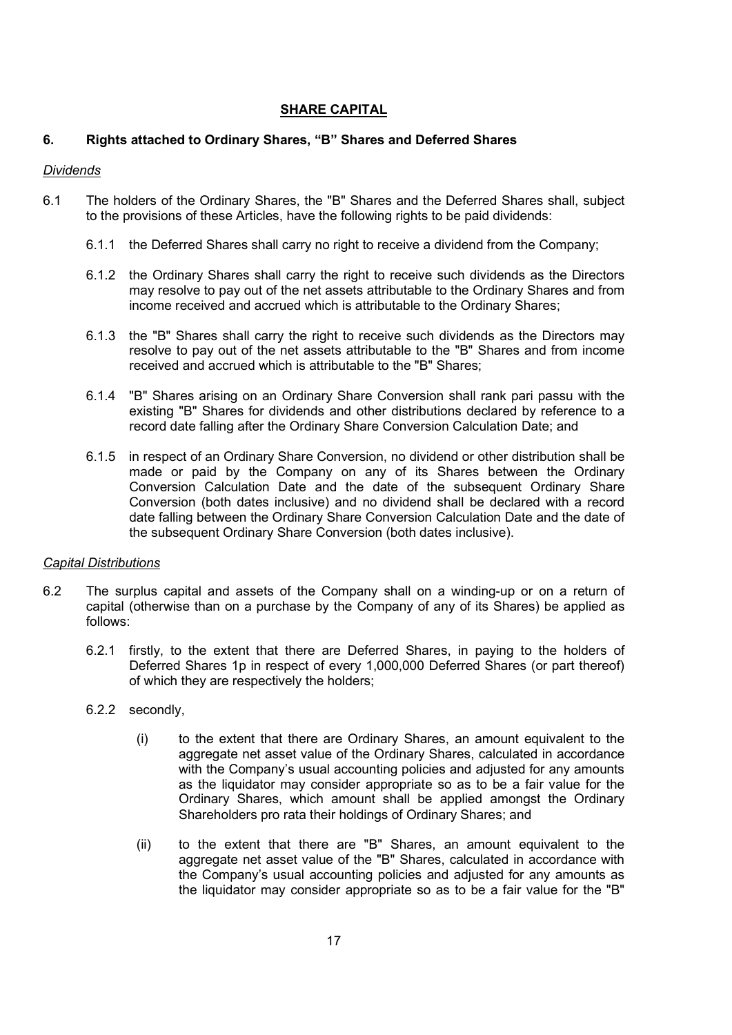## SHARE CAPITAL

### 6. Rights attached to Ordinary Shares, "B" Shares and Deferred Shares

*Dividends*

6.1 The holders of the Ordinary Shares, the "B" Shares and the Deferred Shares shall, subject to the provisions of these Articles, have the following rights to be paid dividends:

6.1.1 the Deferred Shares shall carry no right to receive a dividend from the Company;

6.1.2 the Ordinary Shares shall carry the right to receive such dividends as the Directors may resolve to pay out of the net assets attributable to the Ordinary Shares and from income received and accrued which is attributable to the Ordinary Shares;

6.1.3 the "B" Shares shall carry the right to receive such dividends as the Directors may resolve to pay out of the net assets attributable to the "B" Shares and from income received and accrued which is attributable to the "B" Shares;

6.1.4 "B" Shares arising on an Ordinary Share Conversion shall rank pari passu with the existing "B" Shares for dividends and other distributions declared by reference to a record date falling after the Ordinary Share Conversion Calculation Date; and

6.1.5 in respect of an Ordinary Share Conversion, no dividend or other distribution shall be made or paid by the Company on any of its Shares between the Ordinary Conversion Calculation Date and the date of the subsequent Ordinary Share Conversion (both dates inclusive) and no dividend shall be declared with a record date falling between the Ordinary Share Conversion Calculation Date and the date of the subsequent Ordinary Share Conversion (both dates inclusive).

*Capital Distributions*

6.2 The surplus capital and assets of the Company shall on a winding-up or on a return of capital (otherwise than on a purchase by the Company of any of its Shares) be applied as follows:

6.2.1 firstly, to the extent that there are Deferred Shares, in paying to the holders of Deferred Shares 1p in respect of every 1,000,000 Deferred Shares (or part thereof) of which they are respectively the holders;

6.2.2 secondly,

(i) to the extent that there are Ordinary Shares, an amount equivalent to the aggregate net asset value of the Ordinary Shares, calculated in accordance with the Company's usual accounting policies and adjusted for any amounts as the liquidator may consider appropriate so as to be a fair value for the Ordinary Shares, which amount shall be applied amongst the Ordinary Shareholders pro rata their holdings of Ordinary Shares; and

(ii) to the extent that there are "B" Shares, an amount equivalent to the aggregate net asset value of the "B" Shares, calculated in accordance with the Company's usual accounting policies and adjusted for any amounts as the liquidator may consider appropriate so as to be a fair value for the "B"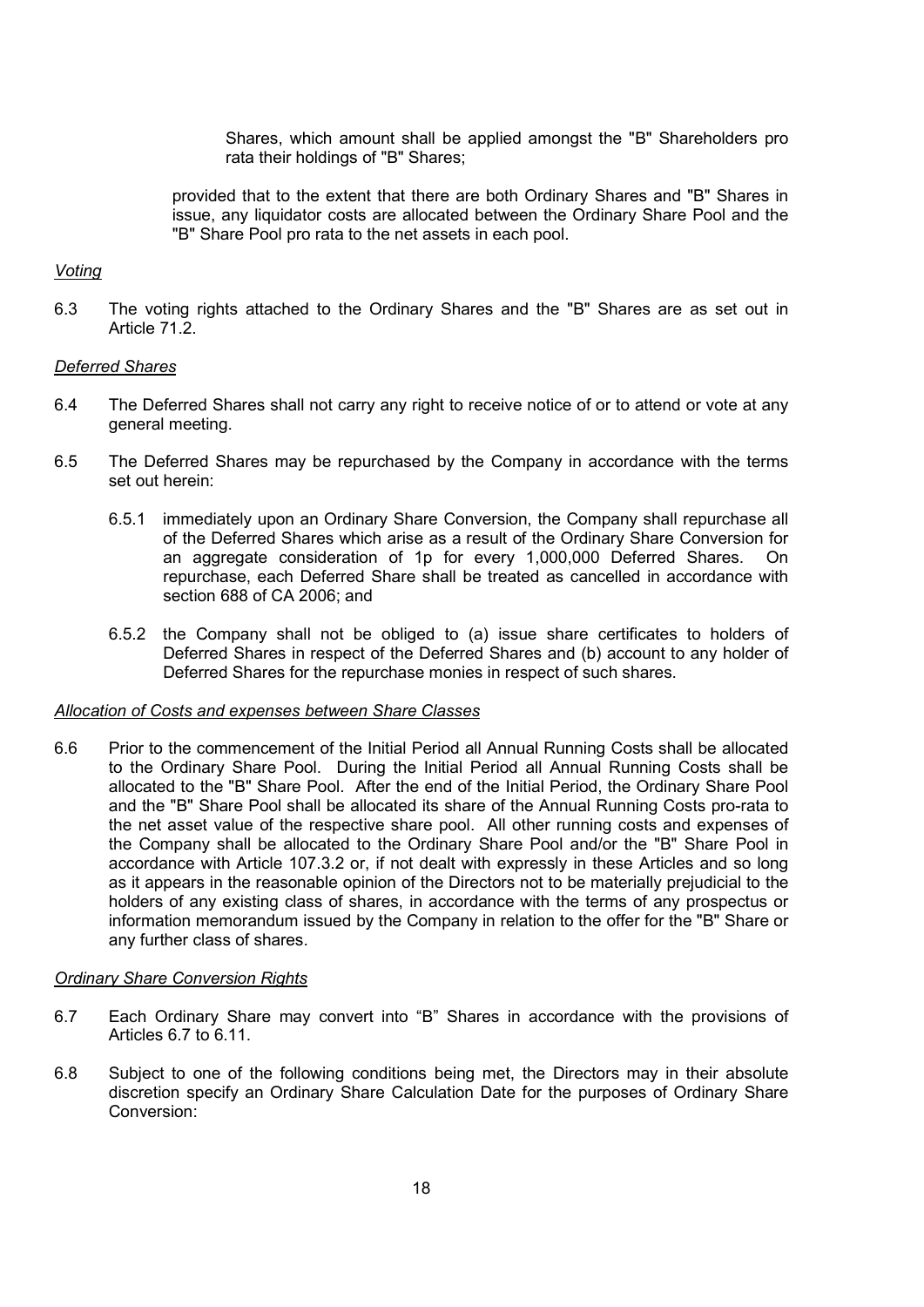Shares, which amount shall be applied amongst the "B" Shareholders pro rata their holdings of "B" Shares;

provided that to the extent that there are both Ordinary Shares and "B" Shares in issue, any liquidator costs are allocated between the Ordinary Share Pool and the "B" Share Pool pro rata to the net assets in each pool.

*Voting*

6.3 The voting rights attached to the Ordinary Shares and the "B" Shares are as set out in Article 71.2.

*Deferred Shares*

6.4 The Deferred Shares shall not carry any right to receive notice of or to attend or vote at any general meeting.

6.5 The Deferred Shares may be repurchased by the Company in accordance with the terms set out herein:

6.5.1 immediately upon an Ordinary Share Conversion, the Company shall repurchase all of the Deferred Shares which arise as a result of the Ordinary Share Conversion for an aggregate consideration of 1p for every 1,000,000 Deferred Shares. On repurchase, each Deferred Share shall be treated as cancelled in accordance with section 688 of CA 2006; and

6.5.2 the Company shall not be obliged to (a) issue share certificates to holders of Deferred Shares in respect of the Deferred Shares and (b) account to any holder of Deferred Shares for the repurchase monies in respect of such shares.

*Allocation of Costs and expenses between Share Classes*

6.6 Prior to the commencement of the Initial Period all Annual Running Costs shall be allocated to the Ordinary Share Pool. During the Initial Period all Annual Running Costs shall be allocated to the "B" Share Pool. After the end of the Initial Period, the Ordinary Share Pool and the "B" Share Pool shall be allocated its share of the Annual Running Costs pro-rata to the net asset value of the respective share pool. All other running costs and expenses of the Company shall be allocated to the Ordinary Share Pool and/or the "B" Share Pool in accordance with Article 107.3.2 or, if not dealt with expressly in these Articles and so long as it appears in the reasonable opinion of the Directors not to be materially prejudicial to the holders of any existing class of shares, in accordance with the terms of any prospectus or information memorandum issued by the Company in relation to the offer for the "B" Share or any further class of shares.

*Ordinary Share Conversion Rights*

6.7 Each Ordinary Share may convert into "B" Shares in accordance with the provisions of Articles 6.7 to 6.11.

6.8 Subject to one of the following conditions being met, the Directors may in their absolute discretion specify an Ordinary Share Calculation Date for the purposes of Ordinary Share Conversion: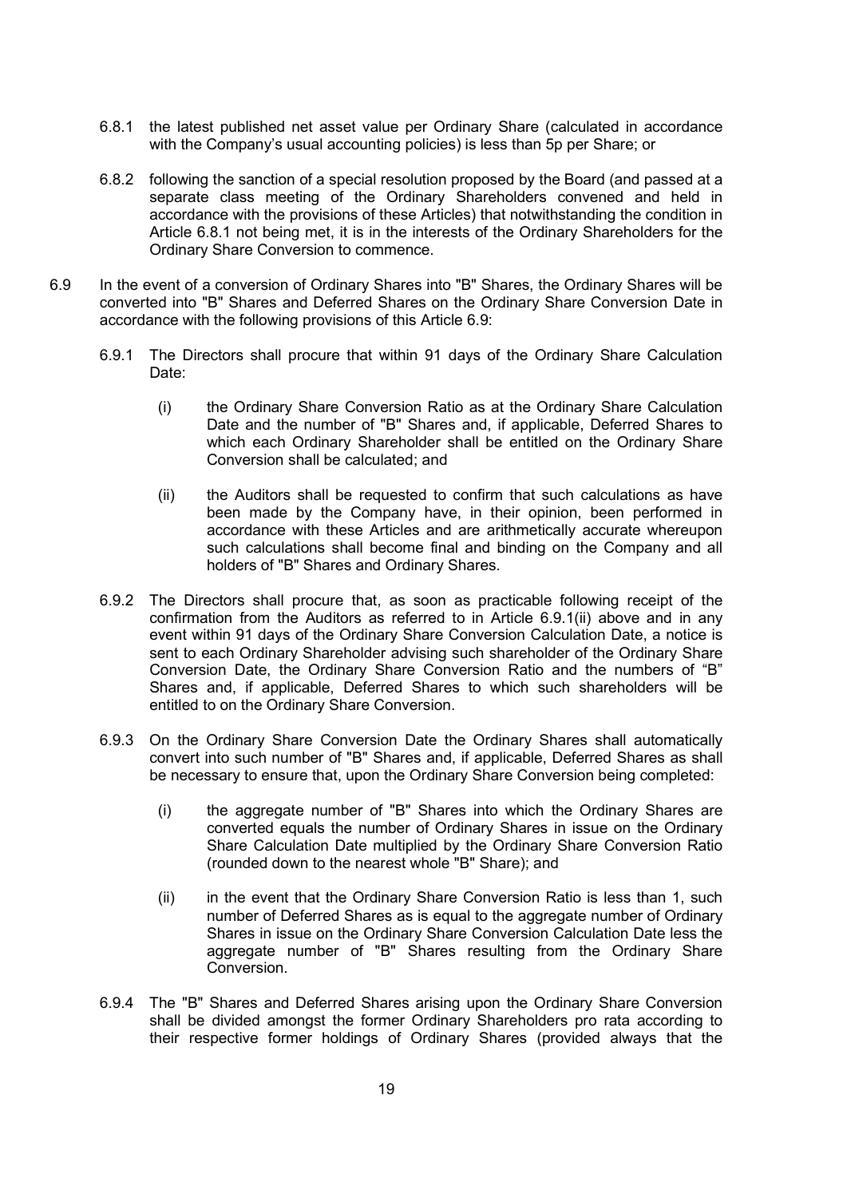6.8.1 the latest published net asset value per Ordinary Share (calculated in accordance with the Company's usual accounting policies) is less than 5p per Share; or

6.8.2 following the sanction of a special resolution proposed by the Board (and passed at a separate class meeting of the Ordinary Shareholders convened and held in accordance with the provisions of these Articles) that notwithstanding the condition in Article 6.8.1 not being met, it is in the interests of the Ordinary Shareholders for the Ordinary Share Conversion to commence.

6.9 In the event of a conversion of Ordinary Shares into "B" Shares, the Ordinary Shares will be converted into "B" Shares and Deferred Shares on the Ordinary Share Conversion Date in accordance with the following provisions of this Article 6.9:

6.9.1 The Directors shall procure that within 91 days of the Ordinary Share Calculation Date:

(i) the Ordinary Share Conversion Ratio as at the Ordinary Share Calculation Date and the number of "B" Shares and, if applicable, Deferred Shares to which each Ordinary Shareholder shall be entitled on the Ordinary Share Conversion shall be calculated; and

(ii) the Auditors shall be requested to confirm that such calculations as have been made by the Company have, in their opinion, been performed in accordance with these Articles and are arithmetically accurate whereupon such calculations shall become final and binding on the Company and all holders of "B" Shares and Ordinary Shares.

6.9.2 The Directors shall procure that, as soon as practicable following receipt of the confirmation from the Auditors as referred to in Article 6.9.1(ii) above and in any event within 91 days of the Ordinary Share Conversion Calculation Date, a notice is sent to each Ordinary Shareholder advising such shareholder of the Ordinary Share Conversion Date, the Ordinary Share Conversion Ratio and the numbers of "B" Shares and, if applicable, Deferred Shares to which such shareholders will be entitled to on the Ordinary Share Conversion.

6.9.3 On the Ordinary Share Conversion Date the Ordinary Shares shall automatically convert into such number of "B" Shares and, if applicable, Deferred Shares as shall be necessary to ensure that, upon the Ordinary Share Conversion being completed:

(i) the aggregate number of "B" Shares into which the Ordinary Shares are converted equals the number of Ordinary Shares in issue on the Ordinary Share Calculation Date multiplied by the Ordinary Share Conversion Ratio (rounded down to the nearest whole "B" Share); and

(ii) in the event that the Ordinary Share Conversion Ratio is less than 1, such number of Deferred Shares as is equal to the aggregate number of Ordinary Shares in issue on the Ordinary Share Conversion Calculation Date less the aggregate number of "B" Shares resulting from the Ordinary Share Conversion.

6.9.4 The "B" Shares and Deferred Shares arising upon the Ordinary Share Conversion shall be divided amongst the former Ordinary Shareholders pro rata according to their respective former holdings of Ordinary Shares (provided always that the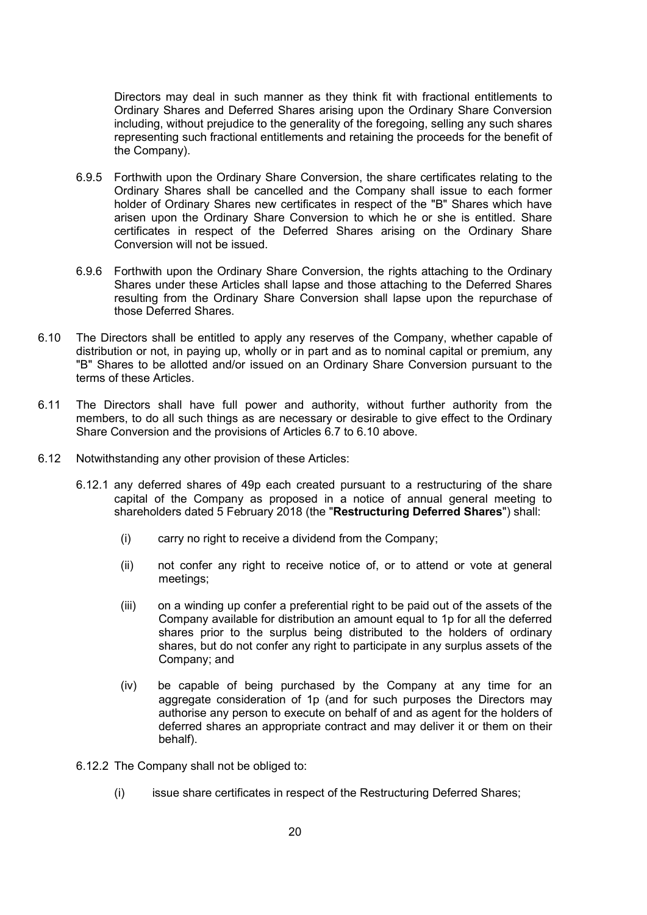Directors may deal in such manner as they think fit with fractional entitlements to Ordinary Shares and Deferred Shares arising upon the Ordinary Share Conversion including, without prejudice to the generality of the foregoing, selling any such shares representing such fractional entitlements and retaining the proceeds for the benefit of the Company).

6.9.5 Forthwith upon the Ordinary Share Conversion, the share certificates relating to the Ordinary Shares shall be cancelled and the Company shall issue to each former holder of Ordinary Shares new certificates in respect of the "B" Shares which have arisen upon the Ordinary Share Conversion to which he or she is entitled. Share certificates in respect of the Deferred Shares arising on the Ordinary Share Conversion will not be issued.

6.9.6 Forthwith upon the Ordinary Share Conversion, the rights attaching to the Ordinary Shares under these Articles shall lapse and those attaching to the Deferred Shares resulting from the Ordinary Share Conversion shall lapse upon the repurchase of those Deferred Shares.

6.10 The Directors shall be entitled to apply any reserves of the Company, whether capable of distribution or not, in paying up, wholly or in part and as to nominal capital or premium, any "B" Shares to be allotted and/or issued on an Ordinary Share Conversion pursuant to the terms of these Articles.

6.11 The Directors shall have full power and authority, without further authority from the members, to do all such things as are necessary or desirable to give effect to the Ordinary Share Conversion and the provisions of Articles 6.7 to 6.10 above.

6.12 Notwithstanding any other provision of these Articles:

6.12.1 any deferred shares of 49p each created pursuant to a restructuring of the share capital of the Company as proposed in a notice of annual general meeting to shareholders dated 5 February 2018 (the "**Restructuring Deferred Shares**") shall:

(i) carry no right to receive a dividend from the Company;

(ii) not confer any right to receive notice of, or to attend or vote at general meetings;

(iii) on a winding up confer a preferential right to be paid out of the assets of the Company available for distribution an amount equal to 1p for all the deferred shares prior to the surplus being distributed to the holders of ordinary shares, but do not confer any right to participate in any surplus assets of the Company; and

(iv) be capable of being purchased by the Company at any time for an aggregate consideration of 1p (and for such purposes the Directors may authorise any person to execute on behalf of and as agent for the holders of deferred shares an appropriate contract and may deliver it or them on their behalf).

6.12.2 The Company shall not be obliged to:

(i) issue share certificates in respect of the Restructuring Deferred Shares;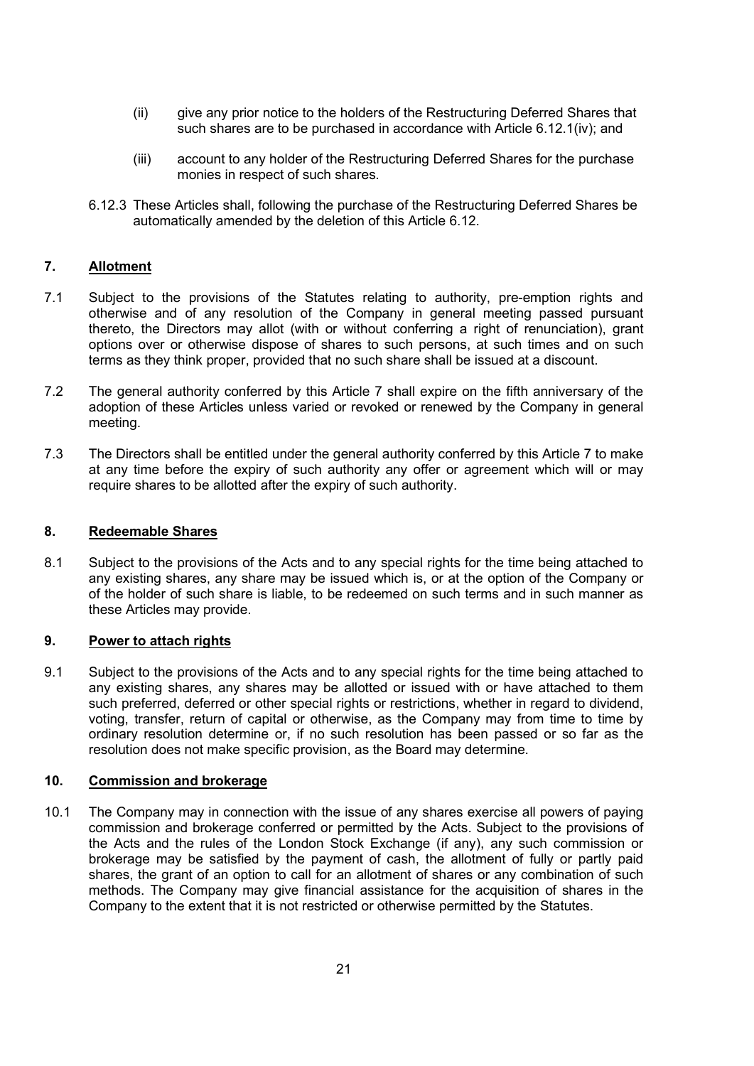(ii) give any prior notice to the holders of the Restructuring Deferred Shares that such shares are to be purchased in accordance with Article 6.12.1(iv); and

(iii) account to any holder of the Restructuring Deferred Shares for the purchase monies in respect of such shares.

6.12.3 These Articles shall, following the purchase of the Restructuring Deferred Shares be automatically amended by the deletion of this Article 6.12.

## 7. Allotment

7.1 Subject to the provisions of the Statutes relating to authority, pre-emption rights and otherwise and of any resolution of the Company in general meeting passed pursuant thereto, the Directors may allot (with or without conferring a right of renunciation), grant options over or otherwise dispose of shares to such persons, at such times and on such terms as they think proper, provided that no such share shall be issued at a discount.

7.2 The general authority conferred by this Article 7 shall expire on the fifth anniversary of the adoption of these Articles unless varied or revoked or renewed by the Company in general meeting.

7.3 The Directors shall be entitled under the general authority conferred by this Article 7 to make at any time before the expiry of such authority any offer or agreement which will or may require shares to be allotted after the expiry of such authority.

## 8. Redeemable Shares

8.1 Subject to the provisions of the Acts and to any special rights for the time being attached to any existing shares, any share may be issued which is, or at the option of the Company or of the holder of such share is liable, to be redeemed on such terms and in such manner as these Articles may provide.

## 9. Power to attach rights

9.1 Subject to the provisions of the Acts and to any special rights for the time being attached to any existing shares, any shares may be allotted or issued with or have attached to them such preferred, deferred or other special rights or restrictions, whether in regard to dividend, voting, transfer, return of capital or otherwise, as the Company may from time to time by ordinary resolution determine or, if no such resolution has been passed or so far as the resolution does not make specific provision, as the Board may determine.

## 10. Commission and brokerage

10.1 The Company may in connection with the issue of any shares exercise all powers of paying commission and brokerage conferred or permitted by the Acts. Subject to the provisions of the Acts and the rules of the London Stock Exchange (if any), any such commission or brokerage may be satisfied by the payment of cash, the allotment of fully or partly paid shares, the grant of an option to call for an allotment of shares or any combination of such methods. The Company may give financial assistance for the acquisition of shares in the Company to the extent that it is not restricted or otherwise permitted by the Statutes.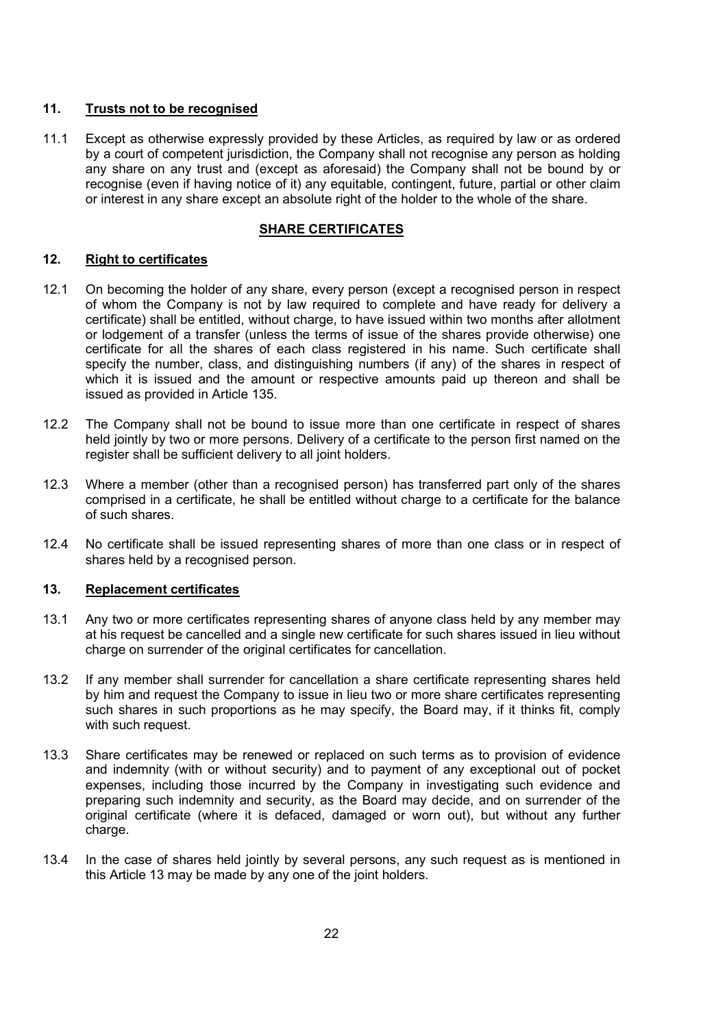### 11. Trusts not to be recognised

11.1 Except as otherwise expressly provided by these Articles, as required by law or as ordered by a court of competent jurisdiction, the Company shall not recognise any person as holding any share on any trust and (except as aforesaid) the Company shall not be bound by or recognise (even if having notice of it) any equitable, contingent, future, partial or other claim or interest in any share except an absolute right of the holder to the whole of the share.

## SHARE CERTIFICATES

### 12. Right to certificates

12.1 On becoming the holder of any share, every person (except a recognised person in respect of whom the Company is not by law required to complete and have ready for delivery a certificate) shall be entitled, without charge, to have issued within two months after allotment or lodgement of a transfer (unless the terms of issue of the shares provide otherwise) one certificate for all the shares of each class registered in his name. Such certificate shall specify the number, class, and distinguishing numbers (if any) of the shares in respect of which it is issued and the amount or respective amounts paid up thereon and shall be issued as provided in Article 135.

12.2 The Company shall not be bound to issue more than one certificate in respect of shares held jointly by two or more persons. Delivery of a certificate to the person first named on the register shall be sufficient delivery to all joint holders.

12.3 Where a member (other than a recognised person) has transferred part only of the shares comprised in a certificate, he shall be entitled without charge to a certificate for the balance of such shares.

12.4 No certificate shall be issued representing shares of more than one class or in respect of shares held by a recognised person.

### 13. Replacement certificates

13.1 Any two or more certificates representing shares of anyone class held by any member may at his request be cancelled and a single new certificate for such shares issued in lieu without charge on surrender of the original certificates for cancellation.

13.2 If any member shall surrender for cancellation a share certificate representing shares held by him and request the Company to issue in lieu two or more share certificates representing such shares in such proportions as he may specify, the Board may, if it thinks fit, comply with such request.

13.3 Share certificates may be renewed or replaced on such terms as to provision of evidence and indemnity (with or without security) and to payment of any exceptional out of pocket expenses, including those incurred by the Company in investigating such evidence and preparing such indemnity and security, as the Board may decide, and on surrender of the original certificate (where it is defaced, damaged or worn out), but without any further charge.

13.4 In the case of shares held jointly by several persons, any such request as is mentioned in this Article 13 may be made by any one of the joint holders.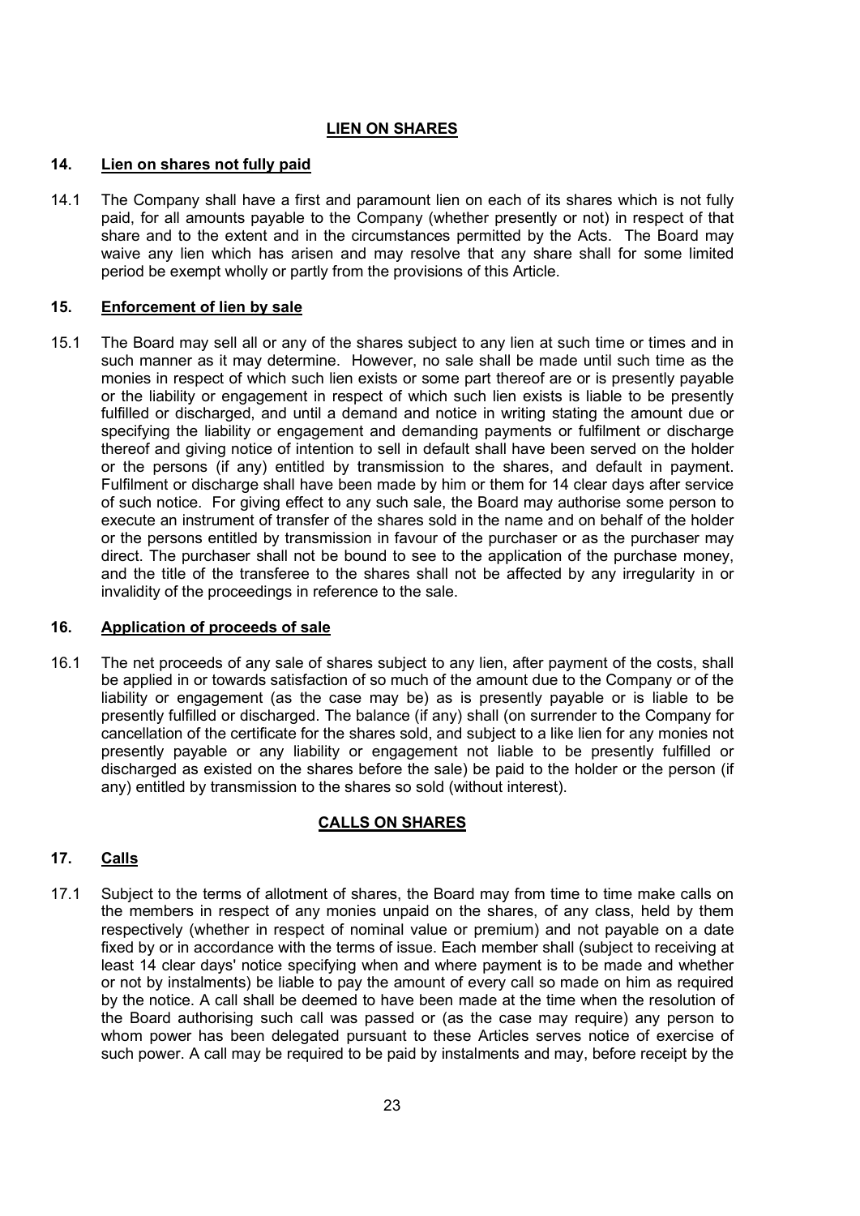## LIEN ON SHARES

### 14. Lien on shares not fully paid

14.1 The Company shall have a first and paramount lien on each of its shares which is not fully paid, for all amounts payable to the Company (whether presently or not) in respect of that share and to the extent and in the circumstances permitted by the Acts. The Board may waive any lien which has arisen and may resolve that any share shall for some limited period be exempt wholly or partly from the provisions of this Article.

### 15. Enforcement of lien by sale

15.1 The Board may sell all or any of the shares subject to any lien at such time or times and in such manner as it may determine. However, no sale shall be made until such time as the monies in respect of which such lien exists or some part thereof are or is presently payable or the liability or engagement in respect of which such lien exists is liable to be presently fulfilled or discharged, and until a demand and notice in writing stating the amount due or specifying the liability or engagement and demanding payments or fulfilment or discharge thereof and giving notice of intention to sell in default shall have been served on the holder or the persons (if any) entitled by transmission to the shares, and default in payment. Fulfilment or discharge shall have been made by him or them for 14 clear days after service of such notice. For giving effect to any such sale, the Board may authorise some person to execute an instrument of transfer of the shares sold in the name and on behalf of the holder or the persons entitled by transmission in favour of the purchaser or as the purchaser may direct. The purchaser shall not be bound to see to the application of the purchase money, and the title of the transferee to the shares shall not be affected by any irregularity in or invalidity of the proceedings in reference to the sale.

### 16. Application of proceeds of sale

16.1 The net proceeds of any sale of shares subject to any lien, after payment of the costs, shall be applied in or towards satisfaction of so much of the amount due to the Company or of the liability or engagement (as the case may be) as is presently payable or is liable to be presently fulfilled or discharged. The balance (if any) shall (on surrender to the Company for cancellation of the certificate for the shares sold, and subject to a like lien for any monies not presently payable or any liability or engagement not liable to be presently fulfilled or discharged as existed on the shares before the sale) be paid to the holder or the person (if any) entitled by transmission to the shares so sold (without interest).

## CALLS ON SHARES

### 17. Calls

17.1 Subject to the terms of allotment of shares, the Board may from time to time make calls on the members in respect of any monies unpaid on the shares, of any class, held by them respectively (whether in respect of nominal value or premium) and not payable on a date fixed by or in accordance with the terms of issue. Each member shall (subject to receiving at least 14 clear days' notice specifying when and where payment is to be made and whether or not by instalments) be liable to pay the amount of every call so made on him as required by the notice. A call shall be deemed to have been made at the time when the resolution of the Board authorising such call was passed or (as the case may require) any person to whom power has been delegated pursuant to these Articles serves notice of exercise of such power. A call may be required to be paid by instalments and may, before receipt by the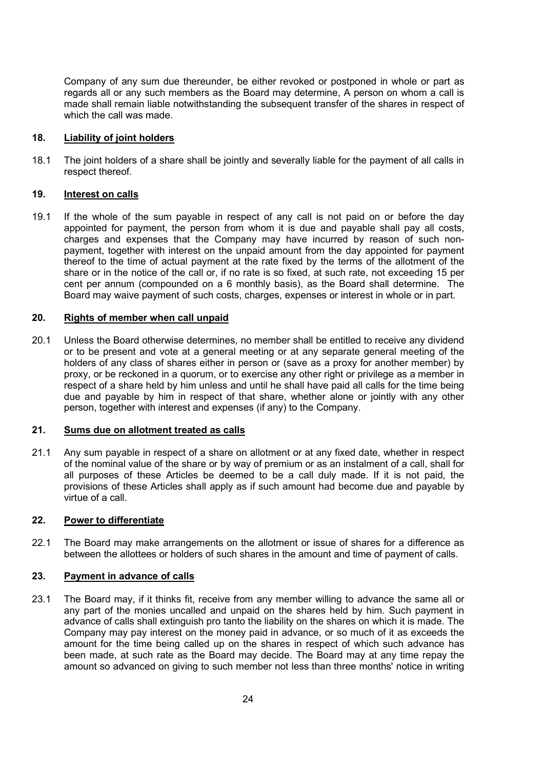Company of any sum due thereunder, be either revoked or postponed in whole or part as regards all or any such members as the Board may determine, A person on whom a call is made shall remain liable notwithstanding the subsequent transfer of the shares in respect of which the call was made.

## 18. Liability of joint holders

18.1 The joint holders of a share shall be jointly and severally liable for the payment of all calls in respect thereof.

## 19. Interest on calls

19.1 If the whole of the sum payable in respect of any call is not paid on or before the day appointed for payment, the person from whom it is due and payable shall pay all costs, charges and expenses that the Company may have incurred by reason of such non-payment, together with interest on the unpaid amount from the day appointed for payment thereof to the time of actual payment at the rate fixed by the terms of the allotment of the share or in the notice of the call or, if no rate is so fixed, at such rate, not exceeding 15 per cent per annum (compounded on a 6 monthly basis), as the Board shall determine. The Board may waive payment of such costs, charges, expenses or interest in whole or in part.

## 20. Rights of member when call unpaid

20.1 Unless the Board otherwise determines, no member shall be entitled to receive any dividend or to be present and vote at a general meeting or at any separate general meeting of the holders of any class of shares either in person or (save as a proxy for another member) by proxy, or be reckoned in a quorum, or to exercise any other right or privilege as a member in respect of a share held by him unless and until he shall have paid all calls for the time being due and payable by him in respect of that share, whether alone or jointly with any other person, together with interest and expenses (if any) to the Company.

## 21. Sums due on allotment treated as calls

21.1 Any sum payable in respect of a share on allotment or at any fixed date, whether in respect of the nominal value of the share or by way of premium or as an instalment of a call, shall for all purposes of these Articles be deemed to be a call duly made. If it is not paid, the provisions of these Articles shall apply as if such amount had become due and payable by virtue of a call.

## 22. Power to differentiate

22.1 The Board may make arrangements on the allotment or issue of shares for a difference as between the allottees or holders of such shares in the amount and time of payment of calls.

## 23. Payment in advance of calls

23.1 The Board may, if it thinks fit, receive from any member willing to advance the same all or any part of the monies uncalled and unpaid on the shares held by him. Such payment in advance of calls shall extinguish pro tanto the liability on the shares on which it is made. The Company may pay interest on the money paid in advance, or so much of it as exceeds the amount for the time being called up on the shares in respect of which such advance has been made, at such rate as the Board may decide. The Board may at any time repay the amount so advanced on giving to such member not less than three months' notice in writing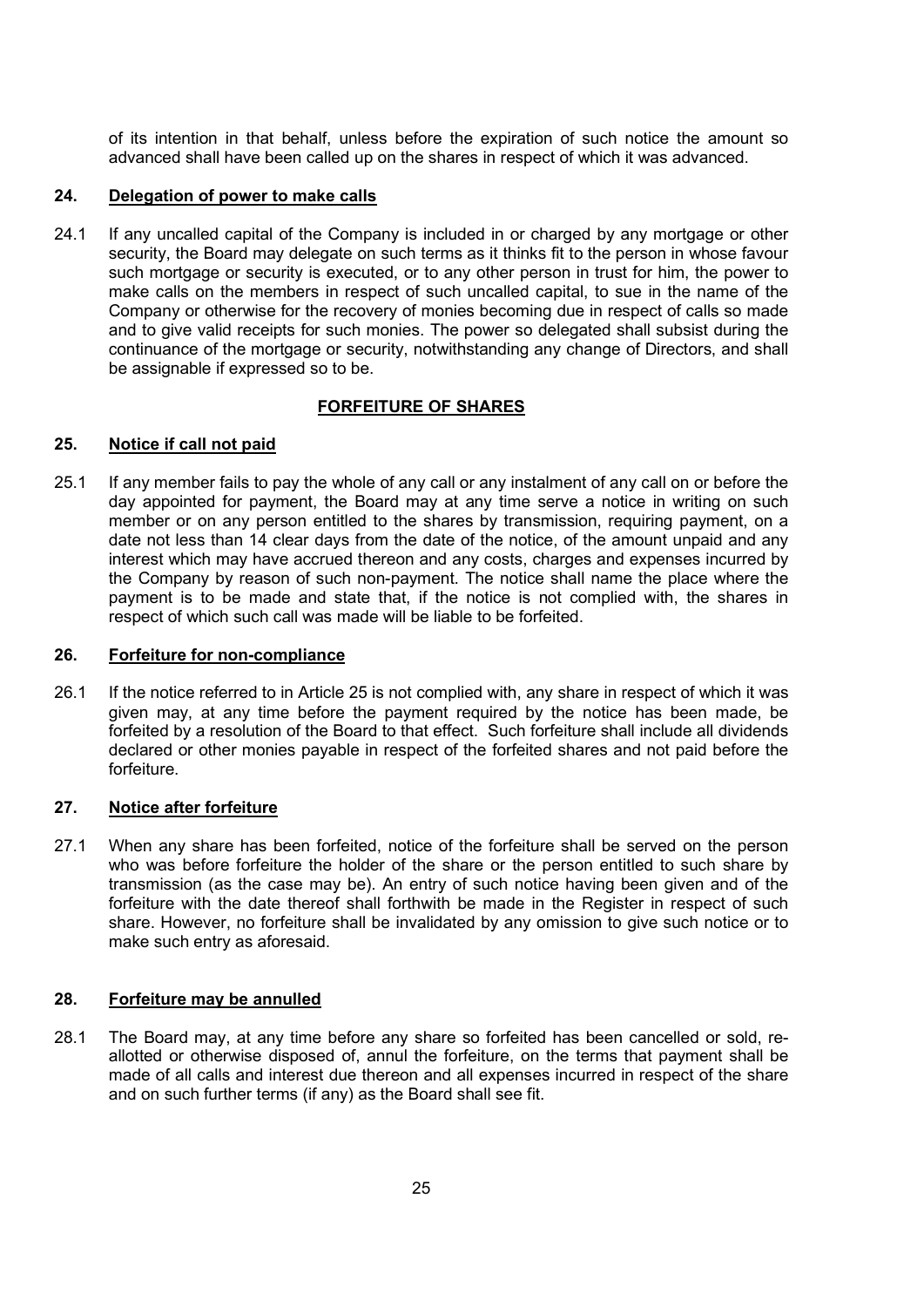of its intention in that behalf, unless before the expiration of such notice the amount so advanced shall have been called up on the shares in respect of which it was advanced.

### 24. Delegation of power to make calls

24.1 If any uncalled capital of the Company is included in or charged by any mortgage or other security, the Board may delegate on such terms as it thinks fit to the person in whose favour such mortgage or security is executed, or to any other person in trust for him, the power to make calls on the members in respect of such uncalled capital, to sue in the name of the Company or otherwise for the recovery of monies becoming due in respect of calls so made and to give valid receipts for such monies. The power so delegated shall subsist during the continuance of the mortgage or security, notwithstanding any change of Directors, and shall be assignable if expressed so to be.

## FORFEITURE OF SHARES

### 25. Notice if call not paid

25.1 If any member fails to pay the whole of any call or any instalment of any call on or before the day appointed for payment, the Board may at any time serve a notice in writing on such member or on any person entitled to the shares by transmission, requiring payment, on a date not less than 14 clear days from the date of the notice, of the amount unpaid and any interest which may have accrued thereon and any costs, charges and expenses incurred by the Company by reason of such non-payment. The notice shall name the place where the payment is to be made and state that, if the notice is not complied with, the shares in respect of which such call was made will be liable to be forfeited.

### 26. Forfeiture for non-compliance

26.1 If the notice referred to in Article 25 is not complied with, any share in respect of which it was given may, at any time before the payment required by the notice has been made, be forfeited by a resolution of the Board to that effect. Such forfeiture shall include all dividends declared or other monies payable in respect of the forfeited shares and not paid before the forfeiture.

### 27. Notice after forfeiture

27.1 When any share has been forfeited, notice of the forfeiture shall be served on the person who was before forfeiture the holder of the share or the person entitled to such share by transmission (as the case may be). An entry of such notice having been given and of the forfeiture with the date thereof shall forthwith be made in the Register in respect of such share. However, no forfeiture shall be invalidated by any omission to give such notice or to make such entry as aforesaid.

### 28. Forfeiture may be annulled

28.1 The Board may, at any time before any share so forfeited has been cancelled or sold, re-allotted or otherwise disposed of, annul the forfeiture, on the terms that payment shall be made of all calls and interest due thereon and all expenses incurred in respect of the share and on such further terms (if any) as the Board shall see fit.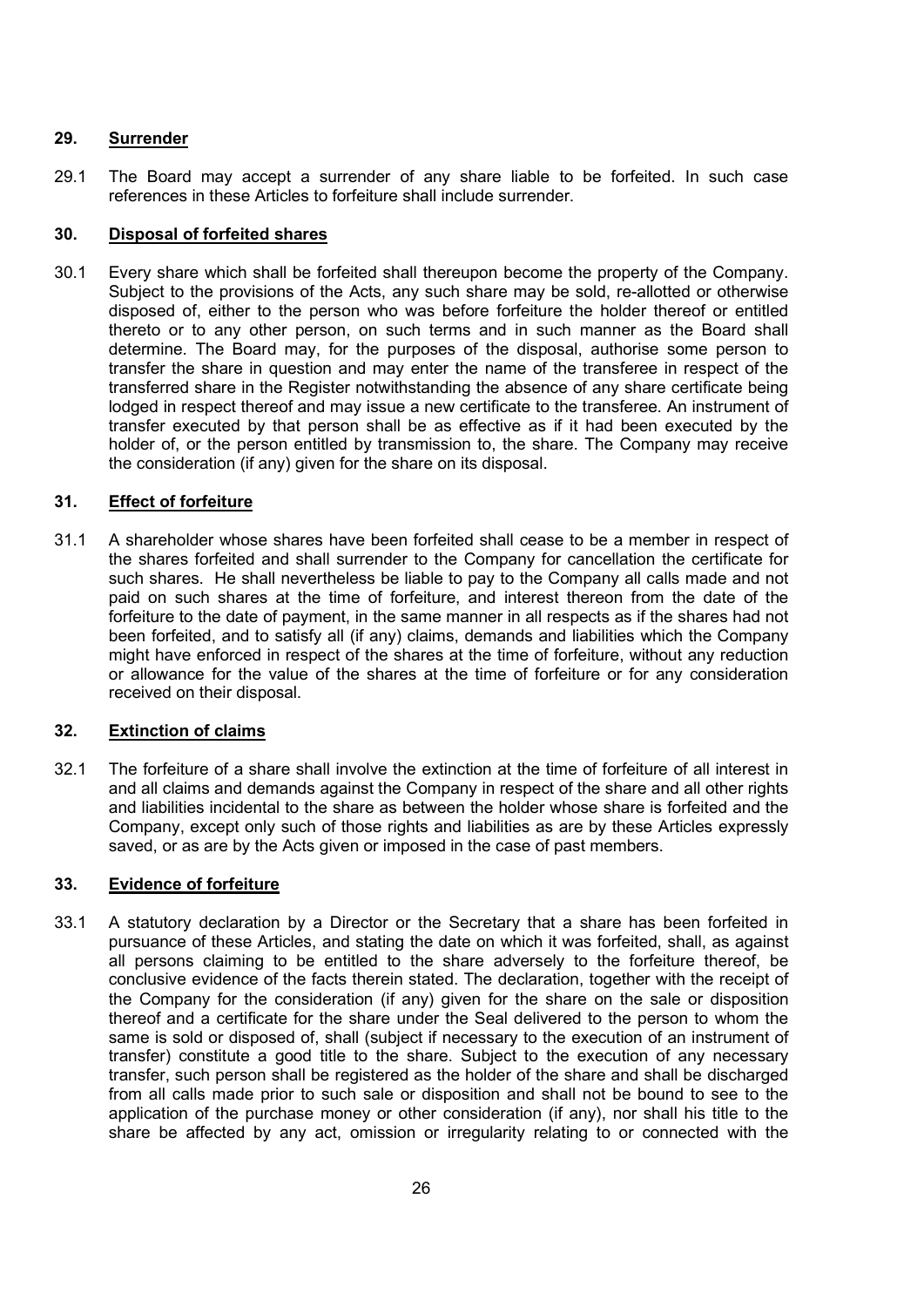## 29. Surrender

29.1 The Board may accept a surrender of any share liable to be forfeited. In such case references in these Articles to forfeiture shall include surrender.

## 30. Disposal of forfeited shares

30.1 Every share which shall be forfeited shall thereupon become the property of the Company. Subject to the provisions of the Acts, any such share may be sold, re-allotted or otherwise disposed of, either to the person who was before forfeiture the holder thereof or entitled thereto or to any other person, on such terms and in such manner as the Board shall determine. The Board may, for the purposes of the disposal, authorise some person to transfer the share in question and may enter the name of the transferee in respect of the transferred share in the Register notwithstanding the absence of any share certificate being lodged in respect thereof and may issue a new certificate to the transferee. An instrument of transfer executed by that person shall be as effective as if it had been executed by the holder of, or the person entitled by transmission to, the share. The Company may receive the consideration (if any) given for the share on its disposal.

## 31. Effect of forfeiture

31.1 A shareholder whose shares have been forfeited shall cease to be a member in respect of the shares forfeited and shall surrender to the Company for cancellation the certificate for such shares. He shall nevertheless be liable to pay to the Company all calls made and not paid on such shares at the time of forfeiture, and interest thereon from the date of the forfeiture to the date of payment, in the same manner in all respects as if the shares had not been forfeited, and to satisfy all (if any) claims, demands and liabilities which the Company might have enforced in respect of the shares at the time of forfeiture, without any reduction or allowance for the value of the shares at the time of forfeiture or for any consideration received on their disposal.

## 32. Extinction of claims

32.1 The forfeiture of a share shall involve the extinction at the time of forfeiture of all interest in and all claims and demands against the Company in respect of the share and all other rights and liabilities incidental to the share as between the holder whose share is forfeited and the Company, except only such of those rights and liabilities as are by these Articles expressly saved, or as are by the Acts given or imposed in the case of past members.

## 33. Evidence of forfeiture

33.1 A statutory declaration by a Director or the Secretary that a share has been forfeited in pursuance of these Articles, and stating the date on which it was forfeited, shall, as against all persons claiming to be entitled to the share adversely to the forfeiture thereof, be conclusive evidence of the facts therein stated. The declaration, together with the receipt of the Company for the consideration (if any) given for the share on the sale or disposition thereof and a certificate for the share under the Seal delivered to the person to whom the same is sold or disposed of, shall (subject if necessary to the execution of an instrument of transfer) constitute a good title to the share. Subject to the execution of any necessary transfer, such person shall be registered as the holder of the share and shall be discharged from all calls made prior to such sale or disposition and shall not be bound to see to the application of the purchase money or other consideration (if any), nor shall his title to the share be affected by any act, omission or irregularity relating to or connected with the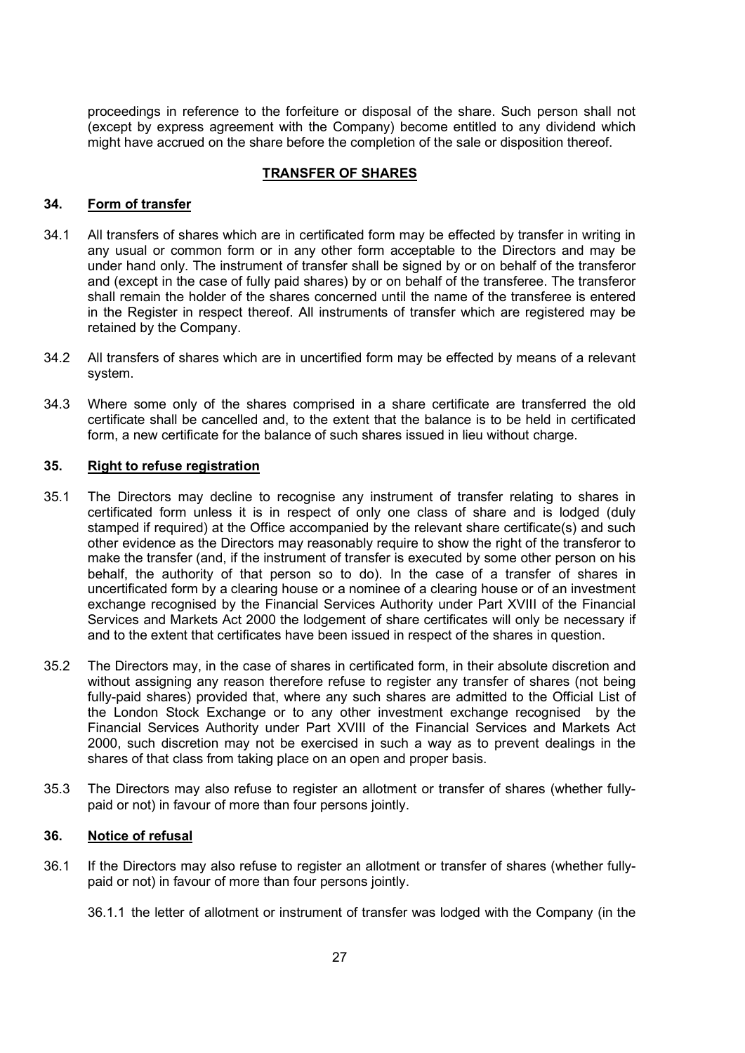proceedings in reference to the forfeiture or disposal of the share. Such person shall not (except by express agreement with the Company) become entitled to any dividend which might have accrued on the share before the completion of the sale or disposition thereof.

## TRANSFER OF SHARES

### 34. Form of transfer

34.1 All transfers of shares which are in certificated form may be effected by transfer in writing in any usual or common form or in any other form acceptable to the Directors and may be under hand only. The instrument of transfer shall be signed by or on behalf of the transferor and (except in the case of fully paid shares) by or on behalf of the transferee. The transferor shall remain the holder of the shares concerned until the name of the transferee is entered in the Register in respect thereof. All instruments of transfer which are registered may be retained by the Company.

34.2 All transfers of shares which are in uncertified form may be effected by means of a relevant system.

34.3 Where some only of the shares comprised in a share certificate are transferred the old certificate shall be cancelled and, to the extent that the balance is to be held in certificated form, a new certificate for the balance of such shares issued in lieu without charge.

### 35. Right to refuse registration

35.1 The Directors may decline to recognise any instrument of transfer relating to shares in certificated form unless it is in respect of only one class of share and is lodged (duly stamped if required) at the Office accompanied by the relevant share certificate(s) and such other evidence as the Directors may reasonably require to show the right of the transferor to make the transfer (and, if the instrument of transfer is executed by some other person on his behalf, the authority of that person so to do). In the case of a transfer of shares in uncertificated form by a clearing house or a nominee of a clearing house or of an investment exchange recognised by the Financial Services Authority under Part XVIII of the Financial Services and Markets Act 2000 the lodgement of share certificates will only be necessary if and to the extent that certificates have been issued in respect of the shares in question.

35.2 The Directors may, in the case of shares in certificated form, in their absolute discretion and without assigning any reason therefore refuse to register any transfer of shares (not being fully-paid shares) provided that, where any such shares are admitted to the Official List of the London Stock Exchange or to any other investment exchange recognised by the Financial Services Authority under Part XVIII of the Financial Services and Markets Act 2000, such discretion may not be exercised in such a way as to prevent dealings in the shares of that class from taking place on an open and proper basis.

35.3 The Directors may also refuse to register an allotment or transfer of shares (whether fully-paid or not) in favour of more than four persons jointly.

### 36. Notice of refusal

36.1 If the Directors may also refuse to register an allotment or transfer of shares (whether fully-paid or not) in favour of more than four persons jointly.

36.1.1 the letter of allotment or instrument of transfer was lodged with the Company (in the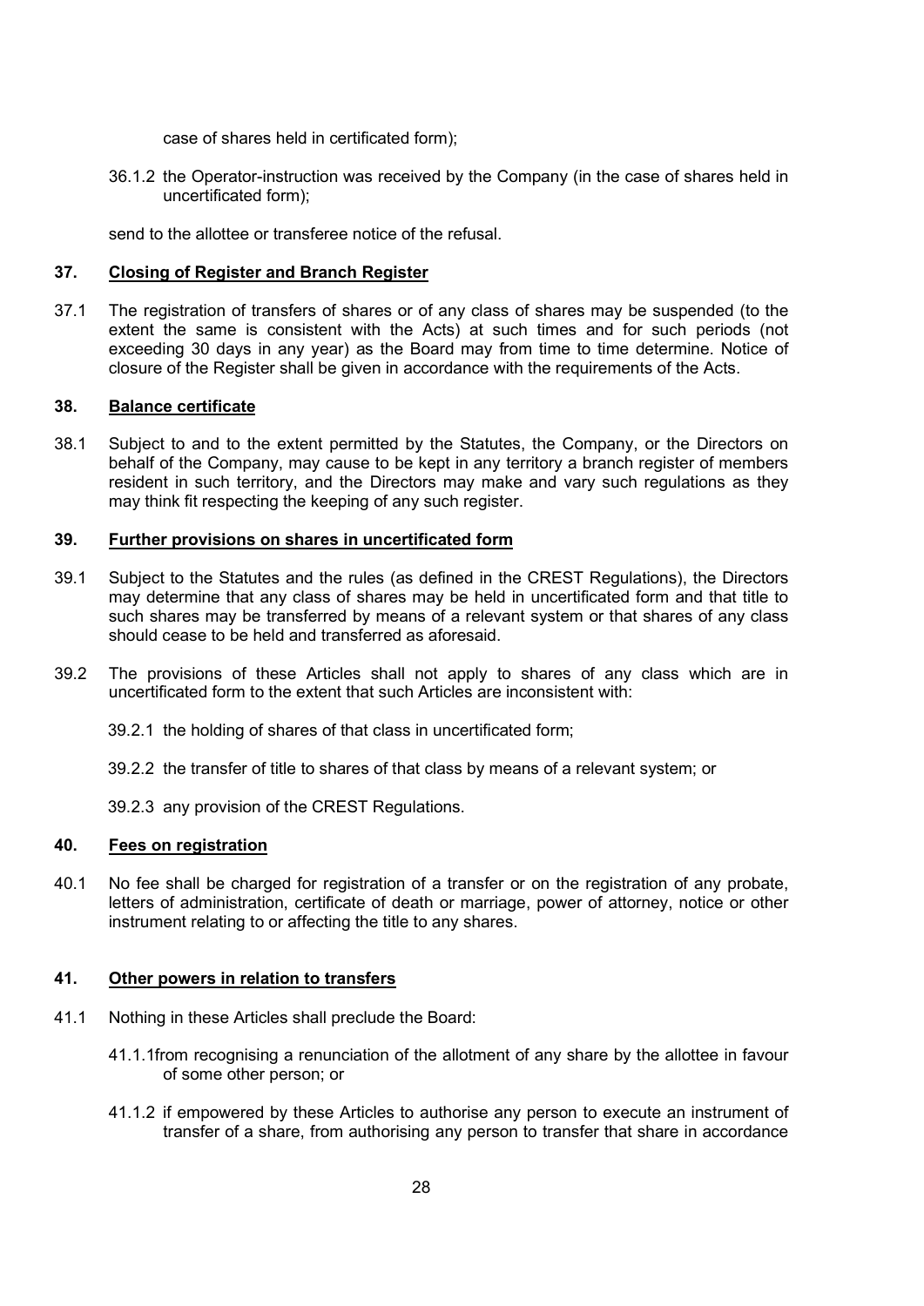case of shares held in certificated form);

36.1.2 the Operator-instruction was received by the Company (in the case of shares held in uncertificated form);

send to the allottee or transferee notice of the refusal.

## 37. Closing of Register and Branch Register

37.1 The registration of transfers of shares or of any class of shares may be suspended (to the extent the same is consistent with the Acts) at such times and for such periods (not exceeding 30 days in any year) as the Board may from time to time determine. Notice of closure of the Register shall be given in accordance with the requirements of the Acts.

## 38. Balance certificate

38.1 Subject to and to the extent permitted by the Statutes, the Company, or the Directors on behalf of the Company, may cause to be kept in any territory a branch register of members resident in such territory, and the Directors may make and vary such regulations as they may think fit respecting the keeping of any such register.

## 39. Further provisions on shares in uncertificated form

39.1 Subject to the Statutes and the rules (as defined in the CREST Regulations), the Directors may determine that any class of shares may be held in uncertificated form and that title to such shares may be transferred by means of a relevant system or that shares of any class should cease to be held and transferred as aforesaid.

39.2 The provisions of these Articles shall not apply to shares of any class which are in uncertificated form to the extent that such Articles are inconsistent with:

39.2.1 the holding of shares of that class in uncertificated form;

39.2.2 the transfer of title to shares of that class by means of a relevant system; or

39.2.3 any provision of the CREST Regulations.

## 40. Fees on registration

40.1 No fee shall be charged for registration of a transfer or on the registration of any probate, letters of administration, certificate of death or marriage, power of attorney, notice or other instrument relating to or affecting the title to any shares.

## 41. Other powers in relation to transfers

41.1 Nothing in these Articles shall preclude the Board:

41.1.1from recognising a renunciation of the allotment of any share by the allottee in favour of some other person; or

41.1.2 if empowered by these Articles to authorise any person to execute an instrument of transfer of a share, from authorising any person to transfer that share in accordance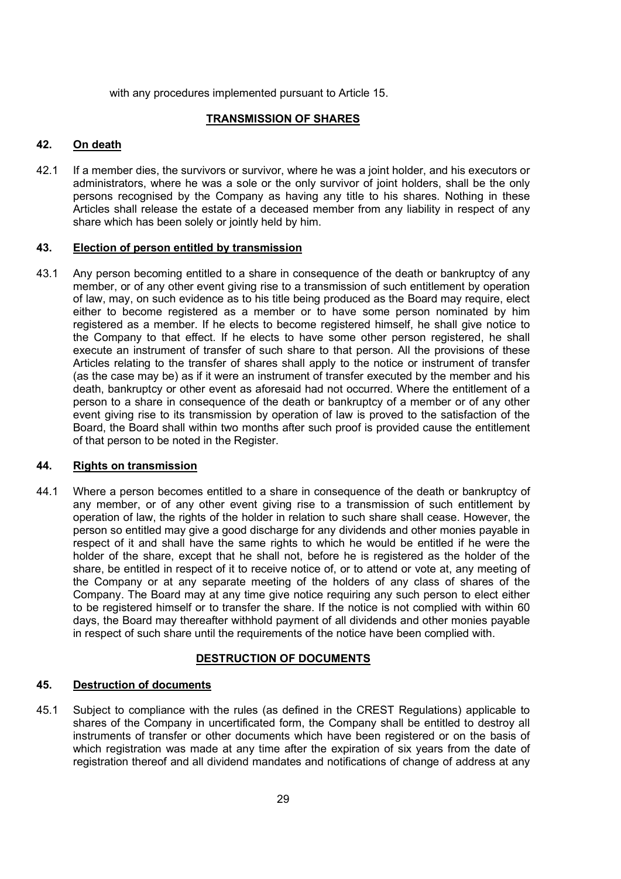with any procedures implemented pursuant to Article 15.

## TRANSMISSION OF SHARES

### 42. On death

42.1 If a member dies, the survivors or survivor, where he was a joint holder, and his executors or administrators, where he was a sole or the only survivor of joint holders, shall be the only persons recognised by the Company as having any title to his shares. Nothing in these Articles shall release the estate of a deceased member from any liability in respect of any share which has been solely or jointly held by him.

### 43. Election of person entitled by transmission

43.1 Any person becoming entitled to a share in consequence of the death or bankruptcy of any member, or of any other event giving rise to a transmission of such entitlement by operation of law, may, on such evidence as to his title being produced as the Board may require, elect either to become registered as a member or to have some person nominated by him registered as a member. If he elects to become registered himself, he shall give notice to the Company to that effect. If he elects to have some other person registered, he shall execute an instrument of transfer of such share to that person. All the provisions of these Articles relating to the transfer of shares shall apply to the notice or instrument of transfer (as the case may be) as if it were an instrument of transfer executed by the member and his death, bankruptcy or other event as aforesaid had not occurred. Where the entitlement of a person to a share in consequence of the death or bankruptcy of a member or of any other event giving rise to its transmission by operation of law is proved to the satisfaction of the Board, the Board shall within two months after such proof is provided cause the entitlement of that person to be noted in the Register.

### 44. Rights on transmission

44.1 Where a person becomes entitled to a share in consequence of the death or bankruptcy of any member, or of any other event giving rise to a transmission of such entitlement by operation of law, the rights of the holder in relation to such share shall cease. However, the person so entitled may give a good discharge for any dividends and other monies payable in respect of it and shall have the same rights to which he would be entitled if he were the holder of the share, except that he shall not, before he is registered as the holder of the share, be entitled in respect of it to receive notice of, or to attend or vote at, any meeting of the Company or at any separate meeting of the holders of any class of shares of the Company. The Board may at any time give notice requiring any such person to elect either to be registered himself or to transfer the share. If the notice is not complied with within 60 days, the Board may thereafter withhold payment of all dividends and other monies payable in respect of such share until the requirements of the notice have been complied with.

## DESTRUCTION OF DOCUMENTS

### 45. Destruction of documents

45.1 Subject to compliance with the rules (as defined in the CREST Regulations) applicable to shares of the Company in uncertificated form, the Company shall be entitled to destroy all instruments of transfer or other documents which have been registered or on the basis of which registration was made at any time after the expiration of six years from the date of registration thereof and all dividend mandates and notifications of change of address at any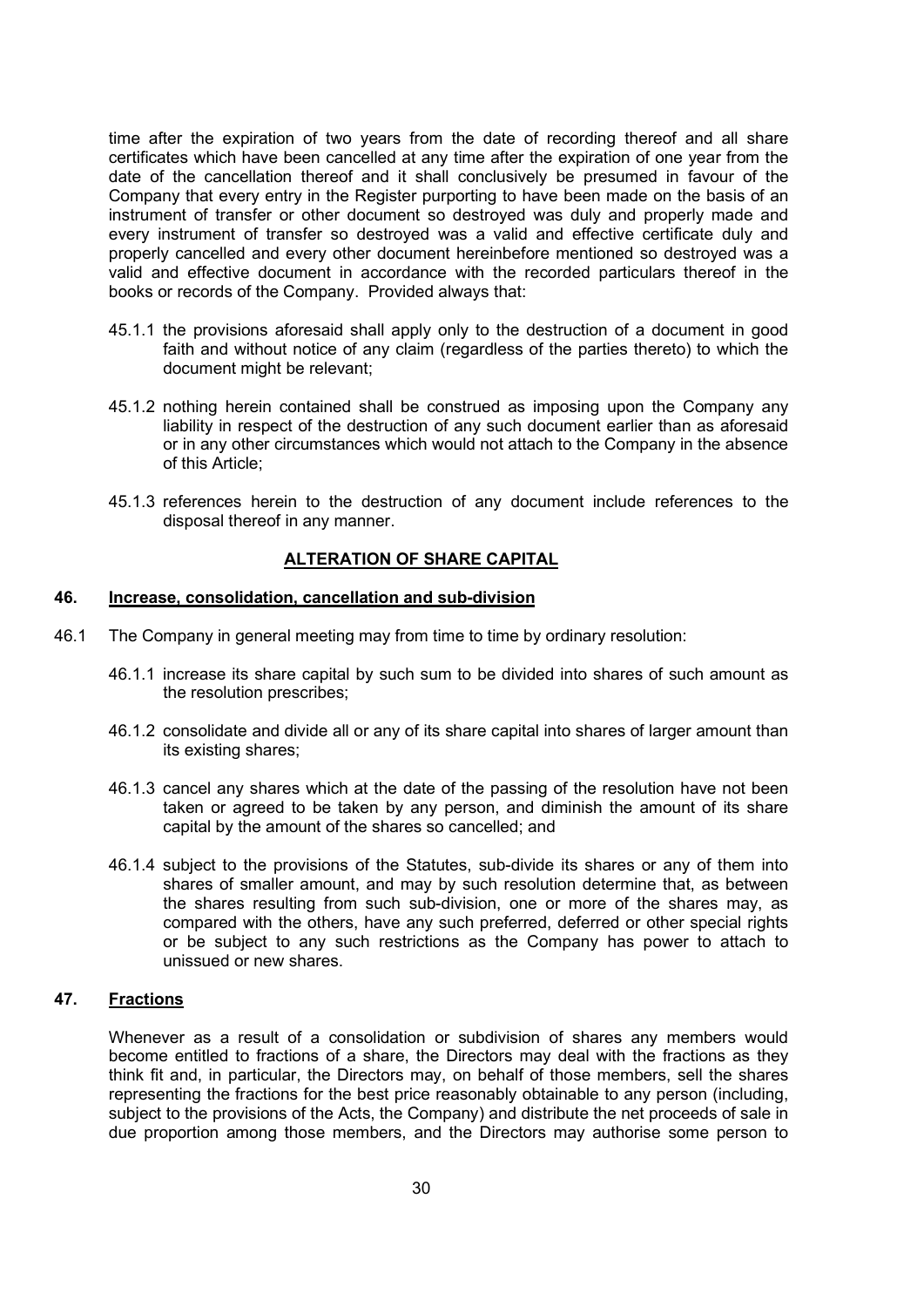time after the expiration of two years from the date of recording thereof and all share certificates which have been cancelled at any time after the expiration of one year from the date of the cancellation thereof and it shall conclusively be presumed in favour of the Company that every entry in the Register purporting to have been made on the basis of an instrument of transfer or other document so destroyed was duly and properly made and every instrument of transfer so destroyed was a valid and effective certificate duly and properly cancelled and every other document hereinbefore mentioned so destroyed was a valid and effective document in accordance with the recorded particulars thereof in the books or records of the Company. Provided always that:

45.1.1 the provisions aforesaid shall apply only to the destruction of a document in good faith and without notice of any claim (regardless of the parties thereto) to which the document might be relevant;

45.1.2 nothing herein contained shall be construed as imposing upon the Company any liability in respect of the destruction of any such document earlier than as aforesaid or in any other circumstances which would not attach to the Company in the absence of this Article;

45.1.3 references herein to the destruction of any document include references to the disposal thereof in any manner.

## ALTERATION OF SHARE CAPITAL

### 46. Increase, consolidation, cancellation and sub-division

46.1 The Company in general meeting may from time to time by ordinary resolution:

46.1.1 increase its share capital by such sum to be divided into shares of such amount as the resolution prescribes;

46.1.2 consolidate and divide all or any of its share capital into shares of larger amount than its existing shares;

46.1.3 cancel any shares which at the date of the passing of the resolution have not been taken or agreed to be taken by any person, and diminish the amount of its share capital by the amount of the shares so cancelled; and

46.1.4 subject to the provisions of the Statutes, sub-divide its shares or any of them into shares of smaller amount, and may by such resolution determine that, as between the shares resulting from such sub-division, one or more of the shares may, as compared with the others, have any such preferred, deferred or other special rights or be subject to any such restrictions as the Company has power to attach to unissued or new shares.

### 47. Fractions

Whenever as a result of a consolidation or subdivision of shares any members would become entitled to fractions of a share, the Directors may deal with the fractions as they think fit and, in particular, the Directors may, on behalf of those members, sell the shares representing the fractions for the best price reasonably obtainable to any person (including, subject to the provisions of the Acts, the Company) and distribute the net proceeds of sale in due proportion among those members, and the Directors may authorise some person to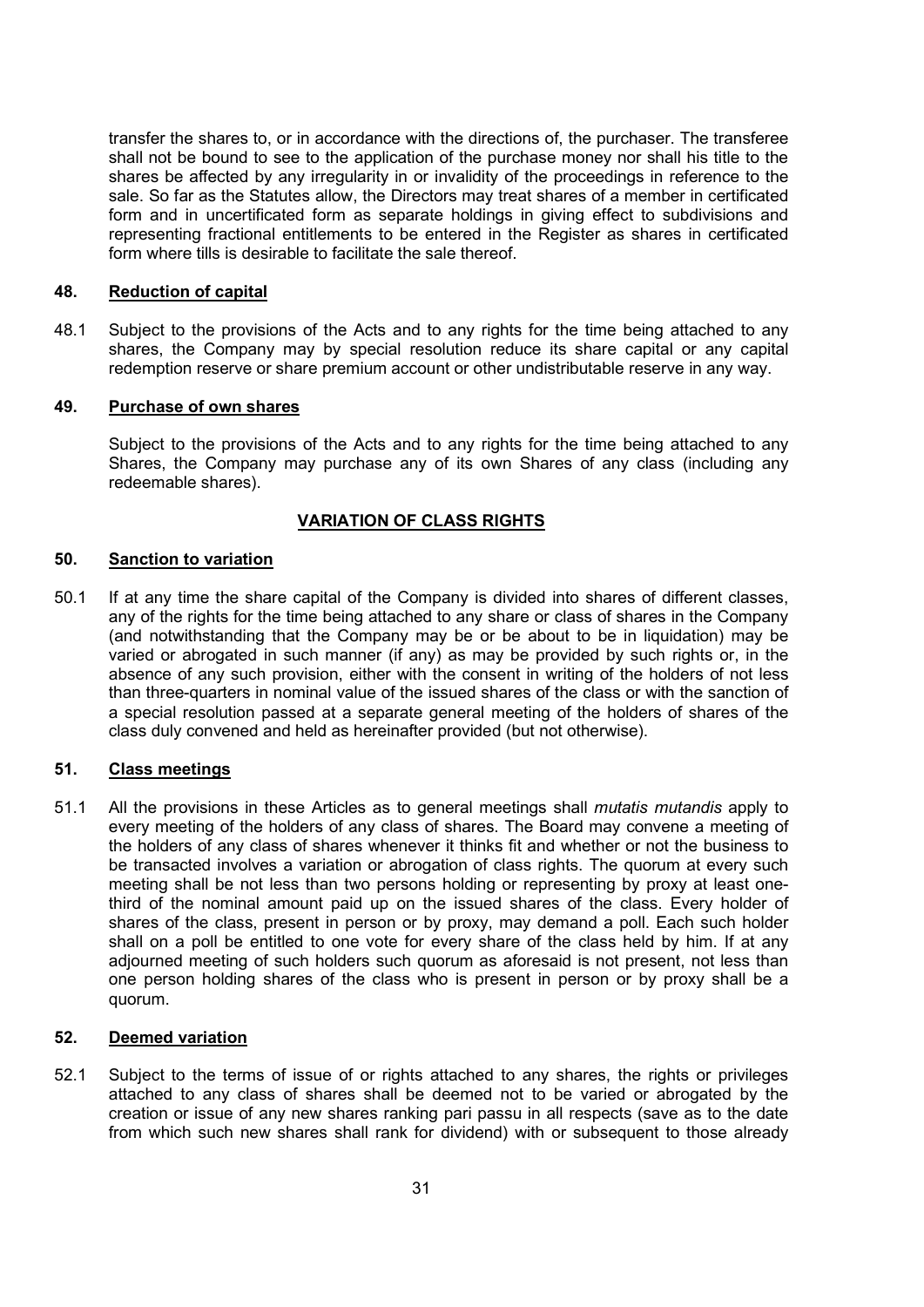transfer the shares to, or in accordance with the directions of, the purchaser. The transferee shall not be bound to see to the application of the purchase money nor shall his title to the shares be affected by any irregularity in or invalidity of the proceedings in reference to the sale. So far as the Statutes allow, the Directors may treat shares of a member in certificated form and in uncertificated form as separate holdings in giving effect to subdivisions and representing fractional entitlements to be entered in the Register as shares in certificated form where tills is desirable to facilitate the sale thereof.

**48. Reduction of capital**

48.1 Subject to the provisions of the Acts and to any rights for the time being attached to any shares, the Company may by special resolution reduce its share capital or any capital redemption reserve or share premium account or other undistributable reserve in any way.

**49. Purchase of own shares**

Subject to the provisions of the Acts and to any rights for the time being attached to any Shares, the Company may purchase any of its own Shares of any class (including any redeemable shares).

## VARIATION OF CLASS RIGHTS

**50. Sanction to variation**

50.1 If at any time the share capital of the Company is divided into shares of different classes, any of the rights for the time being attached to any share or class of shares in the Company (and notwithstanding that the Company may be or be about to be in liquidation) may be varied or abrogated in such manner (if any) as may be provided by such rights or, in the absence of any such provision, either with the consent in writing of the holders of not less than three-quarters in nominal value of the issued shares of the class or with the sanction of a special resolution passed at a separate general meeting of the holders of shares of the class duly convened and held as hereinafter provided (but not otherwise).

**51. Class meetings**

51.1 All the provisions in these Articles as to general meetings shall *mutatis mutandis* apply to every meeting of the holders of any class of shares. The Board may convene a meeting of the holders of any class of shares whenever it thinks fit and whether or not the business to be transacted involves a variation or abrogation of class rights. The quorum at every such meeting shall be not less than two persons holding or representing by proxy at least one-third of the nominal amount paid up on the issued shares of the class. Every holder of shares of the class, present in person or by proxy, may demand a poll. Each such holder shall on a poll be entitled to one vote for every share of the class held by him. If at any adjourned meeting of such holders such quorum as aforesaid is not present, not less than one person holding shares of the class who is present in person or by proxy shall be a quorum.

**52. Deemed variation**

52.1 Subject to the terms of issue of or rights attached to any shares, the rights or privileges attached to any class of shares shall be deemed not to be varied or abrogated by the creation or issue of any new shares ranking pari passu in all respects (save as to the date from which such new shares shall rank for dividend) with or subsequent to those already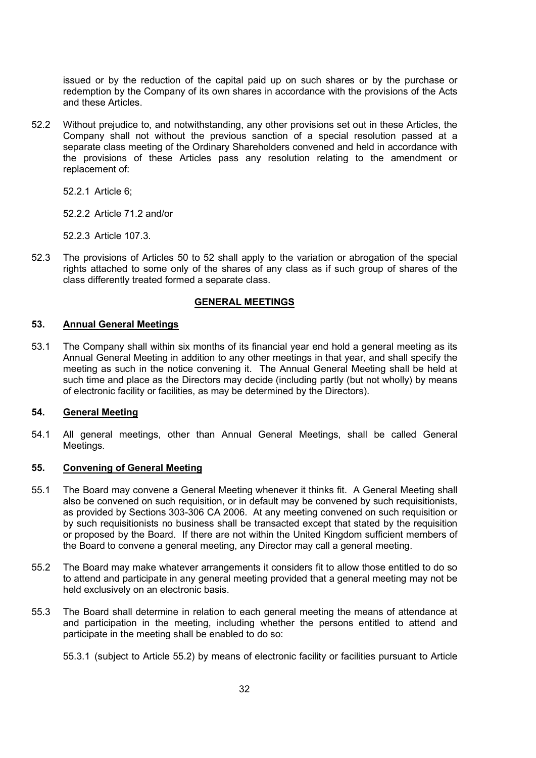issued or by the reduction of the capital paid up on such shares or by the purchase or redemption by the Company of its own shares in accordance with the provisions of the Acts and these Articles.

52.2 Without prejudice to, and notwithstanding, any other provisions set out in these Articles, the Company shall not without the previous sanction of a special resolution passed at a separate class meeting of the Ordinary Shareholders convened and held in accordance with the provisions of these Articles pass any resolution relating to the amendment or replacement of:

52.2.1 Article 6;

52.2.2 Article 71.2 and/or

52.2.3 Article 107.3.

52.3 The provisions of Articles 50 to 52 shall apply to the variation or abrogation of the special rights attached to some only of the shares of any class as if such group of shares of the class differently treated formed a separate class.

## GENERAL MEETINGS

### 53. Annual General Meetings

53.1 The Company shall within six months of its financial year end hold a general meeting as its Annual General Meeting in addition to any other meetings in that year, and shall specify the meeting as such in the notice convening it. The Annual General Meeting shall be held at such time and place as the Directors may decide (including partly (but not wholly) by means of electronic facility or facilities, as may be determined by the Directors).

### 54. General Meeting

54.1 All general meetings, other than Annual General Meetings, shall be called General Meetings.

### 55. Convening of General Meeting

55.1 The Board may convene a General Meeting whenever it thinks fit. A General Meeting shall also be convened on such requisition, or in default may be convened by such requisitionists, as provided by Sections 303-306 CA 2006. At any meeting convened on such requisition or by such requisitionists no business shall be transacted except that stated by the requisition or proposed by the Board. If there are not within the United Kingdom sufficient members of the Board to convene a general meeting, any Director may call a general meeting.

55.2 The Board may make whatever arrangements it considers fit to allow those entitled to do so to attend and participate in any general meeting provided that a general meeting may not be held exclusively on an electronic basis.

55.3 The Board shall determine in relation to each general meeting the means of attendance at and participation in the meeting, including whether the persons entitled to attend and participate in the meeting shall be enabled to do so:

55.3.1 (subject to Article 55.2) by means of electronic facility or facilities pursuant to Article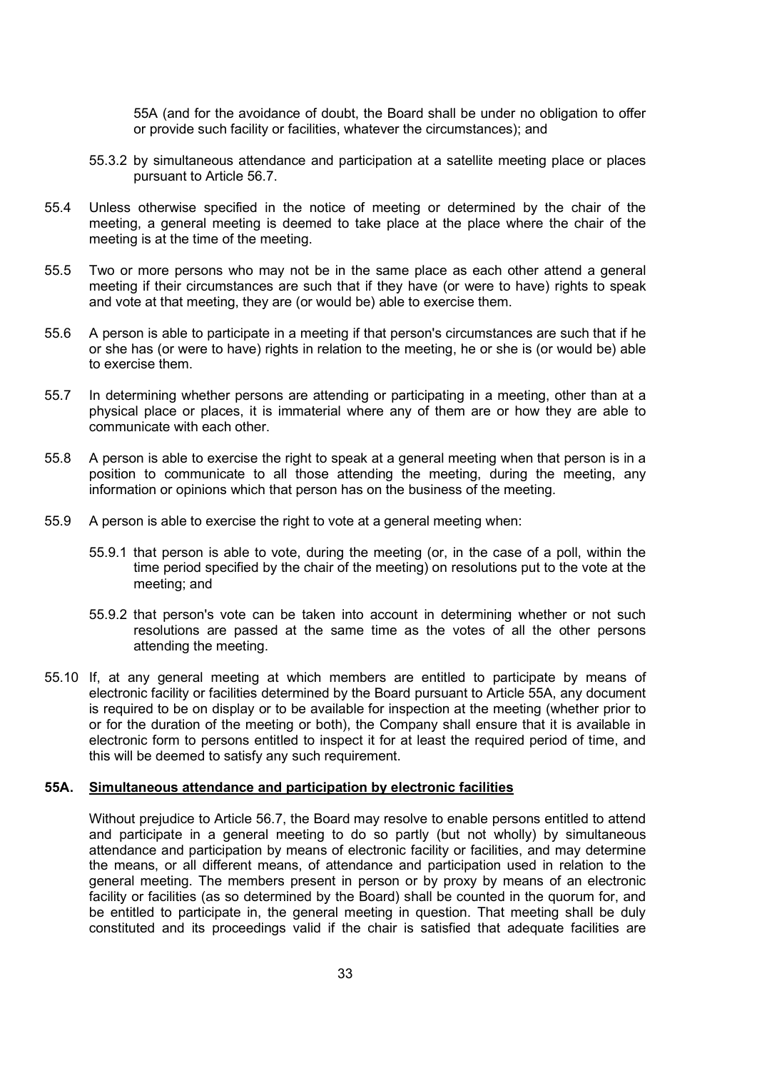55A (and for the avoidance of doubt, the Board shall be under no obligation to offer or provide such facility or facilities, whatever the circumstances); and

55.3.2 by simultaneous attendance and participation at a satellite meeting place or places pursuant to Article 56.7.

55.4 Unless otherwise specified in the notice of meeting or determined by the chair of the meeting, a general meeting is deemed to take place at the place where the chair of the meeting is at the time of the meeting.

55.5 Two or more persons who may not be in the same place as each other attend a general meeting if their circumstances are such that if they have (or were to have) rights to speak and vote at that meeting, they are (or would be) able to exercise them.

55.6 A person is able to participate in a meeting if that person's circumstances are such that if he or she has (or were to have) rights in relation to the meeting, he or she is (or would be) able to exercise them.

55.7 In determining whether persons are attending or participating in a meeting, other than at a physical place or places, it is immaterial where any of them are or how they are able to communicate with each other.

55.8 A person is able to exercise the right to speak at a general meeting when that person is in a position to communicate to all those attending the meeting, during the meeting, any information or opinions which that person has on the business of the meeting.

55.9 A person is able to exercise the right to vote at a general meeting when:

55.9.1 that person is able to vote, during the meeting (or, in the case of a poll, within the time period specified by the chair of the meeting) on resolutions put to the vote at the meeting; and

55.9.2 that person's vote can be taken into account in determining whether or not such resolutions are passed at the same time as the votes of all the other persons attending the meeting.

55.10 If, at any general meeting at which members are entitled to participate by means of electronic facility or facilities determined by the Board pursuant to Article 55A, any document is required to be on display or to be available for inspection at the meeting (whether prior to or for the duration of the meeting or both), the Company shall ensure that it is available in electronic form to persons entitled to inspect it for at least the required period of time, and this will be deemed to satisfy any such requirement.

**55A. <u>Simultaneous attendance and participation by electronic facilities</u>**

Without prejudice to Article 56.7, the Board may resolve to enable persons entitled to attend and participate in a general meeting to do so partly (but not wholly) by simultaneous attendance and participation by means of electronic facility or facilities, and may determine the means, or all different means, of attendance and participation used in relation to the general meeting. The members present in person or by proxy by means of an electronic facility or facilities (as so determined by the Board) shall be counted in the quorum for, and be entitled to participate in, the general meeting in question. That meeting shall be duly constituted and its proceedings valid if the chair is satisfied that adequate facilities are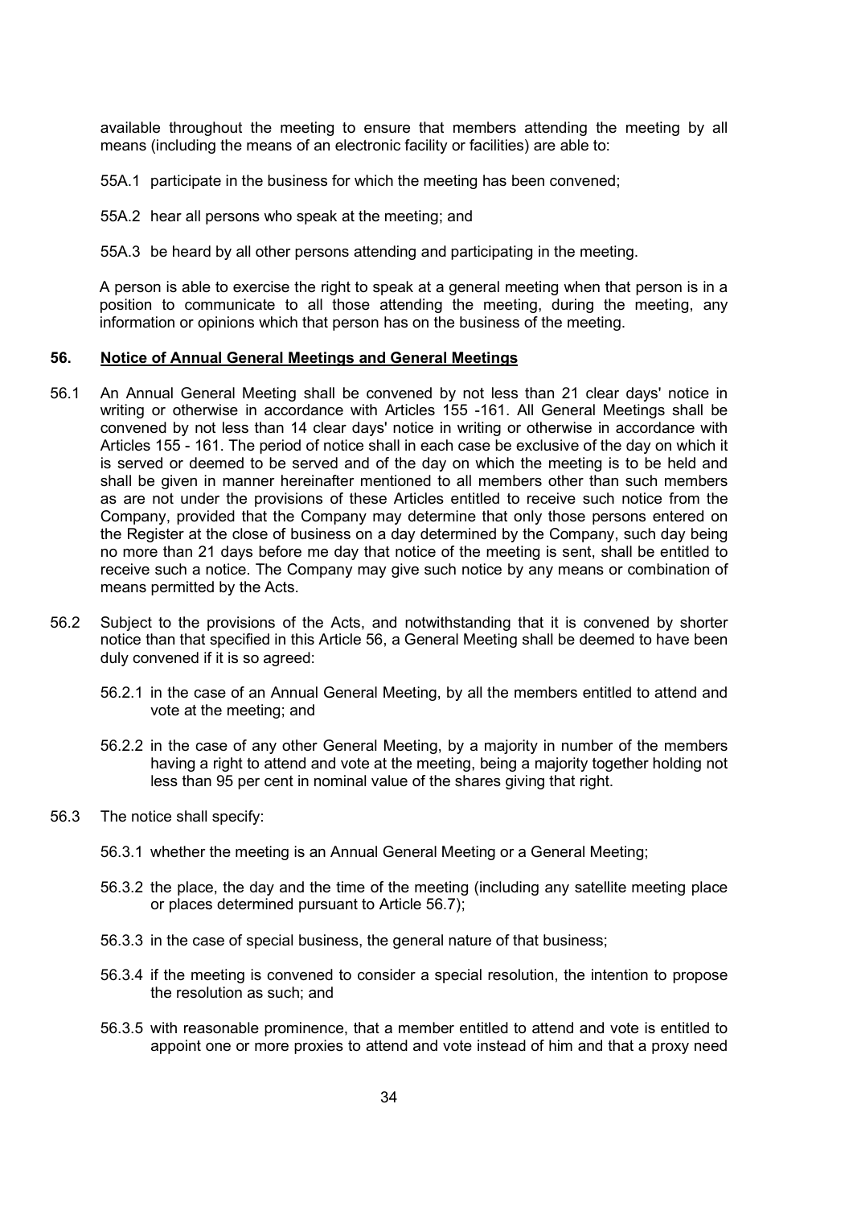available throughout the meeting to ensure that members attending the meeting by all means (including the means of an electronic facility or facilities) are able to:

55A.1 participate in the business for which the meeting has been convened;

55A.2 hear all persons who speak at the meeting; and

55A.3 be heard by all other persons attending and participating in the meeting.

A person is able to exercise the right to speak at a general meeting when that person is in a position to communicate to all those attending the meeting, during the meeting, any information or opinions which that person has on the business of the meeting.

## 56. Notice of Annual General Meetings and General Meetings

56.1 An Annual General Meeting shall be convened by not less than 21 clear days' notice in writing or otherwise in accordance with Articles 155 -161. All General Meetings shall be convened by not less than 14 clear days' notice in writing or otherwise in accordance with Articles 155 - 161. The period of notice shall in each case be exclusive of the day on which it is served or deemed to be served and of the day on which the meeting is to be held and shall be given in manner hereinafter mentioned to all members other than such members as are not under the provisions of these Articles entitled to receive such notice from the Company, provided that the Company may determine that only those persons entered on the Register at the close of business on a day determined by the Company, such day being no more than 21 days before me day that notice of the meeting is sent, shall be entitled to receive such a notice. The Company may give such notice by any means or combination of means permitted by the Acts.

56.2 Subject to the provisions of the Acts, and notwithstanding that it is convened by shorter notice than that specified in this Article 56, a General Meeting shall be deemed to have been duly convened if it is so agreed:

56.2.1 in the case of an Annual General Meeting, by all the members entitled to attend and vote at the meeting; and

56.2.2 in the case of any other General Meeting, by a majority in number of the members having a right to attend and vote at the meeting, being a majority together holding not less than 95 per cent in nominal value of the shares giving that right.

56.3 The notice shall specify:

56.3.1 whether the meeting is an Annual General Meeting or a General Meeting;

56.3.2 the place, the day and the time of the meeting (including any satellite meeting place or places determined pursuant to Article 56.7);

56.3.3 in the case of special business, the general nature of that business;

56.3.4 if the meeting is convened to consider a special resolution, the intention to propose the resolution as such; and

56.3.5 with reasonable prominence, that a member entitled to attend and vote is entitled to appoint one or more proxies to attend and vote instead of him and that a proxy need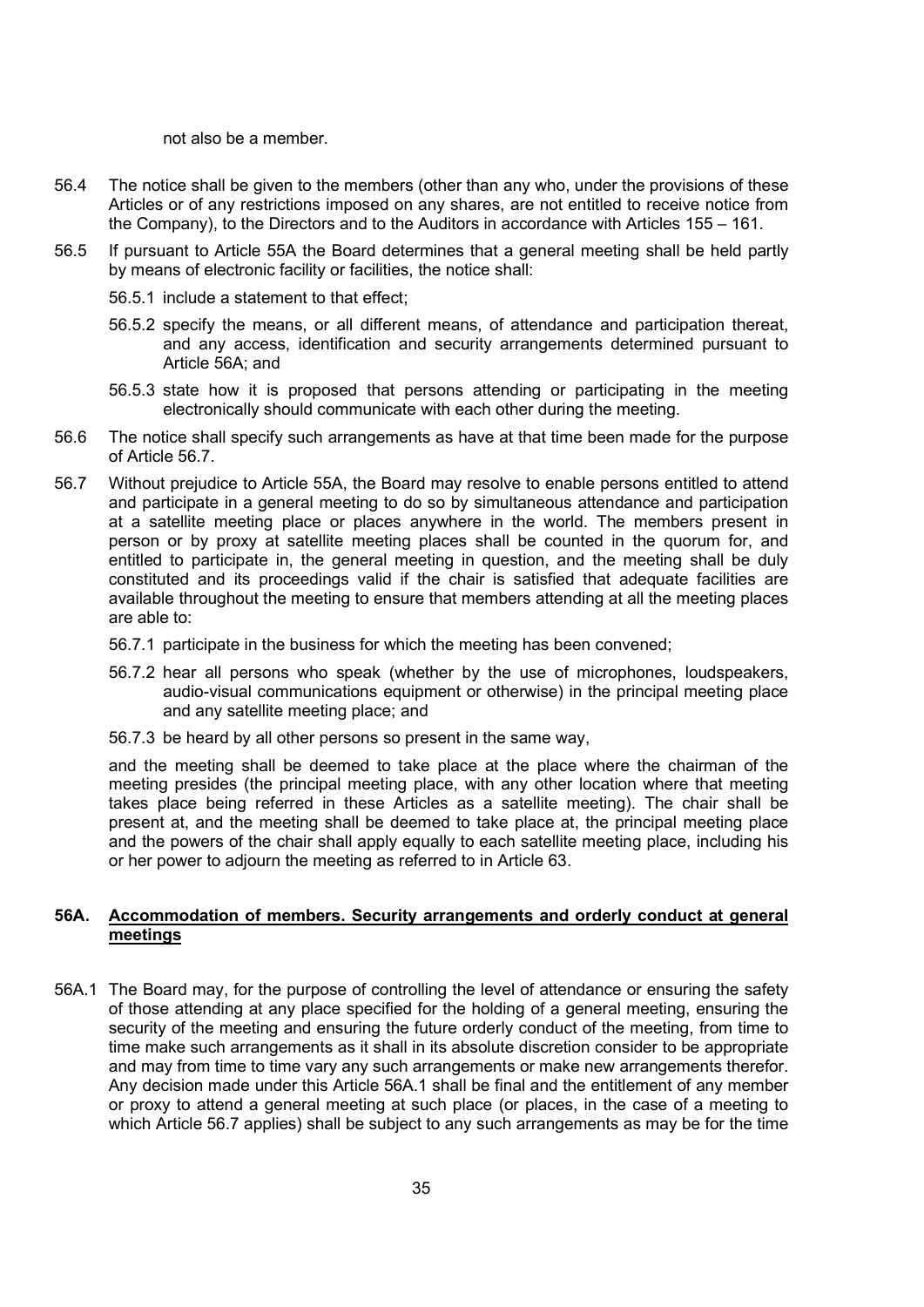not also be a member.

56.4 The notice shall be given to the members (other than any who, under the provisions of these Articles or of any restrictions imposed on any shares, are not entitled to receive notice from the Company), to the Directors and to the Auditors in accordance with Articles 155 – 161.

56.5 If pursuant to Article 55A the Board determines that a general meeting shall be held partly by means of electronic facility or facilities, the notice shall:

56.5.1 include a statement to that effect;

56.5.2 specify the means, or all different means, of attendance and participation thereat, and any access, identification and security arrangements determined pursuant to Article 56A; and

56.5.3 state how it is proposed that persons attending or participating in the meeting electronically should communicate with each other during the meeting.

56.6 The notice shall specify such arrangements as have at that time been made for the purpose of Article 56.7.

56.7 Without prejudice to Article 55A, the Board may resolve to enable persons entitled to attend and participate in a general meeting to do so by simultaneous attendance and participation at a satellite meeting place or places anywhere in the world. The members present in person or by proxy at satellite meeting places shall be counted in the quorum for, and entitled to participate in, the general meeting in question, and the meeting shall be duly constituted and its proceedings valid if the chair is satisfied that adequate facilities are available throughout the meeting to ensure that members attending at all the meeting places are able to:

56.7.1 participate in the business for which the meeting has been convened;

56.7.2 hear all persons who speak (whether by the use of microphones, loudspeakers, audio-visual communications equipment or otherwise) in the principal meeting place and any satellite meeting place; and

56.7.3 be heard by all other persons so present in the same way,

and the meeting shall be deemed to take place at the place where the chairman of the meeting presides (the principal meeting place, with any other location where that meeting takes place being referred in these Articles as a satellite meeting). The chair shall be present at, and the meeting shall be deemed to take place at, the principal meeting place and the powers of the chair shall apply equally to each satellite meeting place, including his or her power to adjourn the meeting as referred to in Article 63.

## 56A. Accommodation of members. Security arrangements and orderly conduct at general meetings

56A.1 The Board may, for the purpose of controlling the level of attendance or ensuring the safety of those attending at any place specified for the holding of a general meeting, ensuring the security of the meeting and ensuring the future orderly conduct of the meeting, from time to time make such arrangements as it shall in its absolute discretion consider to be appropriate and may from time to time vary any such arrangements or make new arrangements therefor. Any decision made under this Article 56A.1 shall be final and the entitlement of any member or proxy to attend a general meeting at such place (or places, in the case of a meeting to which Article 56.7 applies) shall be subject to any such arrangements as may be for the time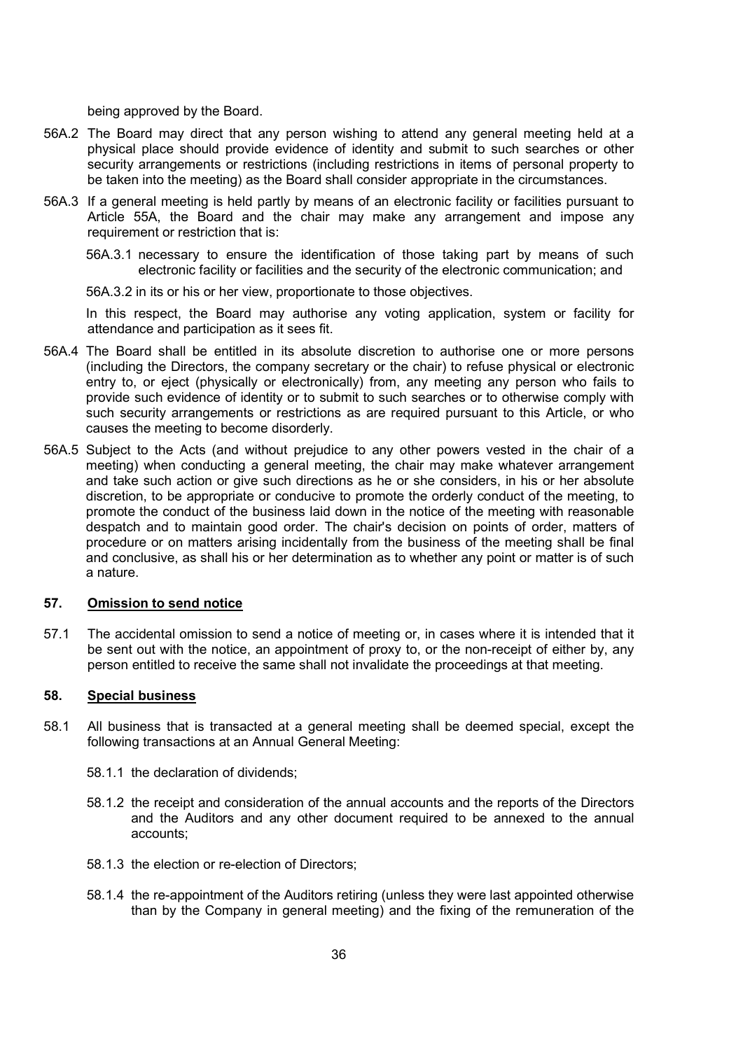being approved by the Board.

56A.2 The Board may direct that any person wishing to attend any general meeting held at a physical place should provide evidence of identity and submit to such searches or other security arrangements or restrictions (including restrictions in items of personal property to be taken into the meeting) as the Board shall consider appropriate in the circumstances.

56A.3 If a general meeting is held partly by means of an electronic facility or facilities pursuant to Article 55A, the Board and the chair may make any arrangement and impose any requirement or restriction that is:

56A.3.1 necessary to ensure the identification of those taking part by means of such electronic facility or facilities and the security of the electronic communication; and

56A.3.2 in its or his or her view, proportionate to those objectives.

In this respect, the Board may authorise any voting application, system or facility for attendance and participation as it sees fit.

56A.4 The Board shall be entitled in its absolute discretion to authorise one or more persons (including the Directors, the company secretary or the chair) to refuse physical or electronic entry to, or eject (physically or electronically) from, any meeting any person who fails to provide such evidence of identity or to submit to such searches or to otherwise comply with such security arrangements or restrictions as are required pursuant to this Article, or who causes the meeting to become disorderly.

56A.5 Subject to the Acts (and without prejudice to any other powers vested in the chair of a meeting) when conducting a general meeting, the chair may make whatever arrangement and take such action or give such directions as he or she considers, in his or her absolute discretion, to be appropriate or conducive to promote the orderly conduct of the meeting, to promote the conduct of the business laid down in the notice of the meeting with reasonable despatch and to maintain good order. The chair's decision on points of order, matters of procedure or on matters arising incidentally from the business of the meeting shall be final and conclusive, as shall his or her determination as to whether any point or matter is of such a nature.

## 57. Omission to send notice

57.1 The accidental omission to send a notice of meeting or, in cases where it is intended that it be sent out with the notice, an appointment of proxy to, or the non-receipt of either by, any person entitled to receive the same shall not invalidate the proceedings at that meeting.

## 58. Special business

58.1 All business that is transacted at a general meeting shall be deemed special, except the following transactions at an Annual General Meeting:

58.1.1 the declaration of dividends;

58.1.2 the receipt and consideration of the annual accounts and the reports of the Directors and the Auditors and any other document required to be annexed to the annual accounts;

58.1.3 the election or re-election of Directors;

58.1.4 the re-appointment of the Auditors retiring (unless they were last appointed otherwise than by the Company in general meeting) and the fixing of the remuneration of the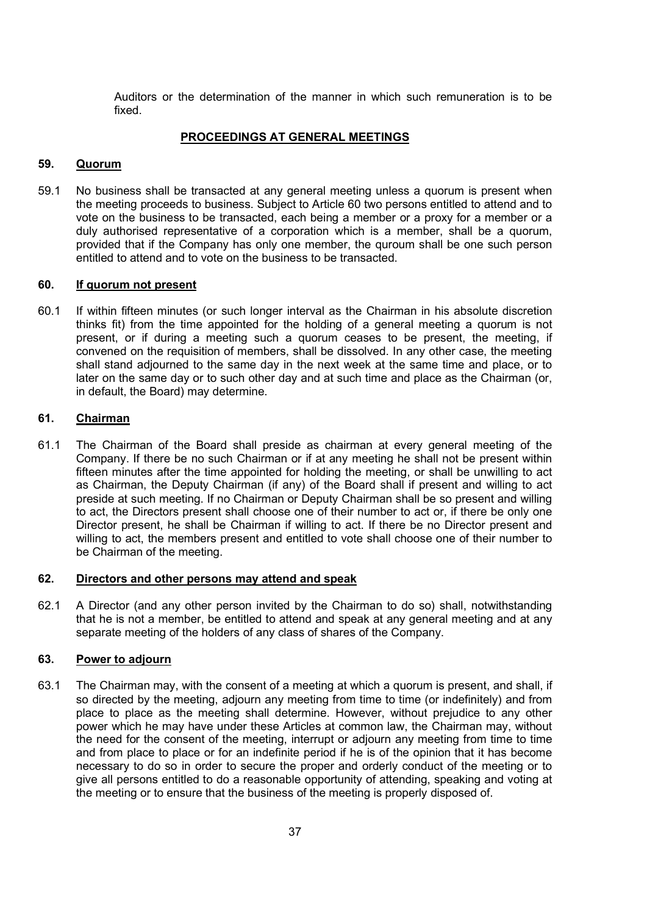Auditors or the determination of the manner in which such remuneration is to be fixed.

## PROCEEDINGS AT GENERAL MEETINGS

### 59. Quorum

59.1 No business shall be transacted at any general meeting unless a quorum is present when the meeting proceeds to business. Subject to Article 60 two persons entitled to attend and to vote on the business to be transacted, each being a member or a proxy for a member or a duly authorised representative of a corporation which is a member, shall be a quorum, provided that if the Company has only one member, the quroum shall be one such person entitled to attend and to vote on the business to be transacted.

### 60. If quorum not present

60.1 If within fifteen minutes (or such longer interval as the Chairman in his absolute discretion thinks fit) from the time appointed for the holding of a general meeting a quorum is not present, or if during a meeting such a quorum ceases to be present, the meeting, if convened on the requisition of members, shall be dissolved. In any other case, the meeting shall stand adjourned to the same day in the next week at the same time and place, or to later on the same day or to such other day and at such time and place as the Chairman (or, in default, the Board) may determine.

### 61. Chairman

61.1 The Chairman of the Board shall preside as chairman at every general meeting of the Company. If there be no such Chairman or if at any meeting he shall not be present within fifteen minutes after the time appointed for holding the meeting, or shall be unwilling to act as Chairman, the Deputy Chairman (if any) of the Board shall if present and willing to act preside at such meeting. If no Chairman or Deputy Chairman shall be so present and willing to act, the Directors present shall choose one of their number to act or, if there be only one Director present, he shall be Chairman if willing to act. If there be no Director present and willing to act, the members present and entitled to vote shall choose one of their number to be Chairman of the meeting.

### 62. Directors and other persons may attend and speak

62.1 A Director (and any other person invited by the Chairman to do so) shall, notwithstanding that he is not a member, be entitled to attend and speak at any general meeting and at any separate meeting of the holders of any class of shares of the Company.

### 63. Power to adjourn

63.1 The Chairman may, with the consent of a meeting at which a quorum is present, and shall, if so directed by the meeting, adjourn any meeting from time to time (or indefinitely) and from place to place as the meeting shall determine. However, without prejudice to any other power which he may have under these Articles at common law, the Chairman may, without the need for the consent of the meeting, interrupt or adjourn any meeting from time to time and from place to place or for an indefinite period if he is of the opinion that it has become necessary to do so in order to secure the proper and orderly conduct of the meeting or to give all persons entitled to do a reasonable opportunity of attending, speaking and voting at the meeting or to ensure that the business of the meeting is properly disposed of.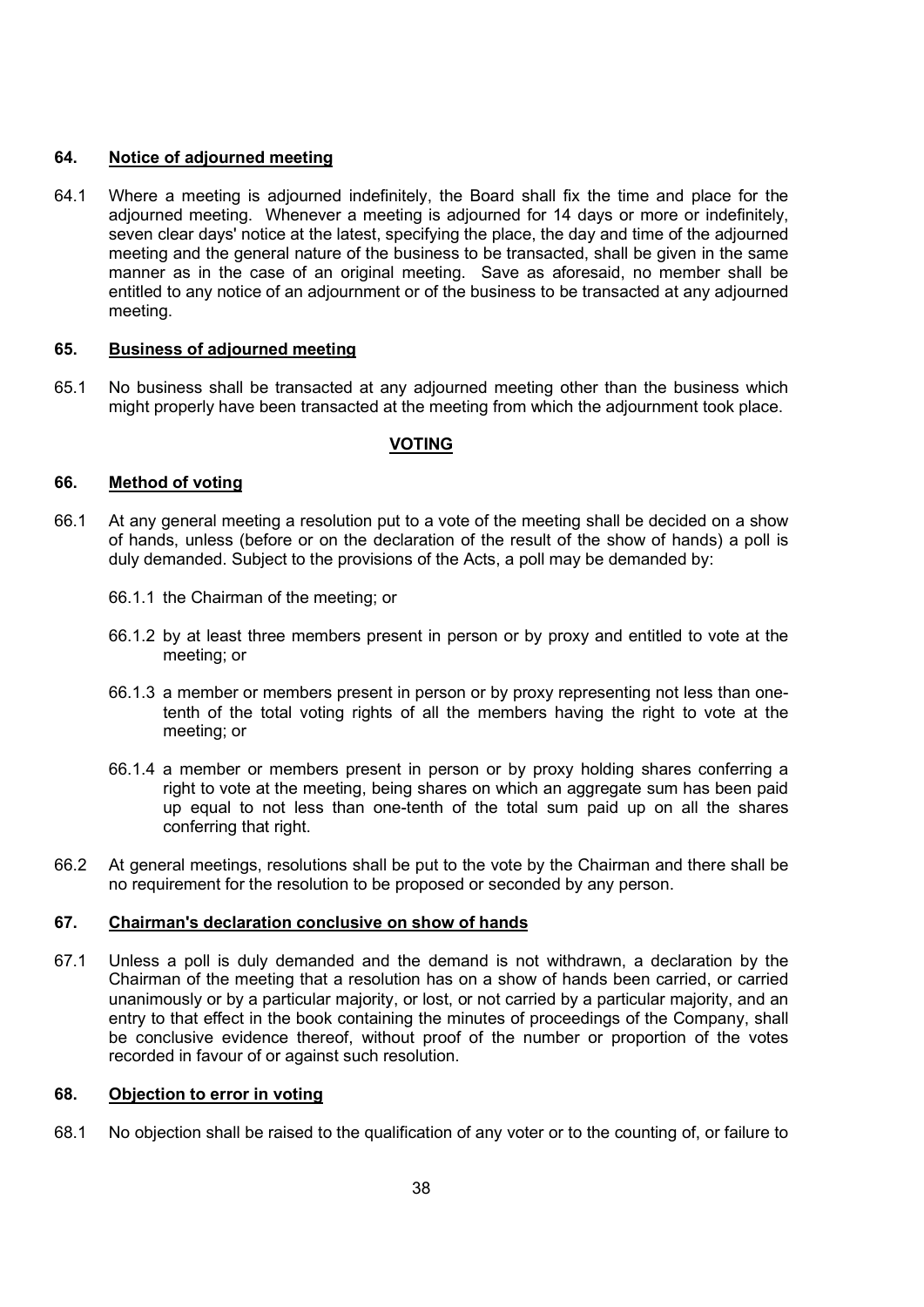### 64. Notice of adjourned meeting

64.1 Where a meeting is adjourned indefinitely, the Board shall fix the time and place for the adjourned meeting. Whenever a meeting is adjourned for 14 days or more or indefinitely, seven clear days' notice at the latest, specifying the place, the day and time of the adjourned meeting and the general nature of the business to be transacted, shall be given in the same manner as in the case of an original meeting. Save as aforesaid, no member shall be entitled to any notice of an adjournment or of the business to be transacted at any adjourned meeting.

### 65. Business of adjourned meeting

65.1 No business shall be transacted at any adjourned meeting other than the business which might properly have been transacted at the meeting from which the adjournment took place.

## VOTING

### 66. Method of voting

66.1 At any general meeting a resolution put to a vote of the meeting shall be decided on a show of hands, unless (before or on the declaration of the result of the show of hands) a poll is duly demanded. Subject to the provisions of the Acts, a poll may be demanded by:

66.1.1 the Chairman of the meeting; or

66.1.2 by at least three members present in person or by proxy and entitled to vote at the meeting; or

66.1.3 a member or members present in person or by proxy representing not less than one-tenth of the total voting rights of all the members having the right to vote at the meeting; or

66.1.4 a member or members present in person or by proxy holding shares conferring a right to vote at the meeting, being shares on which an aggregate sum has been paid up equal to not less than one-tenth of the total sum paid up on all the shares conferring that right.

66.2 At general meetings, resolutions shall be put to the vote by the Chairman and there shall be no requirement for the resolution to be proposed or seconded by any person.

### 67. Chairman's declaration conclusive on show of hands

67.1 Unless a poll is duly demanded and the demand is not withdrawn, a declaration by the Chairman of the meeting that a resolution has on a show of hands been carried, or carried unanimously or by a particular majority, or lost, or not carried by a particular majority, and an entry to that effect in the book containing the minutes of proceedings of the Company, shall be conclusive evidence thereof, without proof of the number or proportion of the votes recorded in favour of or against such resolution.

### 68. Objection to error in voting

68.1 No objection shall be raised to the qualification of any voter or to the counting of, or failure to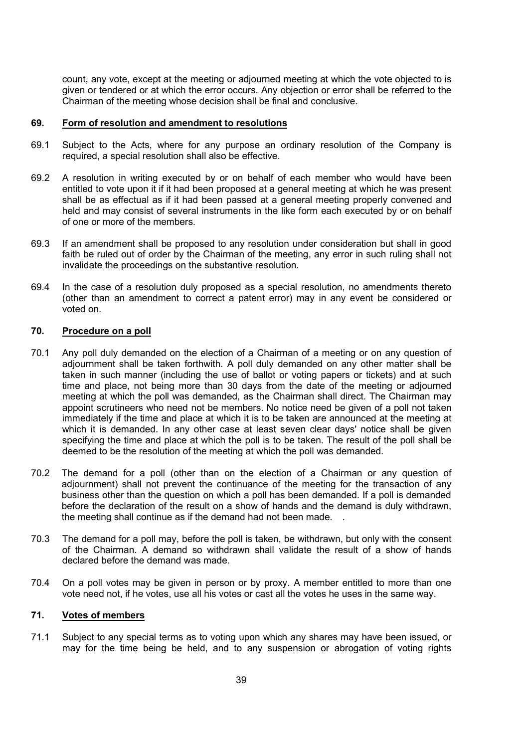count, any vote, except at the meeting or adjourned meeting at which the vote objected to is given or tendered or at which the error occurs. Any objection or error shall be referred to the Chairman of the meeting whose decision shall be final and conclusive.

## 69. Form of resolution and amendment to resolutions

69.1 Subject to the Acts, where for any purpose an ordinary resolution of the Company is required, a special resolution shall also be effective.

69.2 A resolution in writing executed by or on behalf of each member who would have been entitled to vote upon it if it had been proposed at a general meeting at which he was present shall be as effectual as if it had been passed at a general meeting properly convened and held and may consist of several instruments in the like form each executed by or on behalf of one or more of the members.

69.3 If an amendment shall be proposed to any resolution under consideration but shall in good faith be ruled out of order by the Chairman of the meeting, any error in such ruling shall not invalidate the proceedings on the substantive resolution.

69.4 In the case of a resolution duly proposed as a special resolution, no amendments thereto (other than an amendment to correct a patent error) may in any event be considered or voted on.

## 70. Procedure on a poll

70.1 Any poll duly demanded on the election of a Chairman of a meeting or on any question of adjournment shall be taken forthwith. A poll duly demanded on any other matter shall be taken in such manner (including the use of ballot or voting papers or tickets) and at such time and place, not being more than 30 days from the date of the meeting or adjourned meeting at which the poll was demanded, as the Chairman shall direct. The Chairman may appoint scrutineers who need not be members. No notice need be given of a poll not taken immediately if the time and place at which it is to be taken are announced at the meeting at which it is demanded. In any other case at least seven clear days' notice shall be given specifying the time and place at which the poll is to be taken. The result of the poll shall be deemed to be the resolution of the meeting at which the poll was demanded.

70.2 The demand for a poll (other than on the election of a Chairman or any question of adjournment) shall not prevent the continuance of the meeting for the transaction of any business other than the question on which a poll has been demanded. If a poll is demanded before the declaration of the result on a show of hands and the demand is duly withdrawn, the meeting shall continue as if the demand had not been made. .

70.3 The demand for a poll may, before the poll is taken, be withdrawn, but only with the consent of the Chairman. A demand so withdrawn shall validate the result of a show of hands declared before the demand was made.

70.4 On a poll votes may be given in person or by proxy. A member entitled to more than one vote need not, if he votes, use all his votes or cast all the votes he uses in the same way.

## 71. Votes of members

71.1 Subject to any special terms as to voting upon which any shares may have been issued, or may for the time being be held, and to any suspension or abrogation of voting rights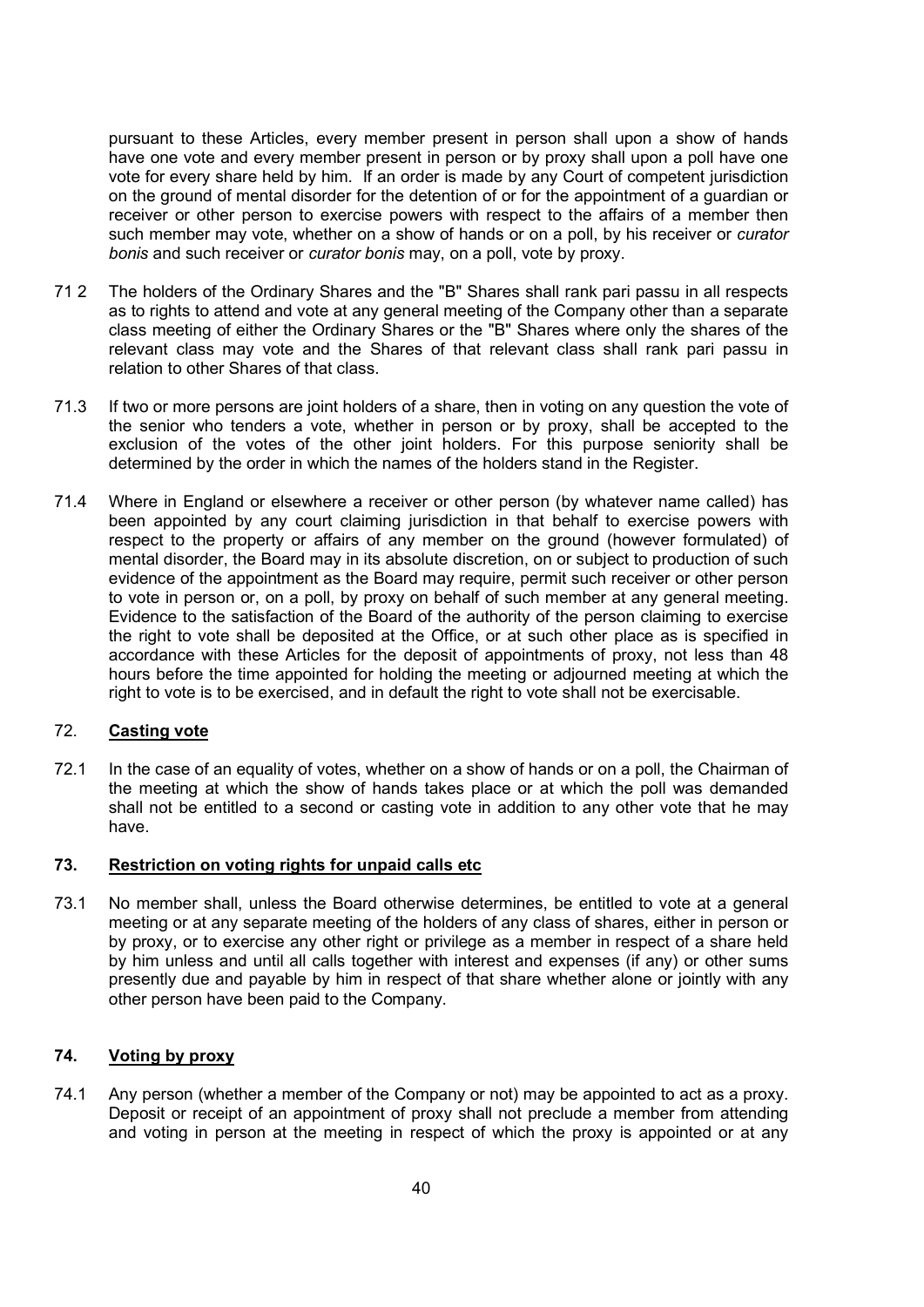pursuant to these Articles, every member present in person shall upon a show of hands have one vote and every member present in person or by proxy shall upon a poll have one vote for every share held by him. If an order is made by any Court of competent jurisdiction on the ground of mental disorder for the detention of or for the appointment of a guardian or receiver or other person to exercise powers with respect to the affairs of a member then such member may vote, whether on a show of hands or on a poll, by his receiver or *curator bonis* and such receiver or *curator bonis* may, on a poll, vote by proxy.

71 2 The holders of the Ordinary Shares and the "B" Shares shall rank pari passu in all respects as to rights to attend and vote at any general meeting of the Company other than a separate class meeting of either the Ordinary Shares or the "B" Shares where only the shares of the relevant class may vote and the Shares of that relevant class shall rank pari passu in relation to other Shares of that class.

71.3 If two or more persons are joint holders of a share, then in voting on any question the vote of the senior who tenders a vote, whether in person or by proxy, shall be accepted to the exclusion of the votes of the other joint holders. For this purpose seniority shall be determined by the order in which the names of the holders stand in the Register.

71.4 Where in England or elsewhere a receiver or other person (by whatever name called) has been appointed by any court claiming jurisdiction in that behalf to exercise powers with respect to the property or affairs of any member on the ground (however formulated) of mental disorder, the Board may in its absolute discretion, on or subject to production of such evidence of the appointment as the Board may require, permit such receiver or other person to vote in person or, on a poll, by proxy on behalf of such member at any general meeting. Evidence to the satisfaction of the Board of the authority of the person claiming to exercise the right to vote shall be deposited at the Office, or at such other place as is specified in accordance with these Articles for the deposit of appointments of proxy, not less than 48 hours before the time appointed for holding the meeting or adjourned meeting at which the right to vote is to be exercised, and in default the right to vote shall not be exercisable.

## 72. <u>Casting vote</u>

72.1 In the case of an equality of votes, whether on a show of hands or on a poll, the Chairman of the meeting at which the show of hands takes place or at which the poll was demanded shall not be entitled to a second or casting vote in addition to any other vote that he may have.

## 73. <u>Restriction on voting rights for unpaid calls etc</u>

73.1 No member shall, unless the Board otherwise determines, be entitled to vote at a general meeting or at any separate meeting of the holders of any class of shares, either in person or by proxy, or to exercise any other right or privilege as a member in respect of a share held by him unless and until all calls together with interest and expenses (if any) or other sums presently due and payable by him in respect of that share whether alone or jointly with any other person have been paid to the Company.

## 74. <u>Voting by proxy</u>

74.1 Any person (whether a member of the Company or not) may be appointed to act as a proxy. Deposit or receipt of an appointment of proxy shall not preclude a member from attending and voting in person at the meeting in respect of which the proxy is appointed or at any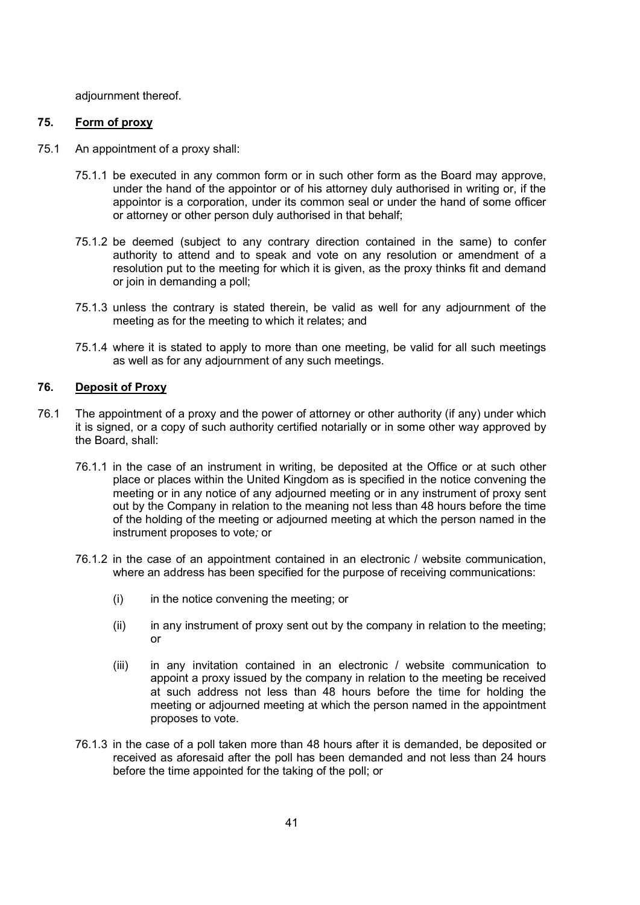adjournment thereof.

## 75. Form of proxy

75.1 An appointment of a proxy shall:

75.1.1 be executed in any common form or in such other form as the Board may approve, under the hand of the appointor or of his attorney duly authorised in writing or, if the appointor is a corporation, under its common seal or under the hand of some officer or attorney or other person duly authorised in that behalf;

75.1.2 be deemed (subject to any contrary direction contained in the same) to confer authority to attend and to speak and vote on any resolution or amendment of a resolution put to the meeting for which it is given, as the proxy thinks fit and demand or join in demanding a poll;

75.1.3 unless the contrary is stated therein, be valid as well for any adjournment of the meeting as for the meeting to which it relates; and

75.1.4 where it is stated to apply to more than one meeting, be valid for all such meetings as well as for any adjournment of any such meetings.

## 76. Deposit of Proxy

76.1 The appointment of a proxy and the power of attorney or other authority (if any) under which it is signed, or a copy of such authority certified notarially or in some other way approved by the Board, shall:

76.1.1 in the case of an instrument in writing, be deposited at the Office or at such other place or places within the United Kingdom as is specified in the notice convening the meeting or in any notice of any adjourned meeting or in any instrument of proxy sent out by the Company in relation to the meaning not less than 48 hours before the time of the holding of the meeting or adjourned meeting at which the person named in the instrument proposes to vote*;* or

76.1.2 in the case of an appointment contained in an electronic / website communication, where an address has been specified for the purpose of receiving communications:

(i) in the notice convening the meeting; or

(ii) in any instrument of proxy sent out by the company in relation to the meeting; or

(iii) in any invitation contained in an electronic / website communication to appoint a proxy issued by the company in relation to the meeting be received at such address not less than 48 hours before the time for holding the meeting or adjourned meeting at which the person named in the appointment proposes to vote.

76.1.3 in the case of a poll taken more than 48 hours after it is demanded, be deposited or received as aforesaid after the poll has been demanded and not less than 24 hours before the time appointed for the taking of the poll; or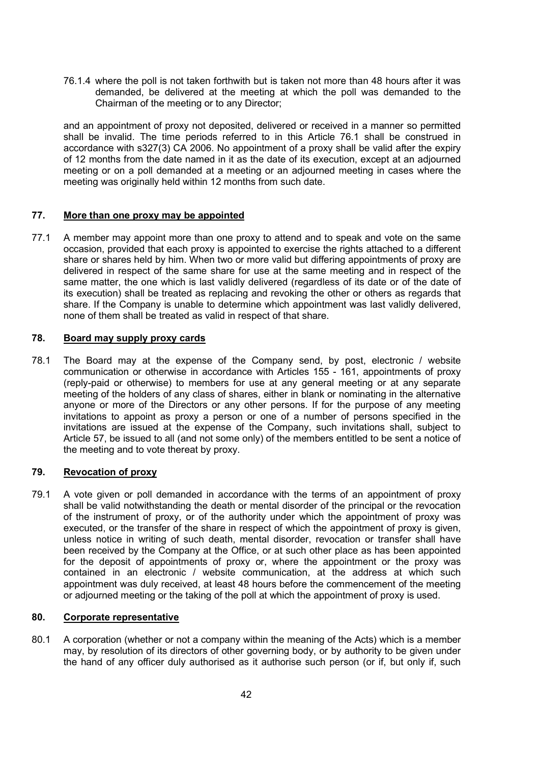76.1.4 where the poll is not taken forthwith but is taken not more than 48 hours after it was demanded, be delivered at the meeting at which the poll was demanded to the Chairman of the meeting or to any Director;

and an appointment of proxy not deposited, delivered or received in a manner so permitted shall be invalid. The time periods referred to in this Article 76.1 shall be construed in accordance with s327(3) CA 2006. No appointment of a proxy shall be valid after the expiry of 12 months from the date named in it as the date of its execution, except at an adjourned meeting or on a poll demanded at a meeting or an adjourned meeting in cases where the meeting was originally held within 12 months from such date.

## 77. <u>More than one proxy may be appointed</u>

77.1 A member may appoint more than one proxy to attend and to speak and vote on the same occasion, provided that each proxy is appointed to exercise the rights attached to a different share or shares held by him. When two or more valid but differing appointments of proxy are delivered in respect of the same share for use at the same meeting and in respect of the same matter, the one which is last validly delivered (regardless of its date or of the date of its execution) shall be treated as replacing and revoking the other or others as regards that share. If the Company is unable to determine which appointment was last validly delivered, none of them shall be treated as valid in respect of that share.

## 78. <u>Board may supply proxy cards</u>

78.1 The Board may at the expense of the Company send, by post, electronic / website communication or otherwise in accordance with Articles 155 - 161, appointments of proxy (reply-paid or otherwise) to members for use at any general meeting or at any separate meeting of the holders of any class of shares, either in blank or nominating in the alternative anyone or more of the Directors or any other persons. If for the purpose of any meeting invitations to appoint as proxy a person or one of a number of persons specified in the invitations are issued at the expense of the Company, such invitations shall, subject to Article 57, be issued to all (and not some only) of the members entitled to be sent a notice of the meeting and to vote thereat by proxy.

## 79. <u>Revocation of proxy</u>

79.1 A vote given or poll demanded in accordance with the terms of an appointment of proxy shall be valid notwithstanding the death or mental disorder of the principal or the revocation of the instrument of proxy, or of the authority under which the appointment of proxy was executed, or the transfer of the share in respect of which the appointment of proxy is given, unless notice in writing of such death, mental disorder, revocation or transfer shall have been received by the Company at the Office, or at such other place as has been appointed for the deposit of appointments of proxy or, where the appointment or the proxy was contained in an electronic / website communication, at the address at which such appointment was duly received, at least 48 hours before the commencement of the meeting or adjourned meeting or the taking of the poll at which the appointment of proxy is used.

## 80. <u>Corporate representative</u>

80.1 A corporation (whether or not a company within the meaning of the Acts) which is a member may, by resolution of its directors of other governing body, or by authority to be given under the hand of any officer duly authorised as it authorise such person (or if, but only if, such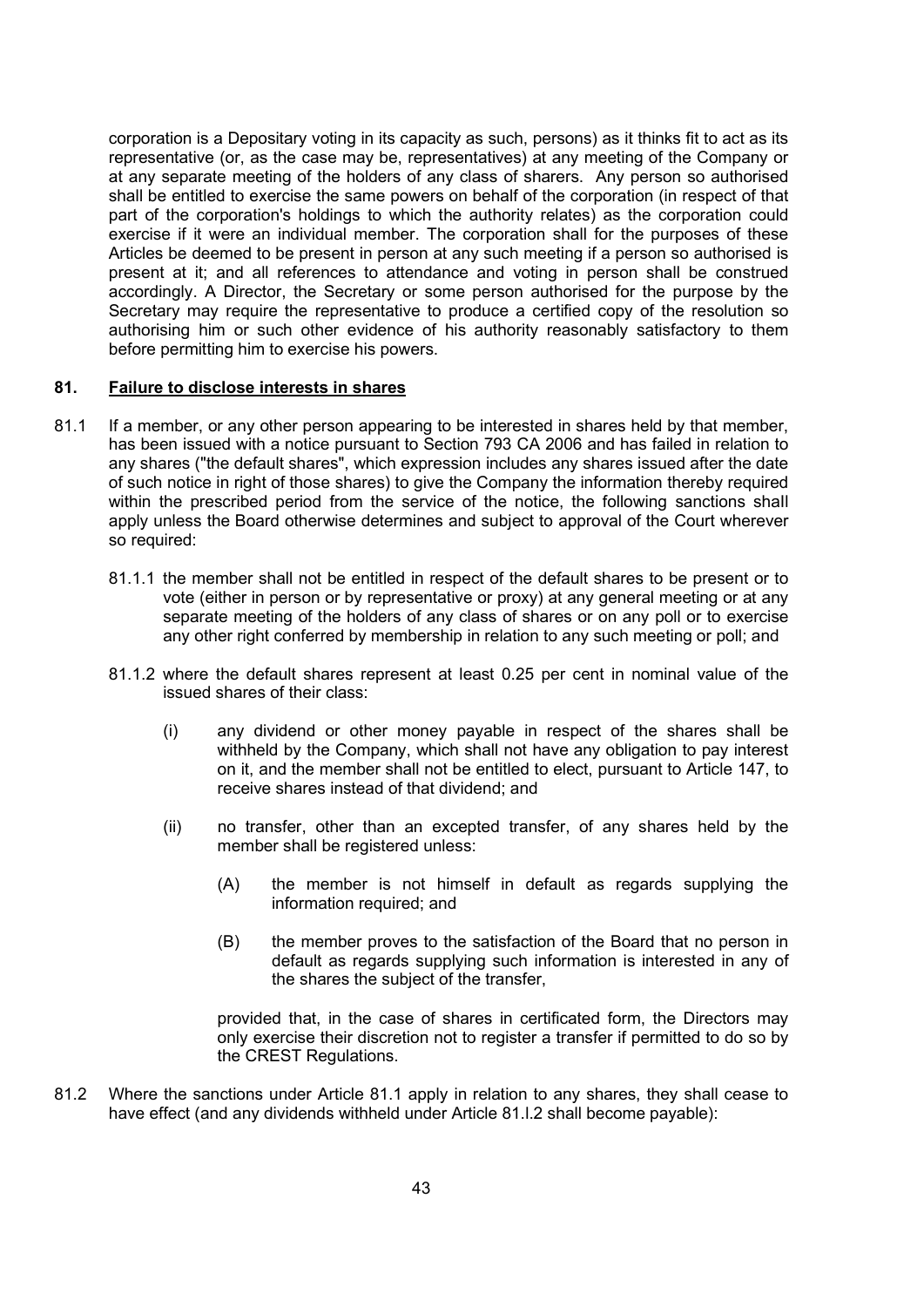corporation is a Depositary voting in its capacity as such, persons) as it thinks fit to act as its representative (or, as the case may be, representatives) at any meeting of the Company or at any separate meeting of the holders of any class of sharers. Any person so authorised shall be entitled to exercise the same powers on behalf of the corporation (in respect of that part of the corporation's holdings to which the authority relates) as the corporation could exercise if it were an individual member. The corporation shall for the purposes of these Articles be deemed to be present in person at any such meeting if a person so authorised is present at it; and all references to attendance and voting in person shall be construed accordingly. A Director, the Secretary or some person authorised for the purpose by the Secretary may require the representative to produce a certified copy of the resolution so authorising him or such other evidence of his authority reasonably satisfactory to them before permitting him to exercise his powers.

## 81. Failure to disclose interests in shares

81.1 If a member, or any other person appearing to be interested in shares held by that member, has been issued with a notice pursuant to Section 793 CA 2006 and has failed in relation to any shares ("the default shares", which expression includes any shares issued after the date of such notice in right of those shares) to give the Company the information thereby required within the prescribed period from the service of the notice, the following sanctions shall apply unless the Board otherwise determines and subject to approval of the Court wherever so required:

81.1.1 the member shall not be entitled in respect of the default shares to be present or to vote (either in person or by representative or proxy) at any general meeting or at any separate meeting of the holders of any class of shares or on any poll or to exercise any other right conferred by membership in relation to any such meeting or poll; and

81.1.2 where the default shares represent at least 0.25 per cent in nominal value of the issued shares of their class:

(i) any dividend or other money payable in respect of the shares shall be withheld by the Company, which shall not have any obligation to pay interest on it, and the member shall not be entitled to elect, pursuant to Article 147, to receive shares instead of that dividend; and

(ii) no transfer, other than an excepted transfer, of any shares held by the member shall be registered unless:

(A) the member is not himself in default as regards supplying the information required; and

(B) the member proves to the satisfaction of the Board that no person in default as regards supplying such information is interested in any of the shares the subject of the transfer,

provided that, in the case of shares in certificated form, the Directors may only exercise their discretion not to register a transfer if permitted to do so by the CREST Regulations.

81.2 Where the sanctions under Article 81.1 apply in relation to any shares, they shall cease to have effect (and any dividends withheld under Article 81.l.2 shall become payable):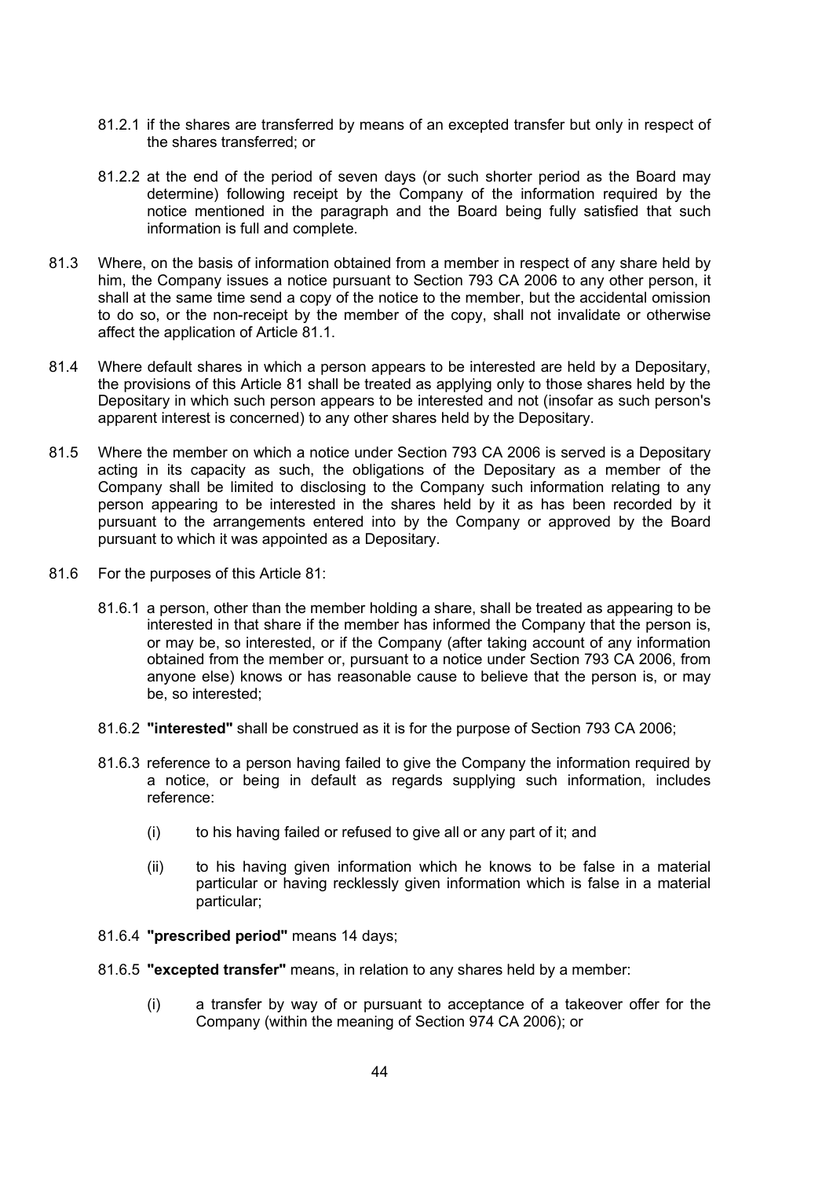81.2.1 if the shares are transferred by means of an excepted transfer but only in respect of the shares transferred; or

81.2.2 at the end of the period of seven days (or such shorter period as the Board may determine) following receipt by the Company of the information required by the notice mentioned in the paragraph and the Board being fully satisfied that such information is full and complete.

81.3 Where, on the basis of information obtained from a member in respect of any share held by him, the Company issues a notice pursuant to Section 793 CA 2006 to any other person, it shall at the same time send a copy of the notice to the member, but the accidental omission to do so, or the non-receipt by the member of the copy, shall not invalidate or otherwise affect the application of Article 81.1.

81.4 Where default shares in which a person appears to be interested are held by a Depositary, the provisions of this Article 81 shall be treated as applying only to those shares held by the Depositary in which such person appears to be interested and not (insofar as such person's apparent interest is concerned) to any other shares held by the Depositary.

81.5 Where the member on which a notice under Section 793 CA 2006 is served is a Depositary acting in its capacity as such, the obligations of the Depositary as a member of the Company shall be limited to disclosing to the Company such information relating to any person appearing to be interested in the shares held by it as has been recorded by it pursuant to the arrangements entered into by the Company or approved by the Board pursuant to which it was appointed as a Depositary.

81.6 For the purposes of this Article 81:

81.6.1 a person, other than the member holding a share, shall be treated as appearing to be interested in that share if the member has informed the Company that the person is, or may be, so interested, or if the Company (after taking account of any information obtained from the member or, pursuant to a notice under Section 793 CA 2006, from anyone else) knows or has reasonable cause to believe that the person is, or may be, so interested;

81.6.2 **"interested"** shall be construed as it is for the purpose of Section 793 CA 2006;

81.6.3 reference to a person having failed to give the Company the information required by a notice, or being in default as regards supplying such information, includes reference:

(i) to his having failed or refused to give all or any part of it; and

(ii) to his having given information which he knows to be false in a material particular or having recklessly given information which is false in a material particular;

81.6.4 **"prescribed period"** means 14 days;

81.6.5 **"excepted transfer"** means, in relation to any shares held by a member:

(i) a transfer by way of or pursuant to acceptance of a takeover offer for the Company (within the meaning of Section 974 CA 2006); or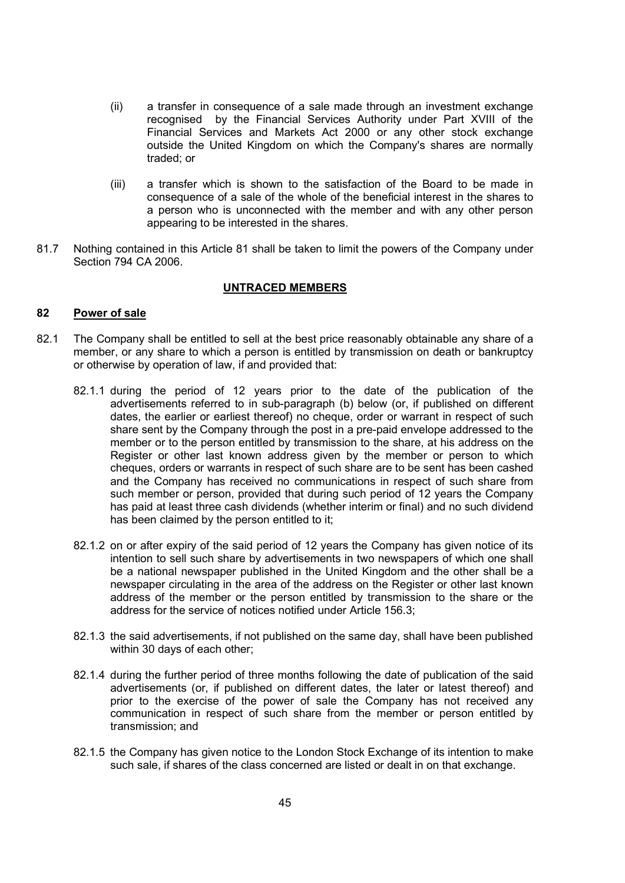(ii) a transfer in consequence of a sale made through an investment exchange recognised by the Financial Services Authority under Part XVIII of the Financial Services and Markets Act 2000 or any other stock exchange outside the United Kingdom on which the Company's shares are normally traded; or

(iii) a transfer which is shown to the satisfaction of the Board to be made in consequence of a sale of the whole of the beneficial interest in the shares to a person who is unconnected with the member and with any other person appearing to be interested in the shares.

81.7 Nothing contained in this Article 81 shall be taken to limit the powers of the Company under Section 794 CA 2006.

## UNTRACED MEMBERS

### 82 Power of sale

82.1 The Company shall be entitled to sell at the best price reasonably obtainable any share of a member, or any share to which a person is entitled by transmission on death or bankruptcy or otherwise by operation of law, if and provided that:

82.1.1 during the period of 12 years prior to the date of the publication of the advertisements referred to in sub-paragraph (b) below (or, if published on different dates, the earlier or earliest thereof) no cheque, order or warrant in respect of such share sent by the Company through the post in a pre-paid envelope addressed to the member or to the person entitled by transmission to the share, at his address on the Register or other last known address given by the member or person to which cheques, orders or warrants in respect of such share are to be sent has been cashed and the Company has received no communications in respect of such share from such member or person, provided that during such period of 12 years the Company has paid at least three cash dividends (whether interim or final) and no such dividend has been claimed by the person entitled to it;

82.1.2 on or after expiry of the said period of 12 years the Company has given notice of its intention to sell such share by advertisements in two newspapers of which one shall be a national newspaper published in the United Kingdom and the other shall be a newspaper circulating in the area of the address on the Register or other last known address of the member or the person entitled by transmission to the share or the address for the service of notices notified under Article 156.3;

82.1.3 the said advertisements, if not published on the same day, shall have been published within 30 days of each other;

82.1.4 during the further period of three months following the date of publication of the said advertisements (or, if published on different dates, the later or latest thereof) and prior to the exercise of the power of sale the Company has not received any communication in respect of such share from the member or person entitled by transmission; and

82.1.5 the Company has given notice to the London Stock Exchange of its intention to make such sale, if shares of the class concerned are listed or dealt in on that exchange.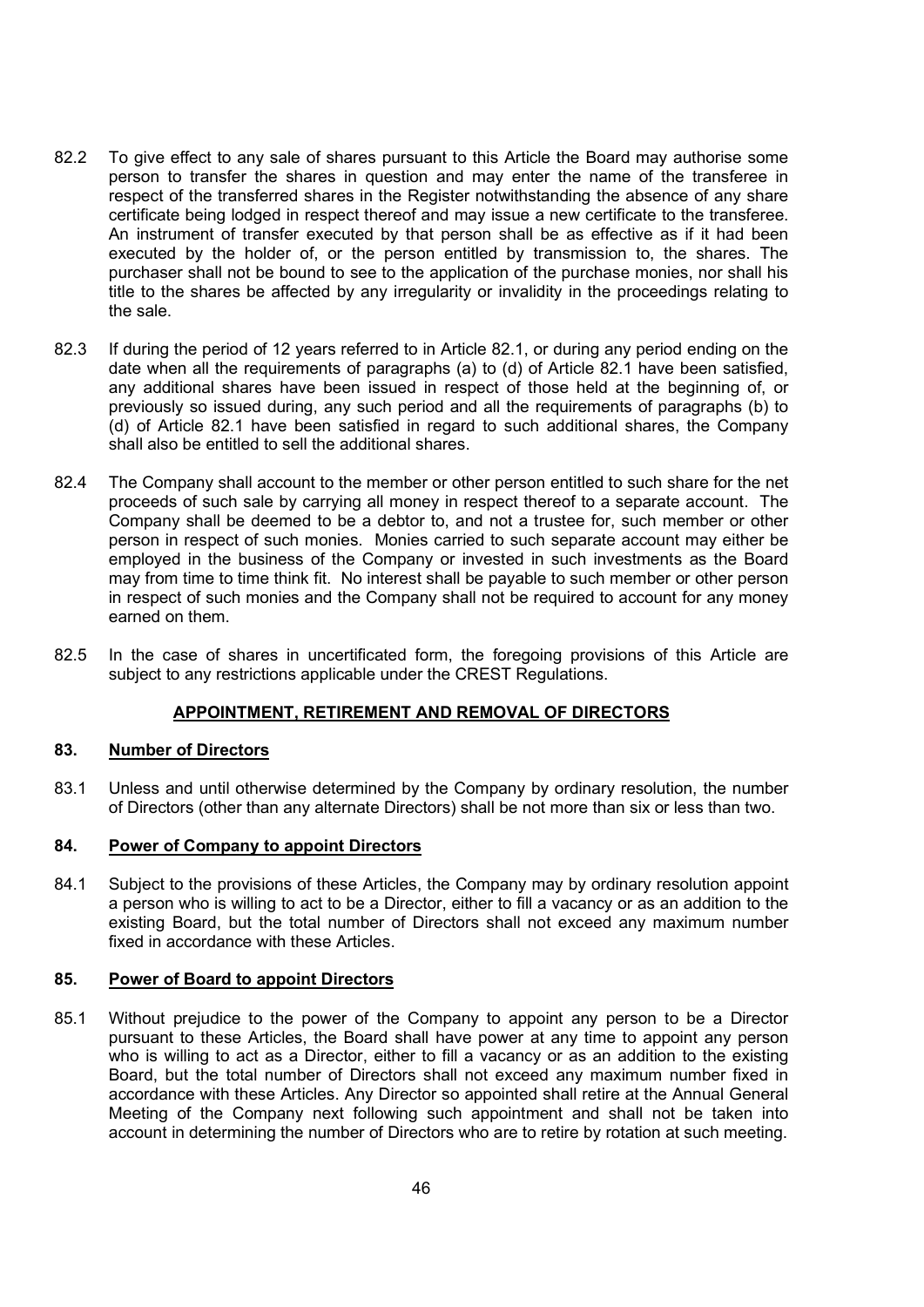82.2 To give effect to any sale of shares pursuant to this Article the Board may authorise some person to transfer the shares in question and may enter the name of the transferee in respect of the transferred shares in the Register notwithstanding the absence of any share certificate being lodged in respect thereof and may issue a new certificate to the transferee. An instrument of transfer executed by that person shall be as effective as if it had been executed by the holder of, or the person entitled by transmission to, the shares. The purchaser shall not be bound to see to the application of the purchase monies, nor shall his title to the shares be affected by any irregularity or invalidity in the proceedings relating to the sale.

82.3 If during the period of 12 years referred to in Article 82.1, or during any period ending on the date when all the requirements of paragraphs (a) to (d) of Article 82.1 have been satisfied, any additional shares have been issued in respect of those held at the beginning of, or previously so issued during, any such period and all the requirements of paragraphs (b) to (d) of Article 82.1 have been satisfied in regard to such additional shares, the Company shall also be entitled to sell the additional shares.

82.4 The Company shall account to the member or other person entitled to such share for the net proceeds of such sale by carrying all money in respect thereof to a separate account. The Company shall be deemed to be a debtor to, and not a trustee for, such member or other person in respect of such monies. Monies carried to such separate account may either be employed in the business of the Company or invested in such investments as the Board may from time to time think fit. No interest shall be payable to such member or other person in respect of such monies and the Company shall not be required to account for any money earned on them.

82.5 In the case of shares in uncertificated form, the foregoing provisions of this Article are subject to any restrictions applicable under the CREST Regulations.

## APPOINTMENT, RETIREMENT AND REMOVAL OF DIRECTORS

### 83. Number of Directors

83.1 Unless and until otherwise determined by the Company by ordinary resolution, the number of Directors (other than any alternate Directors) shall be not more than six or less than two.

### 84. Power of Company to appoint Directors

84.1 Subject to the provisions of these Articles, the Company may by ordinary resolution appoint a person who is willing to act to be a Director, either to fill a vacancy or as an addition to the existing Board, but the total number of Directors shall not exceed any maximum number fixed in accordance with these Articles.

### 85. Power of Board to appoint Directors

85.1 Without prejudice to the power of the Company to appoint any person to be a Director pursuant to these Articles, the Board shall have power at any time to appoint any person who is willing to act as a Director, either to fill a vacancy or as an addition to the existing Board, but the total number of Directors shall not exceed any maximum number fixed in accordance with these Articles. Any Director so appointed shall retire at the Annual General Meeting of the Company next following such appointment and shall not be taken into account in determining the number of Directors who are to retire by rotation at such meeting.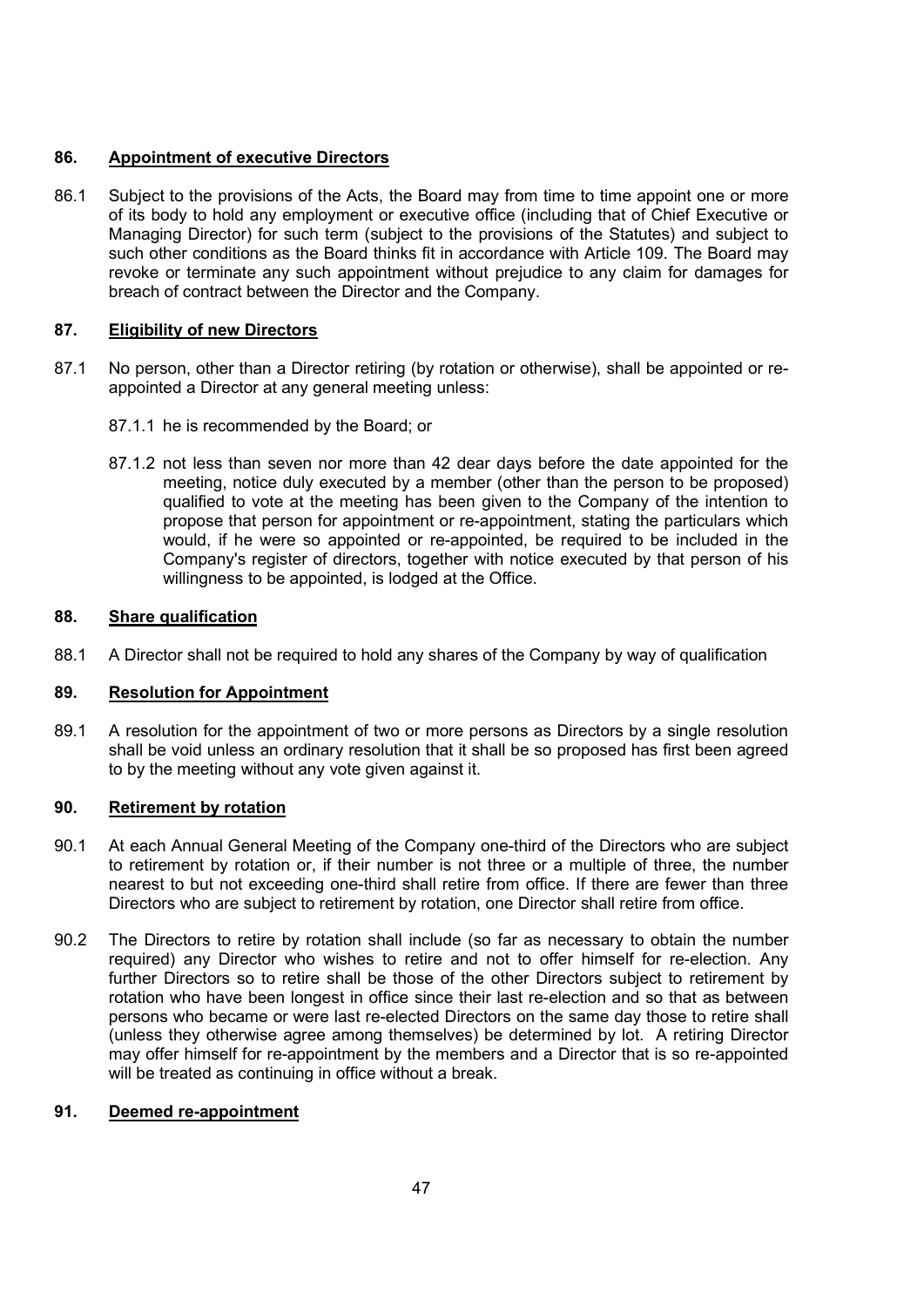## 86. Appointment of executive Directors

86.1 Subject to the provisions of the Acts, the Board may from time to time appoint one or more of its body to hold any employment or executive office (including that of Chief Executive or Managing Director) for such term (subject to the provisions of the Statutes) and subject to such other conditions as the Board thinks fit in accordance with Article 109. The Board may revoke or terminate any such appointment without prejudice to any claim for damages for breach of contract between the Director and the Company.

## 87. Eligibility of new Directors

87.1 No person, other than a Director retiring (by rotation or otherwise), shall be appointed or re-appointed a Director at any general meeting unless:

87.1.1 he is recommended by the Board; or

87.1.2 not less than seven nor more than 42 dear days before the date appointed for the meeting, notice duly executed by a member (other than the person to be proposed) qualified to vote at the meeting has been given to the Company of the intention to propose that person for appointment or re-appointment, stating the particulars which would, if he were so appointed or re-appointed, be required to be included in the Company's register of directors, together with notice executed by that person of his willingness to be appointed, is lodged at the Office.

## 88. Share qualification

88.1 A Director shall not be required to hold any shares of the Company by way of qualification

## 89. Resolution for Appointment

89.1 A resolution for the appointment of two or more persons as Directors by a single resolution shall be void unless an ordinary resolution that it shall be so proposed has first been agreed to by the meeting without any vote given against it.

## 90. Retirement by rotation

90.1 At each Annual General Meeting of the Company one-third of the Directors who are subject to retirement by rotation or, if their number is not three or a multiple of three, the number nearest to but not exceeding one-third shall retire from office. If there are fewer than three Directors who are subject to retirement by rotation, one Director shall retire from office.

90.2 The Directors to retire by rotation shall include (so far as necessary to obtain the number required) any Director who wishes to retire and not to offer himself for re-election. Any further Directors so to retire shall be those of the other Directors subject to retirement by rotation who have been longest in office since their last re-election and so that as between persons who became or were last re-elected Directors on the same day those to retire shall (unless they otherwise agree among themselves) be determined by lot. A retiring Director may offer himself for re-appointment by the members and a Director that is so re-appointed will be treated as continuing in office without a break.

## 91. Deemed re-appointment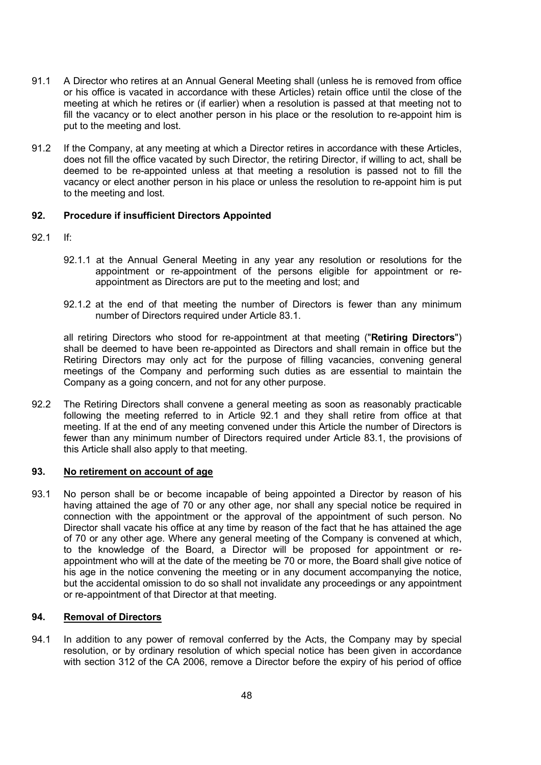91.1 A Director who retires at an Annual General Meeting shall (unless he is removed from office or his office is vacated in accordance with these Articles) retain office until the close of the meeting at which he retires or (if earlier) when a resolution is passed at that meeting not to fill the vacancy or to elect another person in his place or the resolution to re-appoint him is put to the meeting and lost.

91.2 If the Company, at any meeting at which a Director retires in accordance with these Articles, does not fill the office vacated by such Director, the retiring Director, if willing to act, shall be deemed to be re-appointed unless at that meeting a resolution is passed not to fill the vacancy or elect another person in his place or unless the resolution to re-appoint him is put to the meeting and lost.

## 92. Procedure if insufficient Directors Appointed

92.1 If:

92.1.1 at the Annual General Meeting in any year any resolution or resolutions for the appointment or re-appointment of the persons eligible for appointment or re-appointment as Directors are put to the meeting and lost; and

92.1.2 at the end of that meeting the number of Directors is fewer than any minimum number of Directors required under Article 83.1.

all retiring Directors who stood for re-appointment at that meeting ("**Retiring Directors**") shall be deemed to have been re-appointed as Directors and shall remain in office but the Retiring Directors may only act for the purpose of filling vacancies, convening general meetings of the Company and performing such duties as are essential to maintain the Company as a going concern, and not for any other purpose.

92.2 The Retiring Directors shall convene a general meeting as soon as reasonably practicable following the meeting referred to in Article 92.1 and they shall retire from office at that meeting. If at the end of any meeting convened under this Article the number of Directors is fewer than any minimum number of Directors required under Article 83.1, the provisions of this Article shall also apply to that meeting.

## 93. No retirement on account of age

93.1 No person shall be or become incapable of being appointed a Director by reason of his having attained the age of 70 or any other age, nor shall any special notice be required in connection with the appointment or the approval of the appointment of such person. No Director shall vacate his office at any time by reason of the fact that he has attained the age of 70 or any other age. Where any general meeting of the Company is convened at which, to the knowledge of the Board, a Director will be proposed for appointment or re-appointment who will at the date of the meeting be 70 or more, the Board shall give notice of his age in the notice convening the meeting or in any document accompanying the notice, but the accidental omission to do so shall not invalidate any proceedings or any appointment or re-appointment of that Director at that meeting.

## 94. Removal of Directors

94.1 In addition to any power of removal conferred by the Acts, the Company may by special resolution, or by ordinary resolution of which special notice has been given in accordance with section 312 of the CA 2006, remove a Director before the expiry of his period of office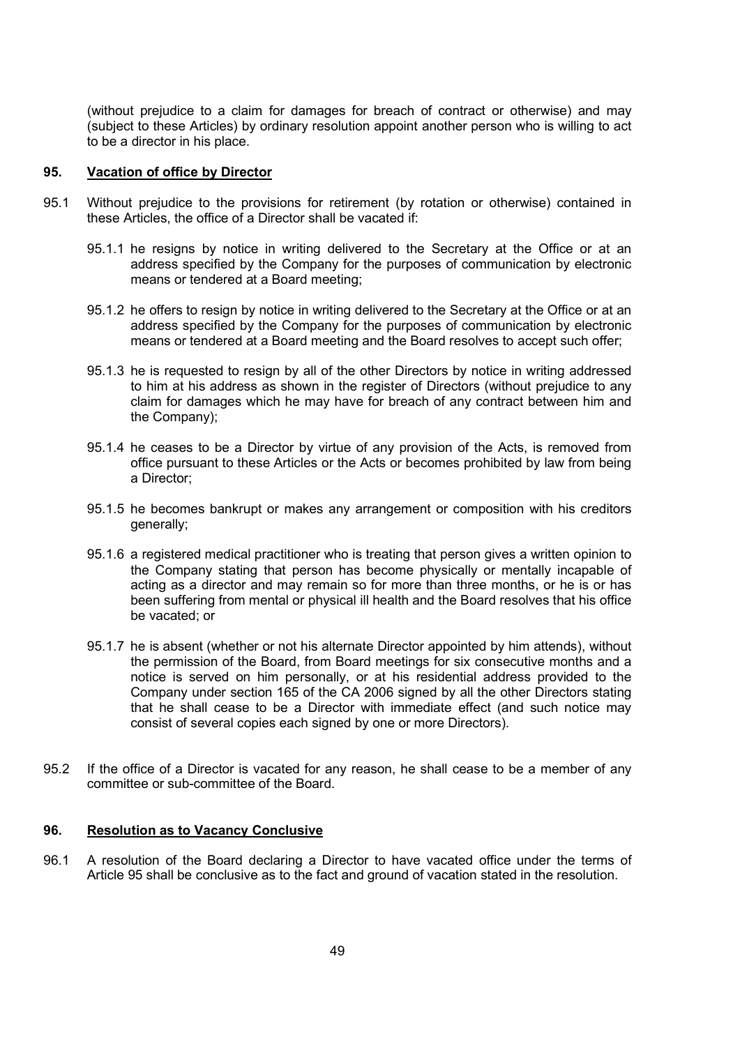(without prejudice to a claim for damages for breach of contract or otherwise) and may (subject to these Articles) by ordinary resolution appoint another person who is willing to act to be a director in his place.

## 95. Vacation of office by Director

95.1 Without prejudice to the provisions for retirement (by rotation or otherwise) contained in these Articles, the office of a Director shall be vacated if:

95.1.1 he resigns by notice in writing delivered to the Secretary at the Office or at an address specified by the Company for the purposes of communication by electronic means or tendered at a Board meeting;

95.1.2 he offers to resign by notice in writing delivered to the Secretary at the Office or at an address specified by the Company for the purposes of communication by electronic means or tendered at a Board meeting and the Board resolves to accept such offer;

95.1.3 he is requested to resign by all of the other Directors by notice in writing addressed to him at his address as shown in the register of Directors (without prejudice to any claim for damages which he may have for breach of any contract between him and the Company);

95.1.4 he ceases to be a Director by virtue of any provision of the Acts, is removed from office pursuant to these Articles or the Acts or becomes prohibited by law from being a Director;

95.1.5 he becomes bankrupt or makes any arrangement or composition with his creditors generally;

95.1.6 a registered medical practitioner who is treating that person gives a written opinion to the Company stating that person has become physically or mentally incapable of acting as a director and may remain so for more than three months, or he is or has been suffering from mental or physical ill health and the Board resolves that his office be vacated; or

95.1.7 he is absent (whether or not his alternate Director appointed by him attends), without the permission of the Board, from Board meetings for six consecutive months and a notice is served on him personally, or at his residential address provided to the Company under section 165 of the CA 2006 signed by all the other Directors stating that he shall cease to be a Director with immediate effect (and such notice may consist of several copies each signed by one or more Directors).

95.2 If the office of a Director is vacated for any reason, he shall cease to be a member of any committee or sub-committee of the Board.

## 96. Resolution as to Vacancy Conclusive

96.1 A resolution of the Board declaring a Director to have vacated office under the terms of Article 95 shall be conclusive as to the fact and ground of vacation stated in the resolution.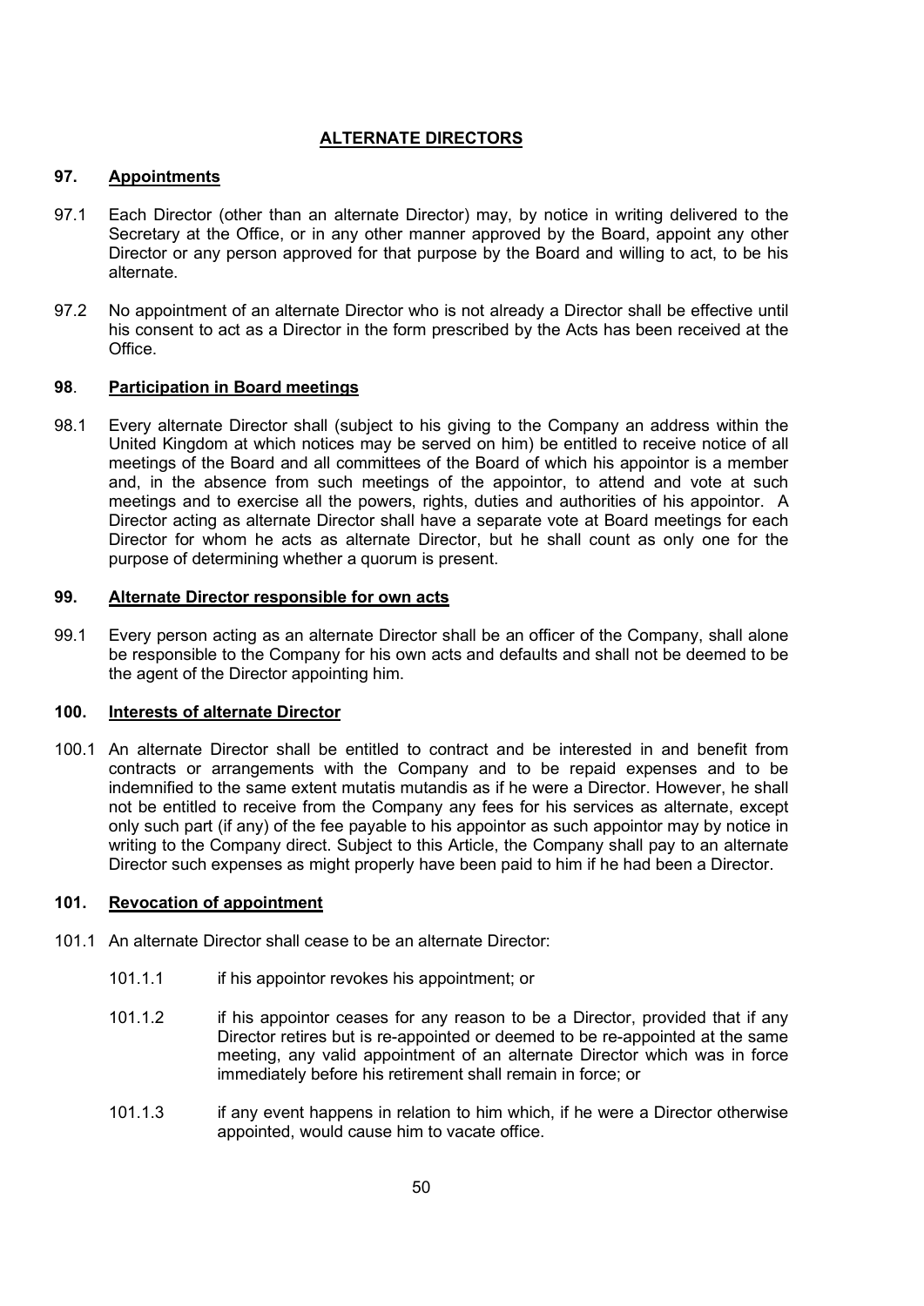## ALTERNATE DIRECTORS

### 97. Appointments

97.1 Each Director (other than an alternate Director) may, by notice in writing delivered to the Secretary at the Office, or in any other manner approved by the Board, appoint any other Director or any person approved for that purpose by the Board and willing to act, to be his alternate.

97.2 No appointment of an alternate Director who is not already a Director shall be effective until his consent to act as a Director in the form prescribed by the Acts has been received at the Office.

### 98. Participation in Board meetings

98.1 Every alternate Director shall (subject to his giving to the Company an address within the United Kingdom at which notices may be served on him) be entitled to receive notice of all meetings of the Board and all committees of the Board of which his appointor is a member and, in the absence from such meetings of the appointor, to attend and vote at such meetings and to exercise all the powers, rights, duties and authorities of his appointor. A Director acting as alternate Director shall have a separate vote at Board meetings for each Director for whom he acts as alternate Director, but he shall count as only one for the purpose of determining whether a quorum is present.

### 99. Alternate Director responsible for own acts

99.1 Every person acting as an alternate Director shall be an officer of the Company, shall alone be responsible to the Company for his own acts and defaults and shall not be deemed to be the agent of the Director appointing him.

### 100. Interests of alternate Director

100.1 An alternate Director shall be entitled to contract and be interested in and benefit from contracts or arrangements with the Company and to be repaid expenses and to be indemnified to the same extent mutatis mutandis as if he were a Director. However, he shall not be entitled to receive from the Company any fees for his services as alternate, except only such part (if any) of the fee payable to his appointor as such appointor may by notice in writing to the Company direct. Subject to this Article, the Company shall pay to an alternate Director such expenses as might properly have been paid to him if he had been a Director.

### 101. Revocation of appointment

101.1 An alternate Director shall cease to be an alternate Director:

101.1.1 if his appointor revokes his appointment; or

101.1.2 if his appointor ceases for any reason to be a Director, provided that if any Director retires but is re-appointed or deemed to be re-appointed at the same meeting, any valid appointment of an alternate Director which was in force immediately before his retirement shall remain in force; or

101.1.3 if any event happens in relation to him which, if he were a Director otherwise appointed, would cause him to vacate office.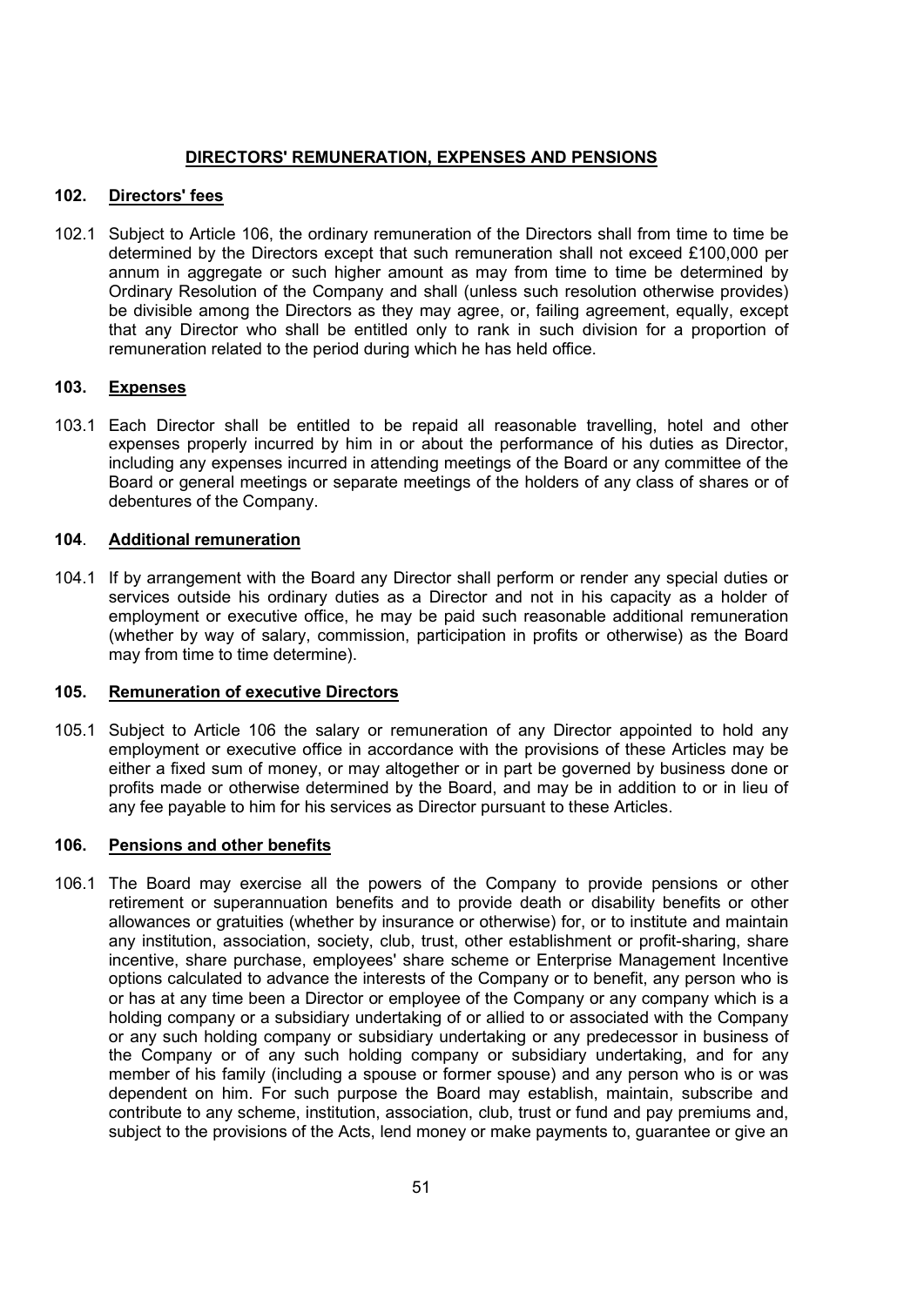## DIRECTORS' REMUNERATION, EXPENSES AND PENSIONS

### 102. Directors' fees

102.1 Subject to Article 106, the ordinary remuneration of the Directors shall from time to time be determined by the Directors except that such remuneration shall not exceed £100,000 per annum in aggregate or such higher amount as may from time to time be determined by Ordinary Resolution of the Company and shall (unless such resolution otherwise provides) be divisible among the Directors as they may agree, or, failing agreement, equally, except that any Director who shall be entitled only to rank in such division for a proportion of remuneration related to the period during which he has held office.

### 103. Expenses

103.1 Each Director shall be entitled to be repaid all reasonable travelling, hotel and other expenses properly incurred by him in or about the performance of his duties as Director, including any expenses incurred in attending meetings of the Board or any committee of the Board or general meetings or separate meetings of the holders of any class of shares or of debentures of the Company.

### 104. Additional remuneration

104.1 If by arrangement with the Board any Director shall perform or render any special duties or services outside his ordinary duties as a Director and not in his capacity as a holder of employment or executive office, he may be paid such reasonable additional remuneration (whether by way of salary, commission, participation in profits or otherwise) as the Board may from time to time determine).

### 105. Remuneration of executive Directors

105.1 Subject to Article 106 the salary or remuneration of any Director appointed to hold any employment or executive office in accordance with the provisions of these Articles may be either a fixed sum of money, or may altogether or in part be governed by business done or profits made or otherwise determined by the Board, and may be in addition to or in lieu of any fee payable to him for his services as Director pursuant to these Articles.

### 106. Pensions and other benefits

106.1 The Board may exercise all the powers of the Company to provide pensions or other retirement or superannuation benefits and to provide death or disability benefits or other allowances or gratuities (whether by insurance or otherwise) for, or to institute and maintain any institution, association, society, club, trust, other establishment or profit-sharing, share incentive, share purchase, employees' share scheme or Enterprise Management Incentive options calculated to advance the interests of the Company or to benefit, any person who is or has at any time been a Director or employee of the Company or any company which is a holding company or a subsidiary undertaking of or allied to or associated with the Company or any such holding company or subsidiary undertaking or any predecessor in business of the Company or of any such holding company or subsidiary undertaking, and for any member of his family (including a spouse or former spouse) and any person who is or was dependent on him. For such purpose the Board may establish, maintain, subscribe and contribute to any scheme, institution, association, club, trust or fund and pay premiums and, subject to the provisions of the Acts, lend money or make payments to, guarantee or give an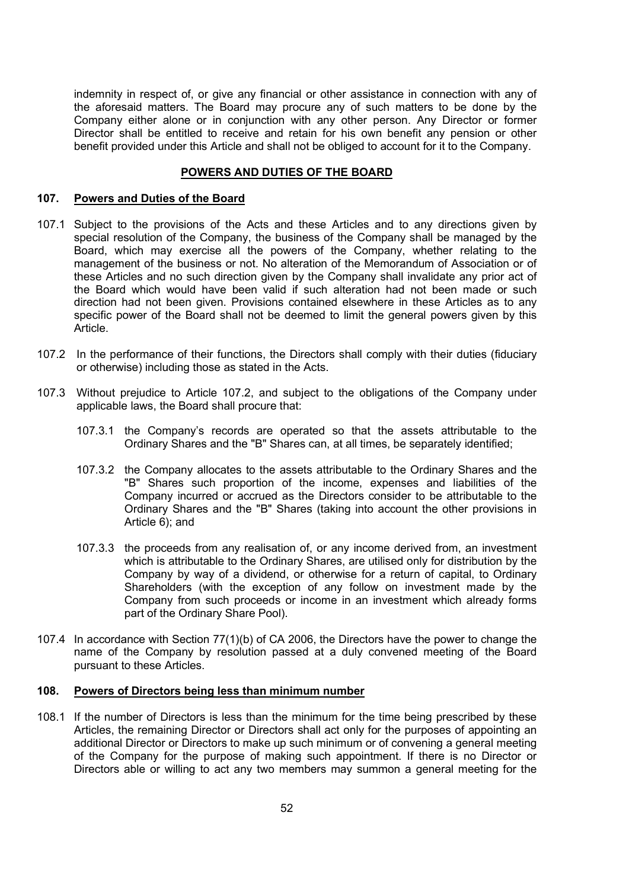indemnity in respect of, or give any financial or other assistance in connection with any of the aforesaid matters. The Board may procure any of such matters to be done by the Company either alone or in conjunction with any other person. Any Director or former Director shall be entitled to receive and retain for his own benefit any pension or other benefit provided under this Article and shall not be obliged to account for it to the Company.

## POWERS AND DUTIES OF THE BOARD

### 107. Powers and Duties of the Board

107.1 Subject to the provisions of the Acts and these Articles and to any directions given by special resolution of the Company, the business of the Company shall be managed by the Board, which may exercise all the powers of the Company, whether relating to the management of the business or not. No alteration of the Memorandum of Association or of these Articles and no such direction given by the Company shall invalidate any prior act of the Board which would have been valid if such alteration had not been made or such direction had not been given. Provisions contained elsewhere in these Articles as to any specific power of the Board shall not be deemed to limit the general powers given by this Article.

107.2 In the performance of their functions, the Directors shall comply with their duties (fiduciary or otherwise) including those as stated in the Acts.

107.3 Without prejudice to Article 107.2, and subject to the obligations of the Company under applicable laws, the Board shall procure that:

107.3.1 the Company's records are operated so that the assets attributable to the Ordinary Shares and the "B" Shares can, at all times, be separately identified;

107.3.2 the Company allocates to the assets attributable to the Ordinary Shares and the "B" Shares such proportion of the income, expenses and liabilities of the Company incurred or accrued as the Directors consider to be attributable to the Ordinary Shares and the "B" Shares (taking into account the other provisions in Article 6); and

107.3.3 the proceeds from any realisation of, or any income derived from, an investment which is attributable to the Ordinary Shares, are utilised only for distribution by the Company by way of a dividend, or otherwise for a return of capital, to Ordinary Shareholders (with the exception of any follow on investment made by the Company from such proceeds or income in an investment which already forms part of the Ordinary Share Pool).

107.4 In accordance with Section 77(1)(b) of CA 2006, the Directors have the power to change the name of the Company by resolution passed at a duly convened meeting of the Board pursuant to these Articles.

### 108. Powers of Directors being less than minimum number

108.1 If the number of Directors is less than the minimum for the time being prescribed by these Articles, the remaining Director or Directors shall act only for the purposes of appointing an additional Director or Directors to make up such minimum or of convening a general meeting of the Company for the purpose of making such appointment. If there is no Director or Directors able or willing to act any two members may summon a general meeting for the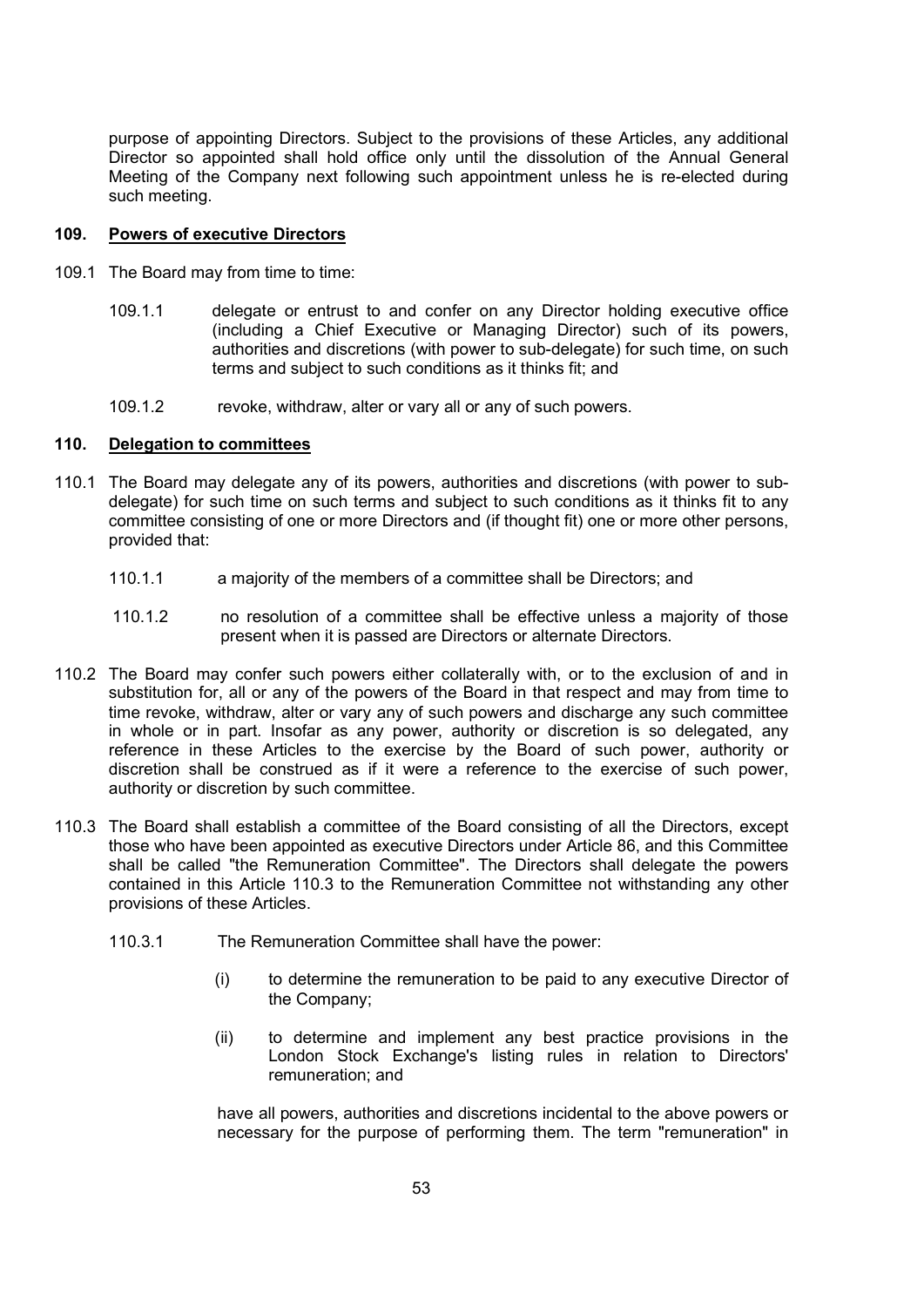purpose of appointing Directors. Subject to the provisions of these Articles, any additional Director so appointed shall hold office only until the dissolution of the Annual General Meeting of the Company next following such appointment unless he is re-elected during such meeting.

### 109. Powers of executive Directors

109.1 The Board may from time to time:

109.1.1 delegate or entrust to and confer on any Director holding executive office (including a Chief Executive or Managing Director) such of its powers, authorities and discretions (with power to sub-delegate) for such time, on such terms and subject to such conditions as it thinks fit; and

109.1.2 revoke, withdraw, alter or vary all or any of such powers.

### 110. Delegation to committees

110.1 The Board may delegate any of its powers, authorities and discretions (with power to sub-delegate) for such time on such terms and subject to such conditions as it thinks fit to any committee consisting of one or more Directors and (if thought fit) one or more other persons, provided that:

110.1.1 a majority of the members of a committee shall be Directors; and

110.1.2 no resolution of a committee shall be effective unless a majority of those present when it is passed are Directors or alternate Directors.

110.2 The Board may confer such powers either collaterally with, or to the exclusion of and in substitution for, all or any of the powers of the Board in that respect and may from time to time revoke, withdraw, alter or vary any of such powers and discharge any such committee in whole or in part. Insofar as any power, authority or discretion is so delegated, any reference in these Articles to the exercise by the Board of such power, authority or discretion shall be construed as if it were a reference to the exercise of such power, authority or discretion by such committee.

110.3 The Board shall establish a committee of the Board consisting of all the Directors, except those who have been appointed as executive Directors under Article 86, and this Committee shall be called "the Remuneration Committee". The Directors shall delegate the powers contained in this Article 110.3 to the Remuneration Committee not withstanding any other provisions of these Articles.

110.3.1 The Remuneration Committee shall have the power:

(i) to determine the remuneration to be paid to any executive Director of the Company;

(ii) to determine and implement any best practice provisions in the London Stock Exchange's listing rules in relation to Directors' remuneration; and

have all powers, authorities and discretions incidental to the above powers or necessary for the purpose of performing them. The term "remuneration" in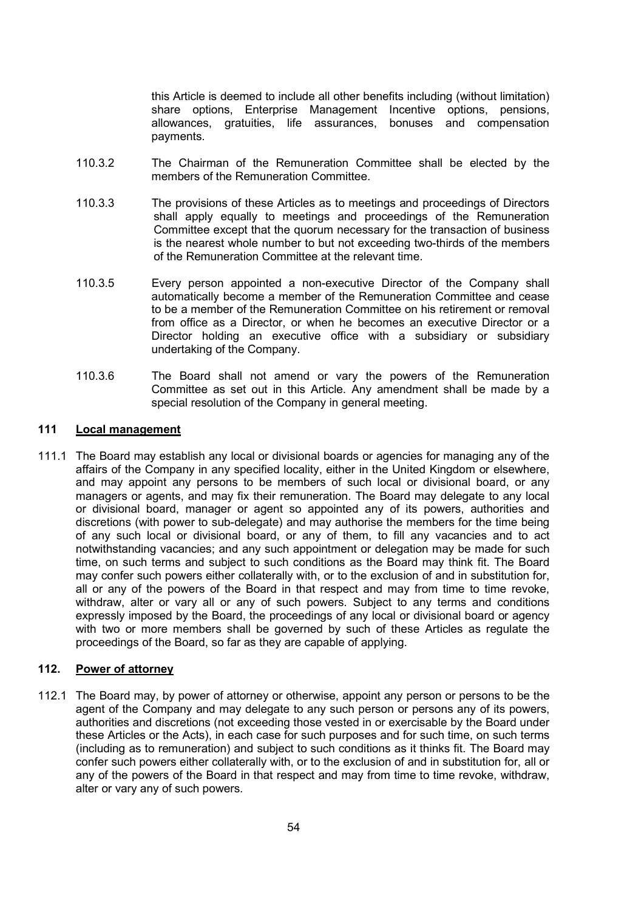this Article is deemed to include all other benefits including (without limitation) share options, Enterprise Management Incentive options, pensions, allowances, gratuities, life assurances, bonuses and compensation payments.

110.3.2 The Chairman of the Remuneration Committee shall be elected by the members of the Remuneration Committee.

110.3.3 The provisions of these Articles as to meetings and proceedings of Directors shall apply equally to meetings and proceedings of the Remuneration Committee except that the quorum necessary for the transaction of business is the nearest whole number to but not exceeding two-thirds of the members of the Remuneration Committee at the relevant time.

110.3.5 Every person appointed a non-executive Director of the Company shall automatically become a member of the Remuneration Committee and cease to be a member of the Remuneration Committee on his retirement or removal from office as a Director, or when he becomes an executive Director or a Director holding an executive office with a subsidiary or subsidiary undertaking of the Company.

110.3.6 The Board shall not amend or vary the powers of the Remuneration Committee as set out in this Article. Any amendment shall be made by a special resolution of the Company in general meeting.

## 111 Local management

111.1 The Board may establish any local or divisional boards or agencies for managing any of the affairs of the Company in any specified locality, either in the United Kingdom or elsewhere, and may appoint any persons to be members of such local or divisional board, or any managers or agents, and may fix their remuneration. The Board may delegate to any local or divisional board, manager or agent so appointed any of its powers, authorities and discretions (with power to sub-delegate) and may authorise the members for the time being of any such local or divisional board, or any of them, to fill any vacancies and to act notwithstanding vacancies; and any such appointment or delegation may be made for such time, on such terms and subject to such conditions as the Board may think fit. The Board may confer such powers either collaterally with, or to the exclusion of and in substitution for, all or any of the powers of the Board in that respect and may from time to time revoke, withdraw, alter or vary all or any of such powers. Subject to any terms and conditions expressly imposed by the Board, the proceedings of any local or divisional board or agency with two or more members shall be governed by such of these Articles as regulate the proceedings of the Board, so far as they are capable of applying.

## 112. Power of attorney

112.1 The Board may, by power of attorney or otherwise, appoint any person or persons to be the agent of the Company and may delegate to any such person or persons any of its powers, authorities and discretions (not exceeding those vested in or exercisable by the Board under these Articles or the Acts), in each case for such purposes and for such time, on such terms (including as to remuneration) and subject to such conditions as it thinks fit. The Board may confer such powers either collaterally with, or to the exclusion of and in substitution for, all or any of the powers of the Board in that respect and may from time to time revoke, withdraw, alter or vary any of such powers.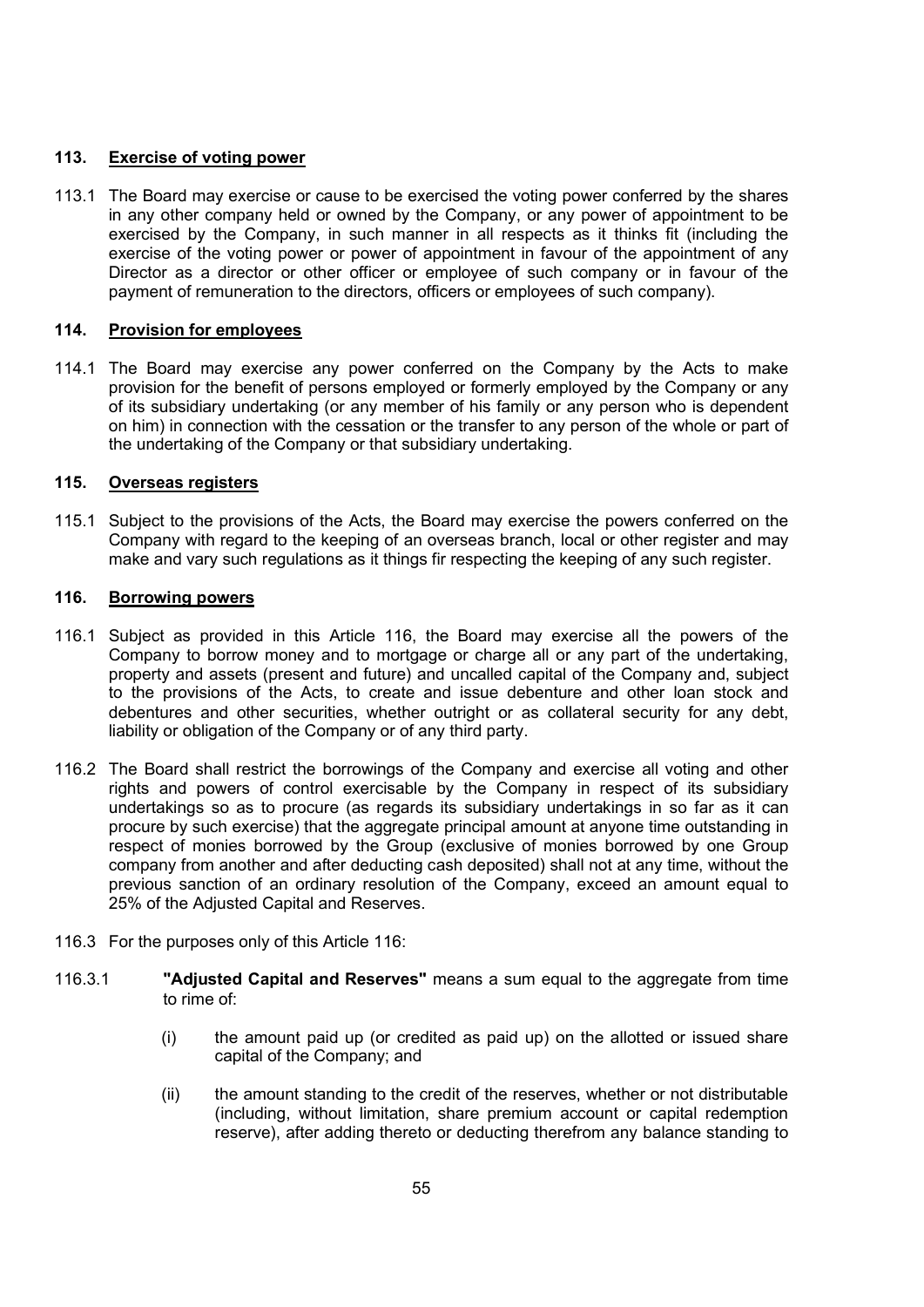### 113. Exercise of voting power

113.1 The Board may exercise or cause to be exercised the voting power conferred by the shares in any other company held or owned by the Company, or any power of appointment to be exercised by the Company, in such manner in all respects as it thinks fit (including the exercise of the voting power or power of appointment in favour of the appointment of any Director as a director or other officer or employee of such company or in favour of the payment of remuneration to the directors, officers or employees of such company).

### 114. Provision for employees

114.1 The Board may exercise any power conferred on the Company by the Acts to make provision for the benefit of persons employed or formerly employed by the Company or any of its subsidiary undertaking (or any member of his family or any person who is dependent on him) in connection with the cessation or the transfer to any person of the whole or part of the undertaking of the Company or that subsidiary undertaking.

### 115. Overseas registers

115.1 Subject to the provisions of the Acts, the Board may exercise the powers conferred on the Company with regard to the keeping of an overseas branch, local or other register and may make and vary such regulations as it things fir respecting the keeping of any such register.

### 116. Borrowing powers

116.1 Subject as provided in this Article 116, the Board may exercise all the powers of the Company to borrow money and to mortgage or charge all or any part of the undertaking, property and assets (present and future) and uncalled capital of the Company and, subject to the provisions of the Acts, to create and issue debenture and other loan stock and debentures and other securities, whether outright or as collateral security for any debt, liability or obligation of the Company or of any third party.

116.2 The Board shall restrict the borrowings of the Company and exercise all voting and other rights and powers of control exercisable by the Company in respect of its subsidiary undertakings so as to procure (as regards its subsidiary undertakings in so far as it can procure by such exercise) that the aggregate principal amount at anyone time outstanding in respect of monies borrowed by the Group (exclusive of monies borrowed by one Group company from another and after deducting cash deposited) shall not at any time, without the previous sanction of an ordinary resolution of the Company, exceed an amount equal to 25% of the Adjusted Capital and Reserves.

116.3 For the purposes only of this Article 116:

116.3.1 **"Adjusted Capital and Reserves"** means a sum equal to the aggregate from time to rime of:

(i) the amount paid up (or credited as paid up) on the allotted or issued share capital of the Company; and

(ii) the amount standing to the credit of the reserves, whether or not distributable (including, without limitation, share premium account or capital redemption reserve), after adding thereto or deducting therefrom any balance standing to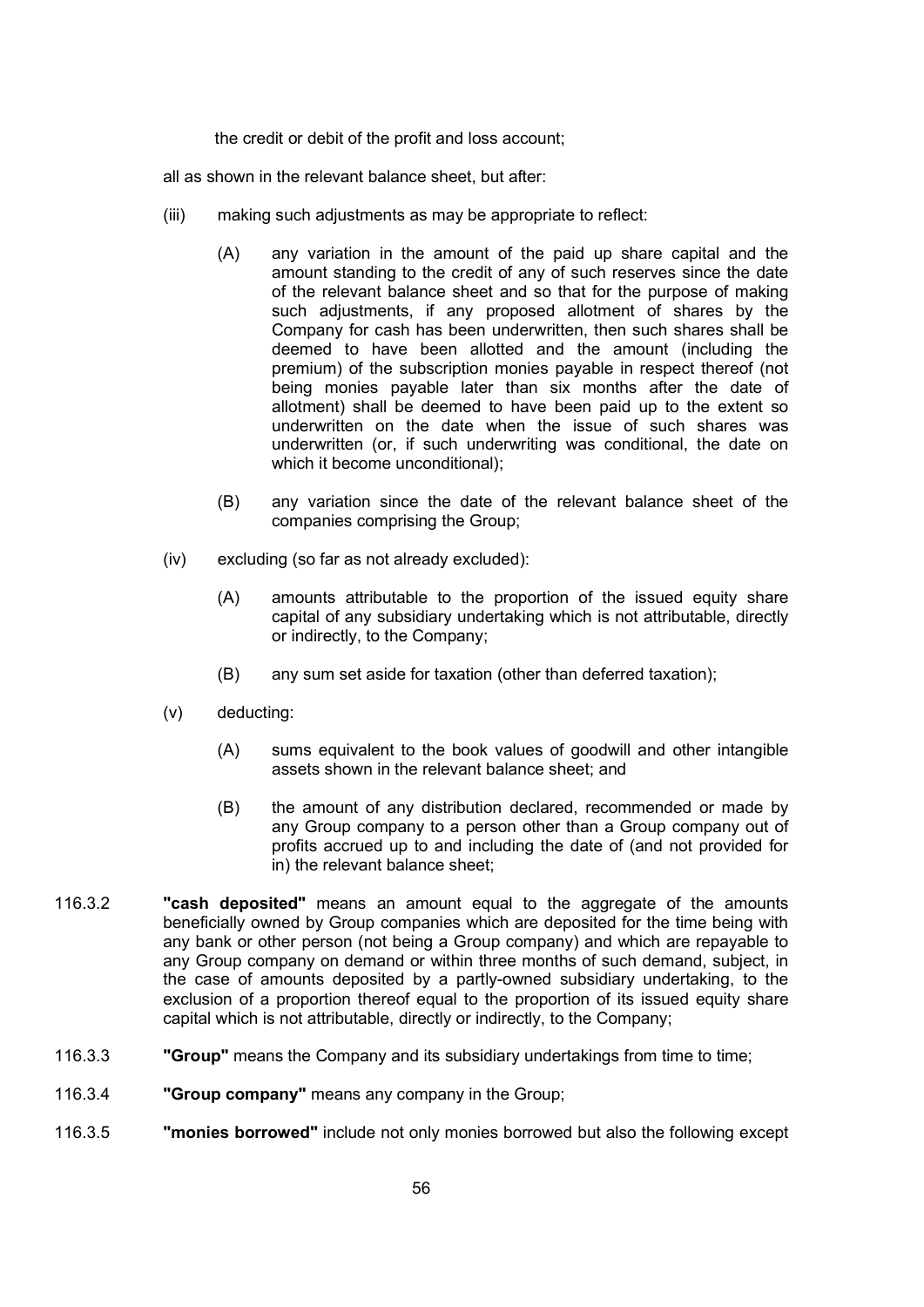the credit or debit of the profit and loss account;

all as shown in the relevant balance sheet, but after:

(iii) making such adjustments as may be appropriate to reflect:

 (A) any variation in the amount of the paid up share capital and the amount standing to the credit of any of such reserves since the date of the relevant balance sheet and so that for the purpose of making such adjustments, if any proposed allotment of shares by the Company for cash has been underwritten, then such shares shall be deemed to have been allotted and the amount (including the premium) of the subscription monies payable in respect thereof (not being monies payable later than six months after the date of allotment) shall be deemed to have been paid up to the extent so underwritten on the date when the issue of such shares was underwritten (or, if such underwriting was conditional, the date on which it become unconditional);

 (B) any variation since the date of the relevant balance sheet of the companies comprising the Group;

(iv) excluding (so far as not already excluded):

 (A) amounts attributable to the proportion of the issued equity share capital of any subsidiary undertaking which is not attributable, directly or indirectly, to the Company;

 (B) any sum set aside for taxation (other than deferred taxation);

(v) deducting:

 (A) sums equivalent to the book values of goodwill and other intangible assets shown in the relevant balance sheet; and

 (B) the amount of any distribution declared, recommended or made by any Group company to a person other than a Group company out of profits accrued up to and including the date of (and not provided for in) the relevant balance sheet;

116.3.2 **"cash deposited"** means an amount equal to the aggregate of the amounts beneficially owned by Group companies which are deposited for the time being with any bank or other person (not being a Group company) and which are repayable to any Group company on demand or within three months of such demand, subject, in the case of amounts deposited by a partly-owned subsidiary undertaking, to the exclusion of a proportion thereof equal to the proportion of its issued equity share capital which is not attributable, directly or indirectly, to the Company;

116.3.3 **"Group"** means the Company and its subsidiary undertakings from time to time;

116.3.4 **"Group company"** means any company in the Group;

116.3.5 **"monies borrowed"** include not only monies borrowed but also the following except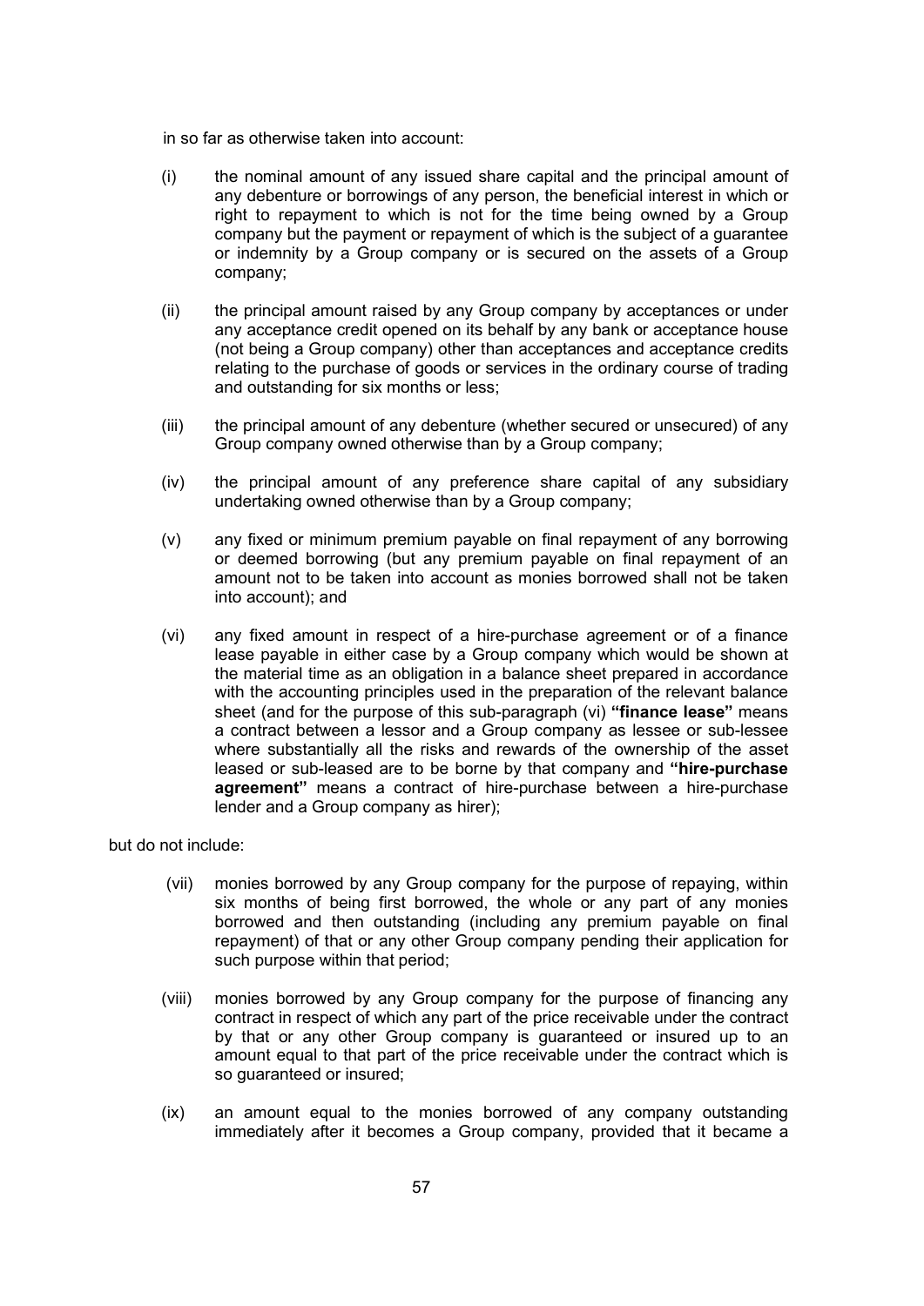in so far as otherwise taken into account:

(i) the nominal amount of any issued share capital and the principal amount of any debenture or borrowings of any person, the beneficial interest in which or right to repayment to which is not for the time being owned by a Group company but the payment or repayment of which is the subject of a guarantee or indemnity by a Group company or is secured on the assets of a Group company;

(ii) the principal amount raised by any Group company by acceptances or under any acceptance credit opened on its behalf by any bank or acceptance house (not being a Group company) other than acceptances and acceptance credits relating to the purchase of goods or services in the ordinary course of trading and outstanding for six months or less;

(iii) the principal amount of any debenture (whether secured or unsecured) of any Group company owned otherwise than by a Group company;

(iv) the principal amount of any preference share capital of any subsidiary undertaking owned otherwise than by a Group company;

(v) any fixed or minimum premium payable on final repayment of any borrowing or deemed borrowing (but any premium payable on final repayment of an amount not to be taken into account as monies borrowed shall not be taken into account); and

(vi) any fixed amount in respect of a hire-purchase agreement or of a finance lease payable in either case by a Group company which would be shown at the material time as an obligation in a balance sheet prepared in accordance with the accounting principles used in the preparation of the relevant balance sheet (and for the purpose of this sub-paragraph (vi) **"finance lease"** means a contract between a lessor and a Group company as lessee or sub-lessee where substantially all the risks and rewards of the ownership of the asset leased or sub-leased are to be borne by that company and **"hire-purchase agreement"** means a contract of hire-purchase between a hire-purchase lender and a Group company as hirer);

but do not include:

(vii) monies borrowed by any Group company for the purpose of repaying, within six months of being first borrowed, the whole or any part of any monies borrowed and then outstanding (including any premium payable on final repayment) of that or any other Group company pending their application for such purpose within that period;

(viii) monies borrowed by any Group company for the purpose of financing any contract in respect of which any part of the price receivable under the contract by that or any other Group company is guaranteed or insured up to an amount equal to that part of the price receivable under the contract which is so guaranteed or insured;

(ix) an amount equal to the monies borrowed of any company outstanding immediately after it becomes a Group company, provided that it became a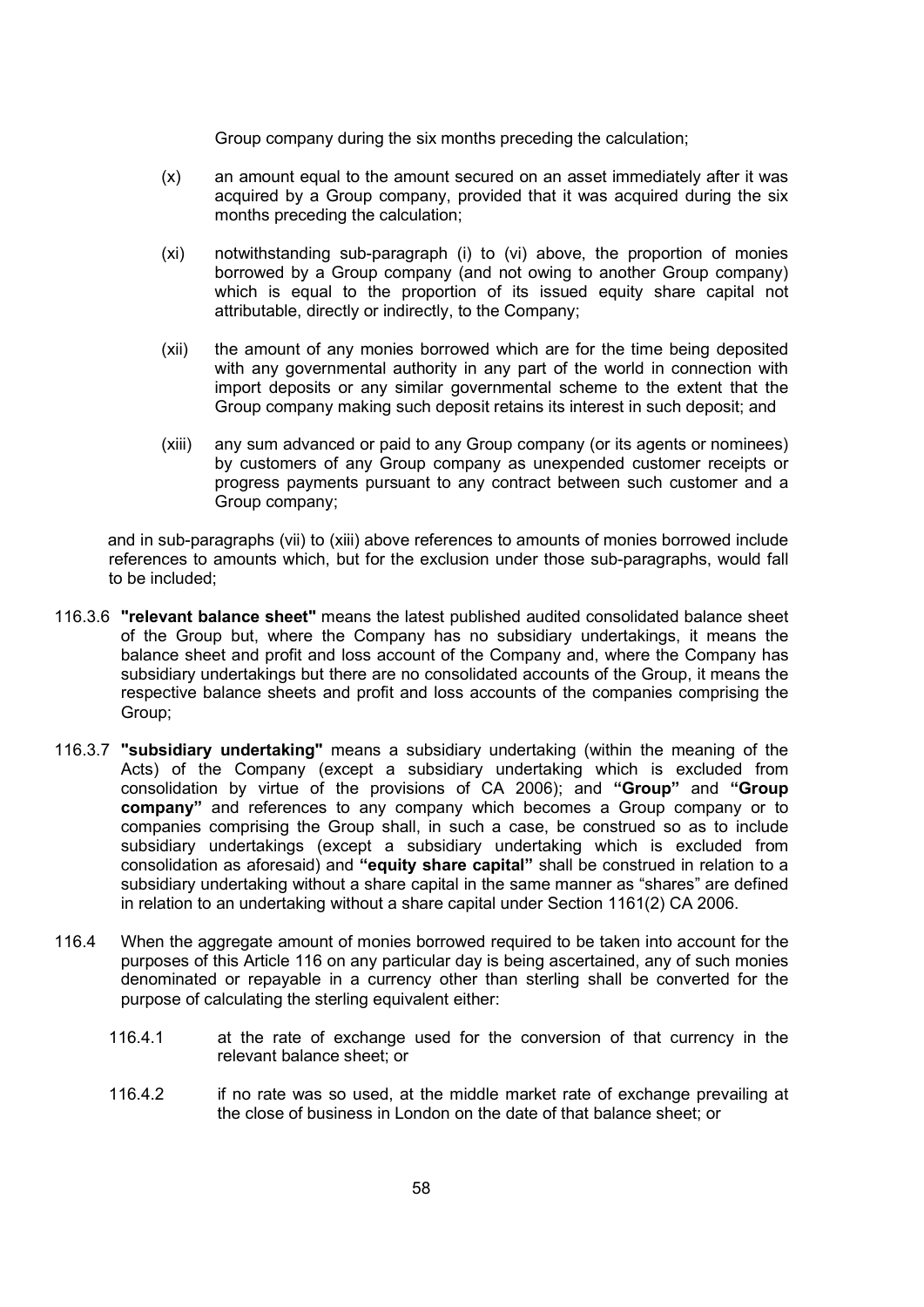Group company during the six months preceding the calculation;

(x) an amount equal to the amount secured on an asset immediately after it was acquired by a Group company, provided that it was acquired during the six months preceding the calculation;

(xi) notwithstanding sub-paragraph (i) to (vi) above, the proportion of monies borrowed by a Group company (and not owing to another Group company) which is equal to the proportion of its issued equity share capital not attributable, directly or indirectly, to the Company;

(xii) the amount of any monies borrowed which are for the time being deposited with any governmental authority in any part of the world in connection with import deposits or any similar governmental scheme to the extent that the Group company making such deposit retains its interest in such deposit; and

(xiii) any sum advanced or paid to any Group company (or its agents or nominees) by customers of any Group company as unexpended customer receipts or progress payments pursuant to any contract between such customer and a Group company;

and in sub-paragraphs (vii) to (xiii) above references to amounts of monies borrowed include references to amounts which, but for the exclusion under those sub-paragraphs, would fall to be included;

116.3.6 **"relevant balance sheet"** means the latest published audited consolidated balance sheet of the Group but, where the Company has no subsidiary undertakings, it means the balance sheet and profit and loss account of the Company and, where the Company has subsidiary undertakings but there are no consolidated accounts of the Group, it means the respective balance sheets and profit and loss accounts of the companies comprising the Group;

116.3.7 **"subsidiary undertaking"** means a subsidiary undertaking (within the meaning of the Acts) of the Company (except a subsidiary undertaking which is excluded from consolidation by virtue of the provisions of CA 2006); and **"Group"** and **"Group company"** and references to any company which becomes a Group company or to companies comprising the Group shall, in such a case, be construed so as to include subsidiary undertakings (except a subsidiary undertaking which is excluded from consolidation as aforesaid) and **"equity share capital"** shall be construed in relation to a subsidiary undertaking without a share capital in the same manner as "shares" are defined in relation to an undertaking without a share capital under Section 1161(2) CA 2006.

116.4 When the aggregate amount of monies borrowed required to be taken into account for the purposes of this Article 116 on any particular day is being ascertained, any of such monies denominated or repayable in a currency other than sterling shall be converted for the purpose of calculating the sterling equivalent either:

116.4.1 at the rate of exchange used for the conversion of that currency in the relevant balance sheet; or

116.4.2 if no rate was so used, at the middle market rate of exchange prevailing at the close of business in London on the date of that balance sheet; or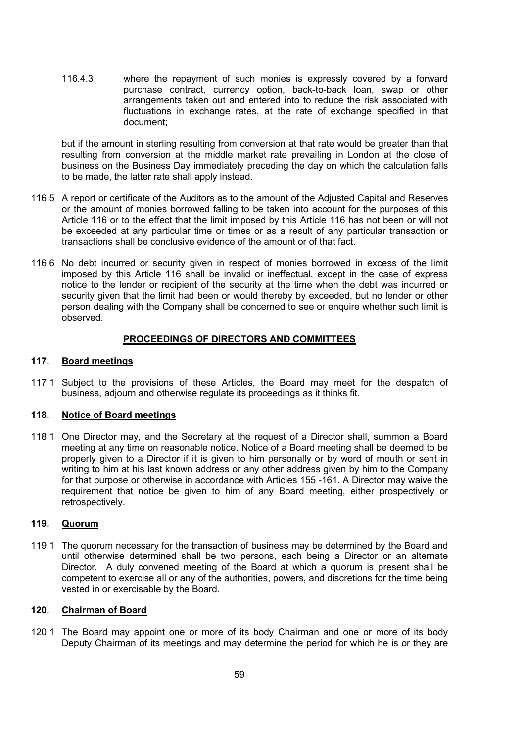116.4.3 where the repayment of such monies is expressly covered by a forward purchase contract, currency option, back-to-back loan, swap or other arrangements taken out and entered into to reduce the risk associated with fluctuations in exchange rates, at the rate of exchange specified in that document;

but if the amount in sterling resulting from conversion at that rate would be greater than that resulting from conversion at the middle market rate prevailing in London at the close of business on the Business Day immediately preceding the day on which the calculation falls to be made, the latter rate shall apply instead.

116.5 A report or certificate of the Auditors as to the amount of the Adjusted Capital and Reserves or the amount of monies borrowed falling to be taken into account for the purposes of this Article 116 or to the effect that the limit imposed by this Article 116 has not been or will not be exceeded at any particular time or times or as a result of any particular transaction or transactions shall be conclusive evidence of the amount or of that fact.

116.6 No debt incurred or security given in respect of monies borrowed in excess of the limit imposed by this Article 116 shall be invalid or ineffectual, except in the case of express notice to the lender or recipient of the security at the time when the debt was incurred or security given that the limit had been or would thereby by exceeded, but no lender or other person dealing with the Company shall be concerned to see or enquire whether such limit is observed.

## PROCEEDINGS OF DIRECTORS AND COMMITTEES

### 117. Board meetings

117.1 Subject to the provisions of these Articles, the Board may meet for the despatch of business, adjourn and otherwise regulate its proceedings as it thinks fit.

### 118. Notice of Board meetings

118.1 One Director may, and the Secretary at the request of a Director shall, summon a Board meeting at any time on reasonable notice. Notice of a Board meeting shall be deemed to be properly given to a Director if it is given to him personally or by word of mouth or sent in writing to him at his last known address or any other address given by him to the Company for that purpose or otherwise in accordance with Articles 155 -161. A Director may waive the requirement that notice be given to him of any Board meeting, either prospectively or retrospectively.

### 119. Quorum

119.1 The quorum necessary for the transaction of business may be determined by the Board and until otherwise determined shall be two persons, each being a Director or an alternate Director. A duly convened meeting of the Board at which a quorum is present shall be competent to exercise all or any of the authorities, powers, and discretions for the time being vested in or exercisable by the Board.

### 120. Chairman of Board

120.1 The Board may appoint one or more of its body Chairman and one or more of its body Deputy Chairman of its meetings and may determine the period for which he is or they are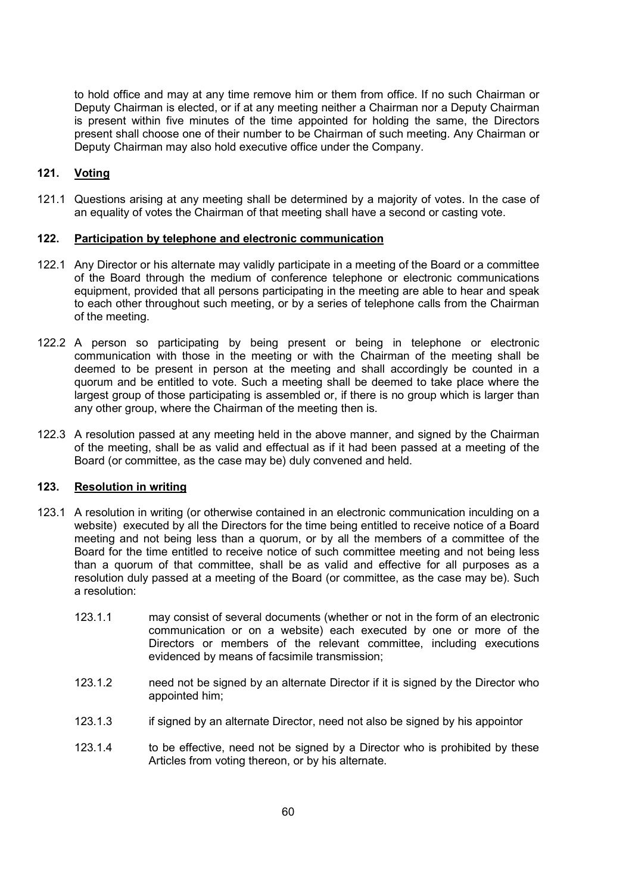to hold office and may at any time remove him or them from office. If no such Chairman or Deputy Chairman is elected, or if at any meeting neither a Chairman nor a Deputy Chairman is present within five minutes of the time appointed for holding the same, the Directors present shall choose one of their number to be Chairman of such meeting. Any Chairman or Deputy Chairman may also hold executive office under the Company.

### 121. Voting

121.1 Questions arising at any meeting shall be determined by a majority of votes. In the case of an equality of votes the Chairman of that meeting shall have a second or casting vote.

### 122. Participation by telephone and electronic communication

122.1 Any Director or his alternate may validly participate in a meeting of the Board or a committee of the Board through the medium of conference telephone or electronic communications equipment, provided that all persons participating in the meeting are able to hear and speak to each other throughout such meeting, or by a series of telephone calls from the Chairman of the meeting.

122.2 A person so participating by being present or being in telephone or electronic communication with those in the meeting or with the Chairman of the meeting shall be deemed to be present in person at the meeting and shall accordingly be counted in a quorum and be entitled to vote. Such a meeting shall be deemed to take place where the largest group of those participating is assembled or, if there is no group which is larger than any other group, where the Chairman of the meeting then is.

122.3 A resolution passed at any meeting held in the above manner, and signed by the Chairman of the meeting, shall be as valid and effectual as if it had been passed at a meeting of the Board (or committee, as the case may be) duly convened and held.

### 123. Resolution in writing

123.1 A resolution in writing (or otherwise contained in an electronic communication inculding on a website) executed by all the Directors for the time being entitled to receive notice of a Board meeting and not being less than a quorum, or by all the members of a committee of the Board for the time entitled to receive notice of such committee meeting and not being less than a quorum of that committee, shall be as valid and effective for all purposes as a resolution duly passed at a meeting of the Board (or committee, as the case may be). Such a resolution:

123.1.1 may consist of several documents (whether or not in the form of an electronic communication or on a website) each executed by one or more of the Directors or members of the relevant committee, including executions evidenced by means of facsimile transmission;

123.1.2 need not be signed by an alternate Director if it is signed by the Director who appointed him;

123.1.3 if signed by an alternate Director, need not also be signed by his appointor

123.1.4 to be effective, need not be signed by a Director who is prohibited by these Articles from voting thereon, or by his alternate.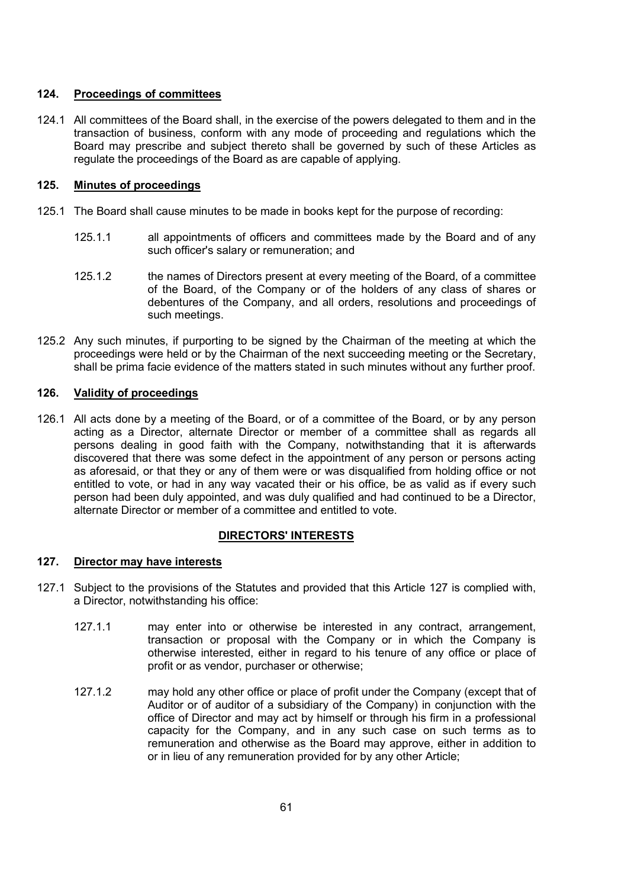### 124. Proceedings of committees

124.1 All committees of the Board shall, in the exercise of the powers delegated to them and in the transaction of business, conform with any mode of proceeding and regulations which the Board may prescribe and subject thereto shall be governed by such of these Articles as regulate the proceedings of the Board as are capable of applying.

### 125. Minutes of proceedings

125.1 The Board shall cause minutes to be made in books kept for the purpose of recording:

125.1.1 all appointments of officers and committees made by the Board and of any such officer's salary or remuneration; and

125.1.2 the names of Directors present at every meeting of the Board, of a committee of the Board, of the Company or of the holders of any class of shares or debentures of the Company, and all orders, resolutions and proceedings of such meetings.

125.2 Any such minutes, if purporting to be signed by the Chairman of the meeting at which the proceedings were held or by the Chairman of the next succeeding meeting or the Secretary, shall be prima facie evidence of the matters stated in such minutes without any further proof.

### 126. Validity of proceedings

126.1 All acts done by a meeting of the Board, or of a committee of the Board, or by any person acting as a Director, alternate Director or member of a committee shall as regards all persons dealing in good faith with the Company, notwithstanding that it is afterwards discovered that there was some defect in the appointment of any person or persons acting as aforesaid, or that they or any of them were or was disqualified from holding office or not entitled to vote, or had in any way vacated their or his office, be as valid as if every such person had been duly appointed, and was duly qualified and had continued to be a Director, alternate Director or member of a committee and entitled to vote.

## DIRECTORS' INTERESTS

### 127. Director may have interests

127.1 Subject to the provisions of the Statutes and provided that this Article 127 is complied with, a Director, notwithstanding his office:

127.1.1 may enter into or otherwise be interested in any contract, arrangement, transaction or proposal with the Company or in which the Company is otherwise interested, either in regard to his tenure of any office or place of profit or as vendor, purchaser or otherwise;

127.1.2 may hold any other office or place of profit under the Company (except that of Auditor or of auditor of a subsidiary of the Company) in conjunction with the office of Director and may act by himself or through his firm in a professional capacity for the Company, and in any such case on such terms as to remuneration and otherwise as the Board may approve, either in addition to or in lieu of any remuneration provided for by any other Article;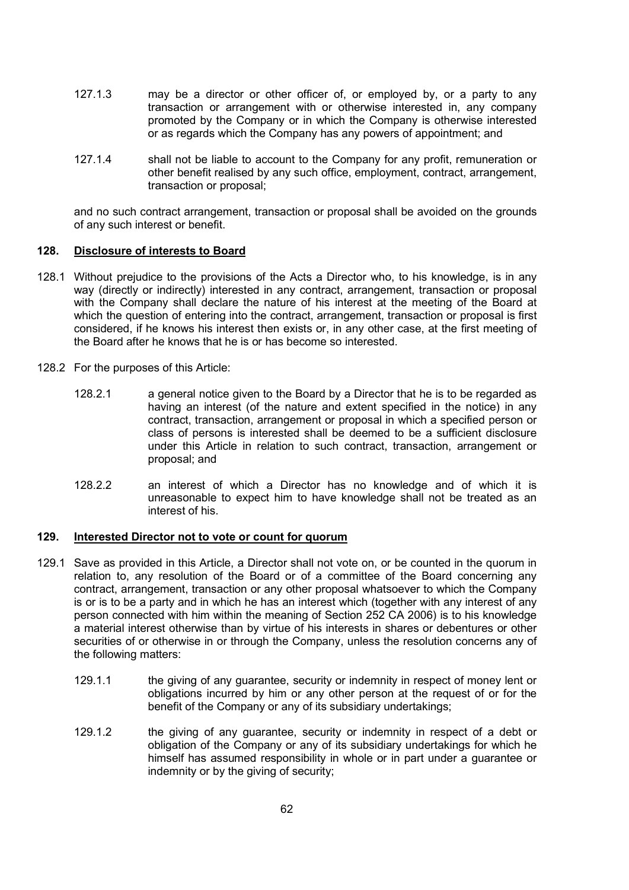127.1.3 may be a director or other officer of, or employed by, or a party to any transaction or arrangement with or otherwise interested in, any company promoted by the Company or in which the Company is otherwise interested or as regards which the Company has any powers of appointment; and

127.1.4 shall not be liable to account to the Company for any profit, remuneration or other benefit realised by any such office, employment, contract, arrangement, transaction or proposal;

and no such contract arrangement, transaction or proposal shall be avoided on the grounds of any such interest or benefit.

## 128. Disclosure of interests to Board

128.1 Without prejudice to the provisions of the Acts a Director who, to his knowledge, is in any way (directly or indirectly) interested in any contract, arrangement, transaction or proposal with the Company shall declare the nature of his interest at the meeting of the Board at which the question of entering into the contract, arrangement, transaction or proposal is first considered, if he knows his interest then exists or, in any other case, at the first meeting of the Board after he knows that he is or has become so interested.

128.2 For the purposes of this Article:

128.2.1 a general notice given to the Board by a Director that he is to be regarded as having an interest (of the nature and extent specified in the notice) in any contract, transaction, arrangement or proposal in which a specified person or class of persons is interested shall be deemed to be a sufficient disclosure under this Article in relation to such contract, transaction, arrangement or proposal; and

128.2.2 an interest of which a Director has no knowledge and of which it is unreasonable to expect him to have knowledge shall not be treated as an interest of his.

## 129. Interested Director not to vote or count for quorum

129.1 Save as provided in this Article, a Director shall not vote on, or be counted in the quorum in relation to, any resolution of the Board or of a committee of the Board concerning any contract, arrangement, transaction or any other proposal whatsoever to which the Company is or is to be a party and in which he has an interest which (together with any interest of any person connected with him within the meaning of Section 252 CA 2006) is to his knowledge a material interest otherwise than by virtue of his interests in shares or debentures or other securities of or otherwise in or through the Company, unless the resolution concerns any of the following matters:

129.1.1 the giving of any guarantee, security or indemnity in respect of money lent or obligations incurred by him or any other person at the request of or for the benefit of the Company or any of its subsidiary undertakings;

129.1.2 the giving of any guarantee, security or indemnity in respect of a debt or obligation of the Company or any of its subsidiary undertakings for which he himself has assumed responsibility in whole or in part under a guarantee or indemnity or by the giving of security;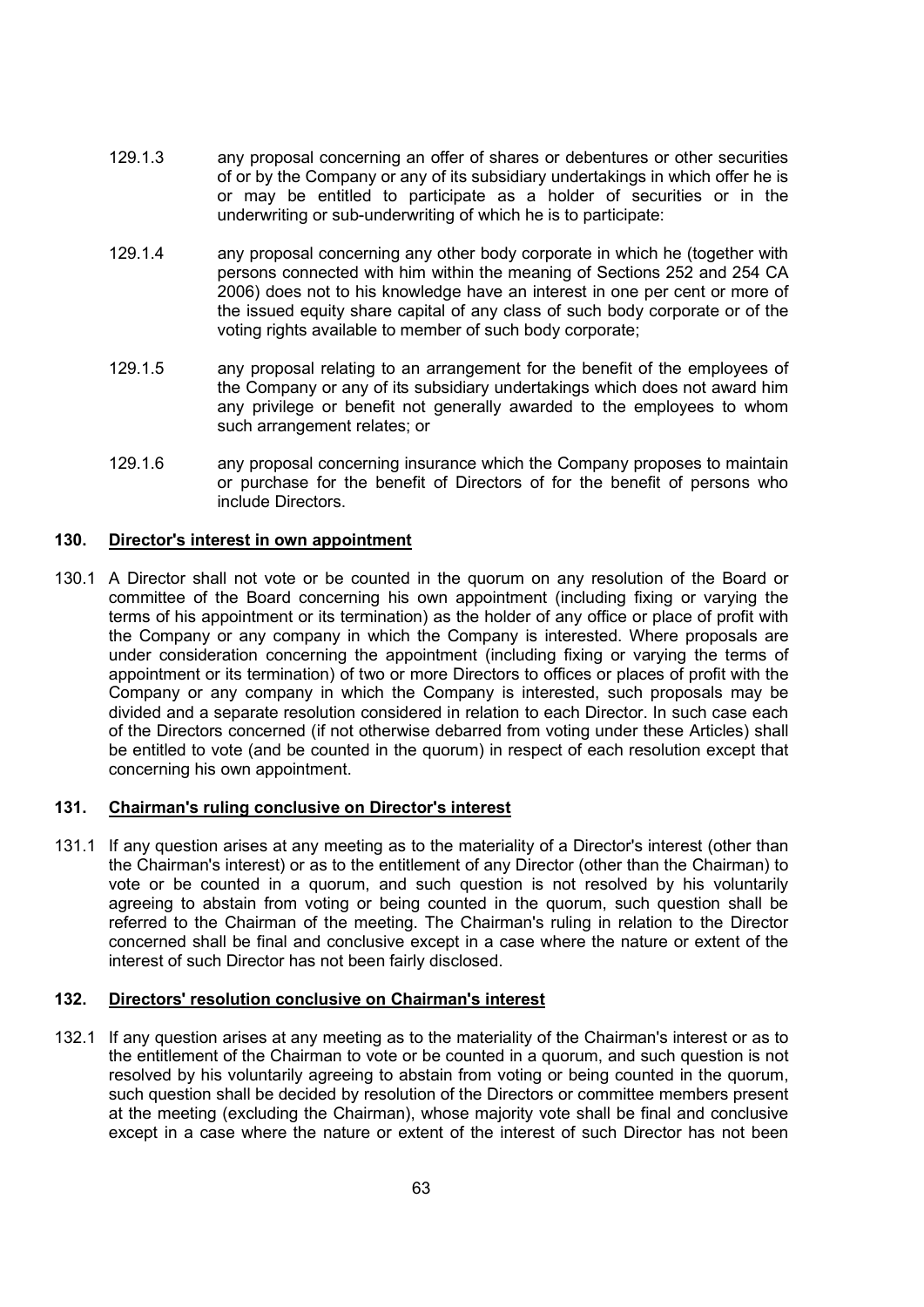129.1.3 any proposal concerning an offer of shares or debentures or other securities of or by the Company or any of its subsidiary undertakings in which offer he is or may be entitled to participate as a holder of securities or in the underwriting or sub-underwriting of which he is to participate:

129.1.4 any proposal concerning any other body corporate in which he (together with persons connected with him within the meaning of Sections 252 and 254 CA 2006) does not to his knowledge have an interest in one per cent or more of the issued equity share capital of any class of such body corporate or of the voting rights available to member of such body corporate;

129.1.5 any proposal relating to an arrangement for the benefit of the employees of the Company or any of its subsidiary undertakings which does not award him any privilege or benefit not generally awarded to the employees to whom such arrangement relates; or

129.1.6 any proposal concerning insurance which the Company proposes to maintain or purchase for the benefit of Directors of for the benefit of persons who include Directors.

## 130. Director's interest in own appointment

130.1 A Director shall not vote or be counted in the quorum on any resolution of the Board or committee of the Board concerning his own appointment (including fixing or varying the terms of his appointment or its termination) as the holder of any office or place of profit with the Company or any company in which the Company is interested. Where proposals are under consideration concerning the appointment (including fixing or varying the terms of appointment or its termination) of two or more Directors to offices or places of profit with the Company or any company in which the Company is interested, such proposals may be divided and a separate resolution considered in relation to each Director. In such case each of the Directors concerned (if not otherwise debarred from voting under these Articles) shall be entitled to vote (and be counted in the quorum) in respect of each resolution except that concerning his own appointment.

## 131. Chairman's ruling conclusive on Director's interest

131.1 If any question arises at any meeting as to the materiality of a Director's interest (other than the Chairman's interest) or as to the entitlement of any Director (other than the Chairman) to vote or be counted in a quorum, and such question is not resolved by his voluntarily agreeing to abstain from voting or being counted in the quorum, such question shall be referred to the Chairman of the meeting. The Chairman's ruling in relation to the Director concerned shall be final and conclusive except in a case where the nature or extent of the interest of such Director has not been fairly disclosed.

## 132. Directors' resolution conclusive on Chairman's interest

132.1 If any question arises at any meeting as to the materiality of the Chairman's interest or as to the entitlement of the Chairman to vote or be counted in a quorum, and such question is not resolved by his voluntarily agreeing to abstain from voting or being counted in the quorum, such question shall be decided by resolution of the Directors or committee members present at the meeting (excluding the Chairman), whose majority vote shall be final and conclusive except in a case where the nature or extent of the interest of such Director has not been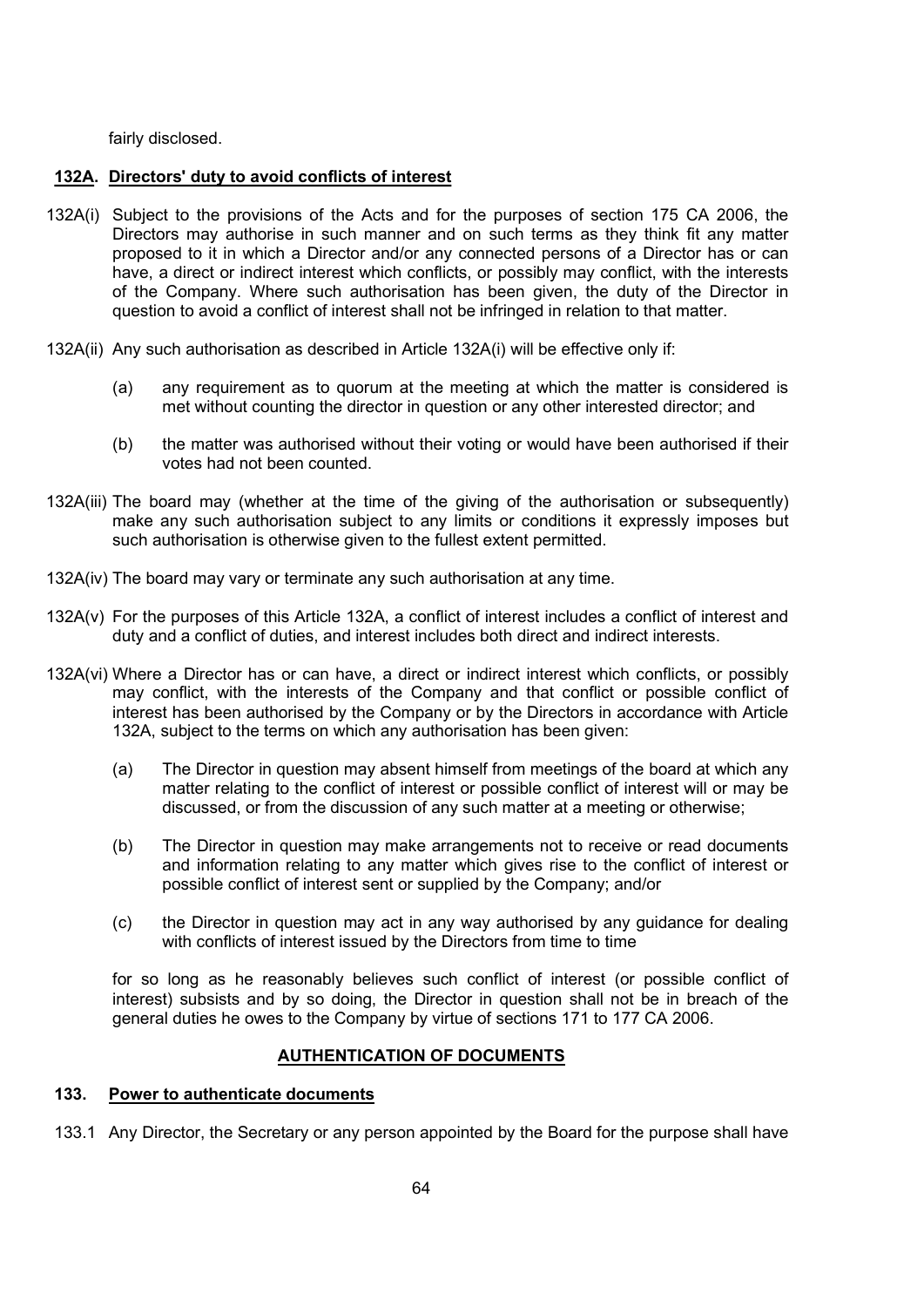fairly disclosed.

## 132A. Directors' duty to avoid conflicts of interest

132A(i) Subject to the provisions of the Acts and for the purposes of section 175 CA 2006, the Directors may authorise in such manner and on such terms as they think fit any matter proposed to it in which a Director and/or any connected persons of a Director has or can have, a direct or indirect interest which conflicts, or possibly may conflict, with the interests of the Company. Where such authorisation has been given, the duty of the Director in question to avoid a conflict of interest shall not be infringed in relation to that matter.

132A(ii) Any such authorisation as described in Article 132A(i) will be effective only if:

(a) any requirement as to quorum at the meeting at which the matter is considered is met without counting the director in question or any other interested director; and

(b) the matter was authorised without their voting or would have been authorised if their votes had not been counted.

132A(iii) The board may (whether at the time of the giving of the authorisation or subsequently) make any such authorisation subject to any limits or conditions it expressly imposes but such authorisation is otherwise given to the fullest extent permitted.

132A(iv) The board may vary or terminate any such authorisation at any time.

132A(v) For the purposes of this Article 132A, a conflict of interest includes a conflict of interest and duty and a conflict of duties, and interest includes both direct and indirect interests.

132A(vi) Where a Director has or can have, a direct or indirect interest which conflicts, or possibly may conflict, with the interests of the Company and that conflict or possible conflict of interest has been authorised by the Company or by the Directors in accordance with Article 132A, subject to the terms on which any authorisation has been given:

(a) The Director in question may absent himself from meetings of the board at which any matter relating to the conflict of interest or possible conflict of interest will or may be discussed, or from the discussion of any such matter at a meeting or otherwise;

(b) The Director in question may make arrangements not to receive or read documents and information relating to any matter which gives rise to the conflict of interest or possible conflict of interest sent or supplied by the Company; and/or

(c) the Director in question may act in any way authorised by any guidance for dealing with conflicts of interest issued by the Directors from time to time

for so long as he reasonably believes such conflict of interest (or possible conflict of interest) subsists and by so doing, the Director in question shall not be in breach of the general duties he owes to the Company by virtue of sections 171 to 177 CA 2006.

## AUTHENTICATION OF DOCUMENTS

## 133. Power to authenticate documents

133.1 Any Director, the Secretary or any person appointed by the Board for the purpose shall have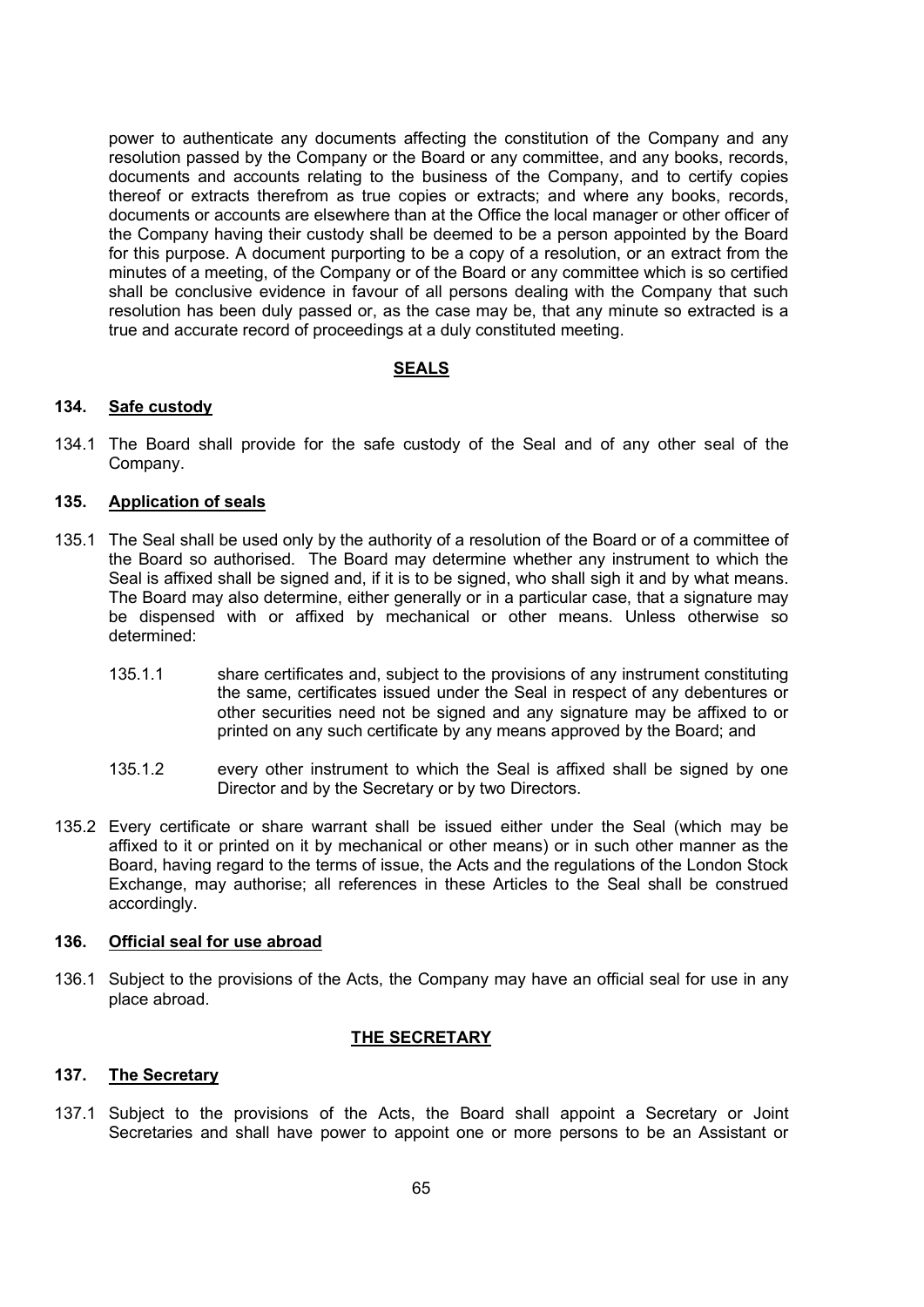power to authenticate any documents affecting the constitution of the Company and any resolution passed by the Company or the Board or any committee, and any books, records, documents and accounts relating to the business of the Company, and to certify copies thereof or extracts therefrom as true copies or extracts; and where any books, records, documents or accounts are elsewhere than at the Office the local manager or other officer of the Company having their custody shall be deemed to be a person appointed by the Board for this purpose. A document purporting to be a copy of a resolution, or an extract from the minutes of a meeting, of the Company or of the Board or any committee which is so certified shall be conclusive evidence in favour of all persons dealing with the Company that such resolution has been duly passed or, as the case may be, that any minute so extracted is a true and accurate record of proceedings at a duly constituted meeting.

## SEALS

### 134. Safe custody

134.1 The Board shall provide for the safe custody of the Seal and of any other seal of the Company.

### 135. Application of seals

135.1 The Seal shall be used only by the authority of a resolution of the Board or of a committee of the Board so authorised. The Board may determine whether any instrument to which the Seal is affixed shall be signed and, if it is to be signed, who shall sigh it and by what means. The Board may also determine, either generally or in a particular case, that a signature may be dispensed with or affixed by mechanical or other means. Unless otherwise so determined:

135.1.1 share certificates and, subject to the provisions of any instrument constituting the same, certificates issued under the Seal in respect of any debentures or other securities need not be signed and any signature may be affixed to or printed on any such certificate by any means approved by the Board; and

135.1.2 every other instrument to which the Seal is affixed shall be signed by one Director and by the Secretary or by two Directors.

135.2 Every certificate or share warrant shall be issued either under the Seal (which may be affixed to it or printed on it by mechanical or other means) or in such other manner as the Board, having regard to the terms of issue, the Acts and the regulations of the London Stock Exchange, may authorise; all references in these Articles to the Seal shall be construed accordingly.

### 136. Official seal for use abroad

136.1 Subject to the provisions of the Acts, the Company may have an official seal for use in any place abroad.

## THE SECRETARY

### 137. The Secretary

137.1 Subject to the provisions of the Acts, the Board shall appoint a Secretary or Joint Secretaries and shall have power to appoint one or more persons to be an Assistant or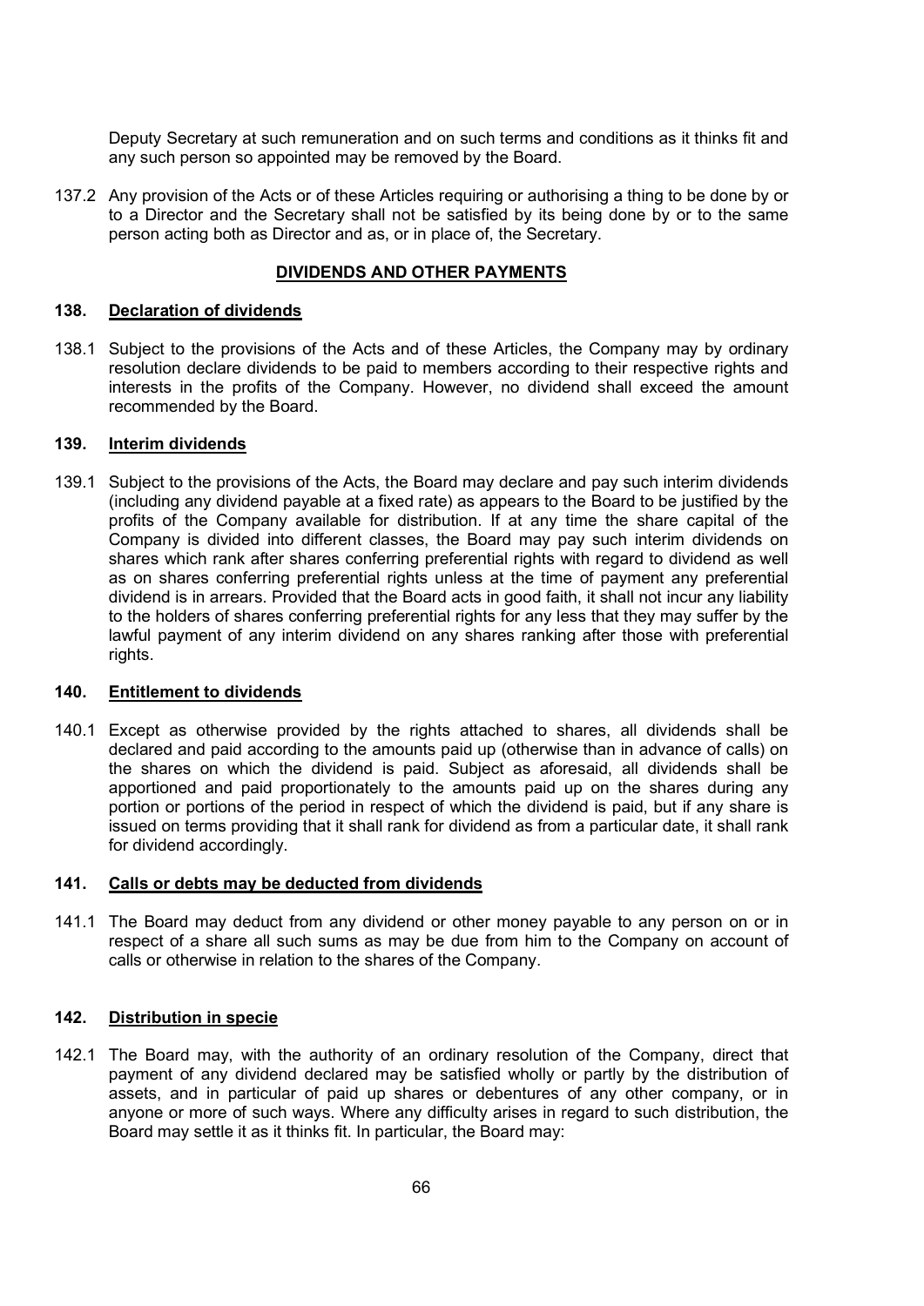Deputy Secretary at such remuneration and on such terms and conditions as it thinks fit and any such person so appointed may be removed by the Board.

137.2 Any provision of the Acts or of these Articles requiring or authorising a thing to be done by or to a Director and the Secretary shall not be satisfied by its being done by or to the same person acting both as Director and as, or in place of, the Secretary.

## DIVIDENDS AND OTHER PAYMENTS

### 138. Declaration of dividends

138.1 Subject to the provisions of the Acts and of these Articles, the Company may by ordinary resolution declare dividends to be paid to members according to their respective rights and interests in the profits of the Company. However, no dividend shall exceed the amount recommended by the Board.

### 139. Interim dividends

139.1 Subject to the provisions of the Acts, the Board may declare and pay such interim dividends (including any dividend payable at a fixed rate) as appears to the Board to be justified by the profits of the Company available for distribution. If at any time the share capital of the Company is divided into different classes, the Board may pay such interim dividends on shares which rank after shares conferring preferential rights with regard to dividend as well as on shares conferring preferential rights unless at the time of payment any preferential dividend is in arrears. Provided that the Board acts in good faith, it shall not incur any liability to the holders of shares conferring preferential rights for any less that they may suffer by the lawful payment of any interim dividend on any shares ranking after those with preferential rights.

### 140. Entitlement to dividends

140.1 Except as otherwise provided by the rights attached to shares, all dividends shall be declared and paid according to the amounts paid up (otherwise than in advance of calls) on the shares on which the dividend is paid. Subject as aforesaid, all dividends shall be apportioned and paid proportionately to the amounts paid up on the shares during any portion or portions of the period in respect of which the dividend is paid, but if any share is issued on terms providing that it shall rank for dividend as from a particular date, it shall rank for dividend accordingly.

### 141. Calls or debts may be deducted from dividends

141.1 The Board may deduct from any dividend or other money payable to any person on or in respect of a share all such sums as may be due from him to the Company on account of calls or otherwise in relation to the shares of the Company.

### 142. Distribution in specie

142.1 The Board may, with the authority of an ordinary resolution of the Company, direct that payment of any dividend declared may be satisfied wholly or partly by the distribution of assets, and in particular of paid up shares or debentures of any other company, or in anyone or more of such ways. Where any difficulty arises in regard to such distribution, the Board may settle it as it thinks fit. In particular, the Board may: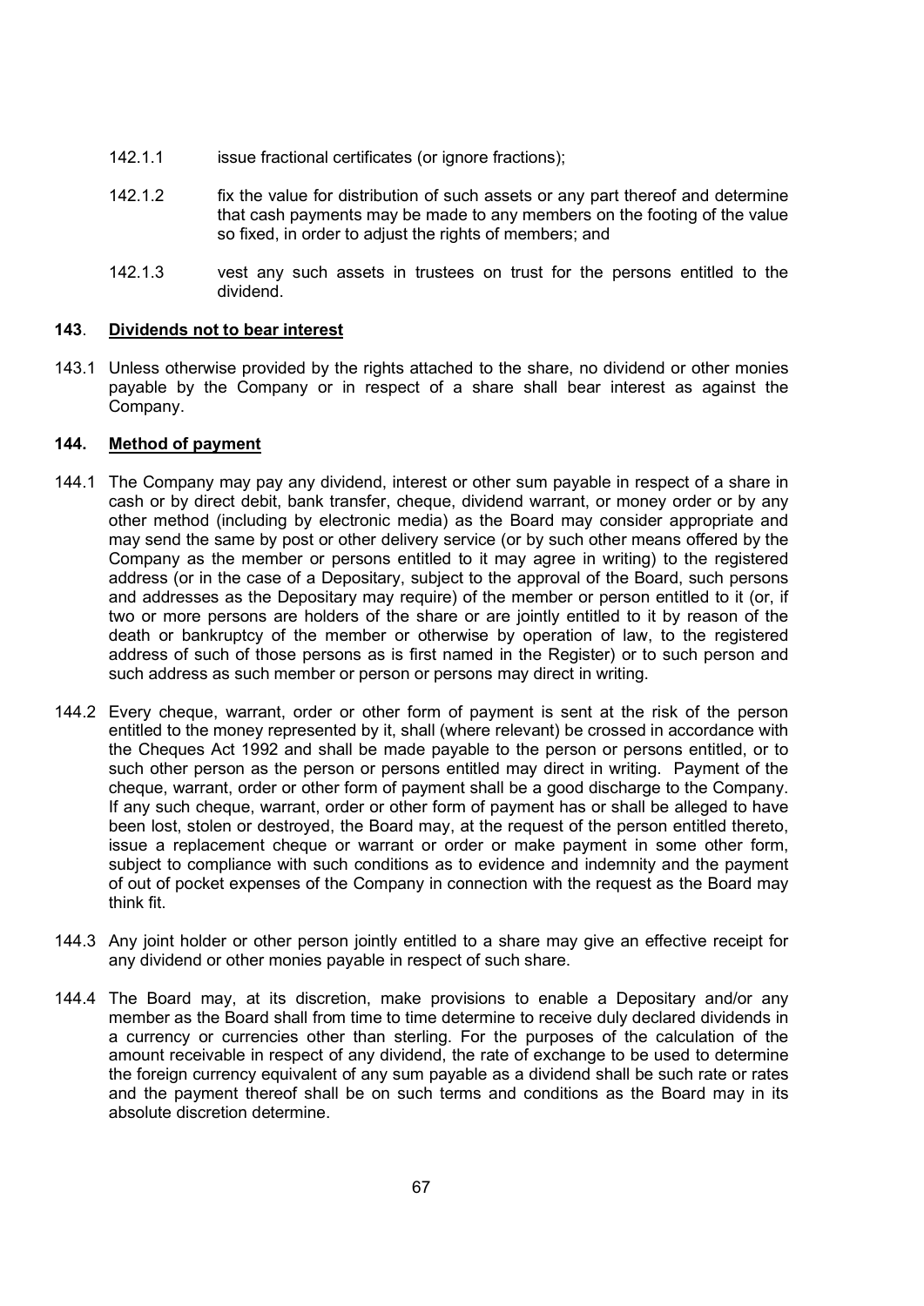142.1.1 issue fractional certificates (or ignore fractions);

142.1.2 fix the value for distribution of such assets or any part thereof and determine that cash payments may be made to any members on the footing of the value so fixed, in order to adjust the rights of members; and

142.1.3 vest any such assets in trustees on trust for the persons entitled to the dividend.

### **143**. **Dividends not to bear interest**

143.1 Unless otherwise provided by the rights attached to the share, no dividend or other monies payable by the Company or in respect of a share shall bear interest as against the Company.

### **144. Method of payment**

144.1 The Company may pay any dividend, interest or other sum payable in respect of a share in cash or by direct debit, bank transfer, cheque, dividend warrant, or money order or by any other method (including by electronic media) as the Board may consider appropriate and may send the same by post or other delivery service (or by such other means offered by the Company as the member or persons entitled to it may agree in writing) to the registered address (or in the case of a Depositary, subject to the approval of the Board, such persons and addresses as the Depositary may require) of the member or person entitled to it (or, if two or more persons are holders of the share or are jointly entitled to it by reason of the death or bankruptcy of the member or otherwise by operation of law, to the registered address of such of those persons as is first named in the Register) or to such person and such address as such member or person or persons may direct in writing.

144.2 Every cheque, warrant, order or other form of payment is sent at the risk of the person entitled to the money represented by it, shall (where relevant) be crossed in accordance with the Cheques Act 1992 and shall be made payable to the person or persons entitled, or to such other person as the person or persons entitled may direct in writing. Payment of the cheque, warrant, order or other form of payment shall be a good discharge to the Company. If any such cheque, warrant, order or other form of payment has or shall be alleged to have been lost, stolen or destroyed, the Board may, at the request of the person entitled thereto, issue a replacement cheque or warrant or order or make payment in some other form, subject to compliance with such conditions as to evidence and indemnity and the payment of out of pocket expenses of the Company in connection with the request as the Board may think fit.

144.3 Any joint holder or other person jointly entitled to a share may give an effective receipt for any dividend or other monies payable in respect of such share.

144.4 The Board may, at its discretion, make provisions to enable a Depositary and/or any member as the Board shall from time to time determine to receive duly declared dividends in a currency or currencies other than sterling. For the purposes of the calculation of the amount receivable in respect of any dividend, the rate of exchange to be used to determine the foreign currency equivalent of any sum payable as a dividend shall be such rate or rates and the payment thereof shall be on such terms and conditions as the Board may in its absolute discretion determine.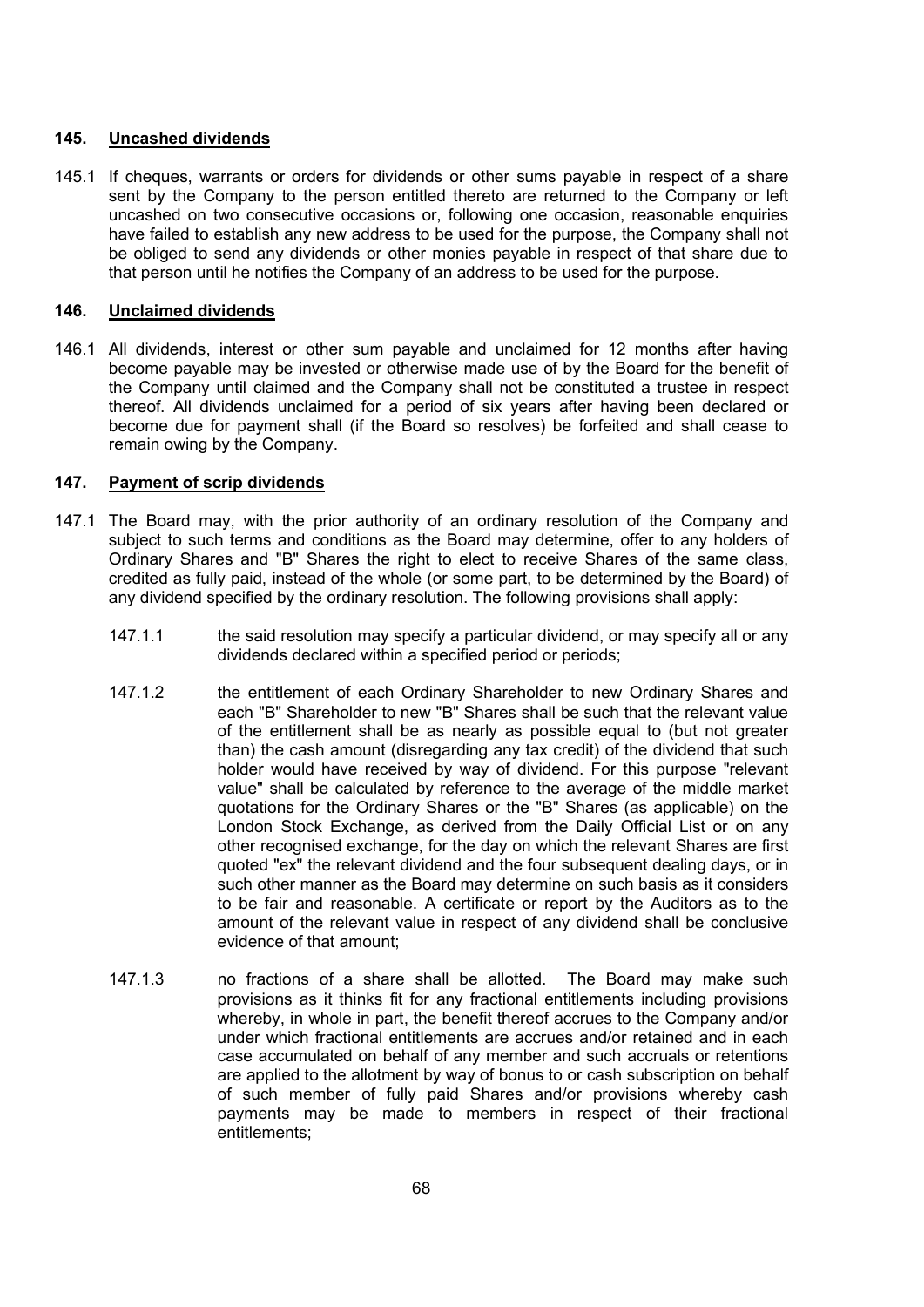## 145. Uncashed dividends

145.1 If cheques, warrants or orders for dividends or other sums payable in respect of a share sent by the Company to the person entitled thereto are returned to the Company or left uncashed on two consecutive occasions or, following one occasion, reasonable enquiries have failed to establish any new address to be used for the purpose, the Company shall not be obliged to send any dividends or other monies payable in respect of that share due to that person until he notifies the Company of an address to be used for the purpose.

## 146. Unclaimed dividends

146.1 All dividends, interest or other sum payable and unclaimed for 12 months after having become payable may be invested or otherwise made use of by the Board for the benefit of the Company until claimed and the Company shall not be constituted a trustee in respect thereof. All dividends unclaimed for a period of six years after having been declared or become due for payment shall (if the Board so resolves) be forfeited and shall cease to remain owing by the Company.

## 147. Payment of scrip dividends

147.1 The Board may, with the prior authority of an ordinary resolution of the Company and subject to such terms and conditions as the Board may determine, offer to any holders of Ordinary Shares and "B" Shares the right to elect to receive Shares of the same class, credited as fully paid, instead of the whole (or some part, to be determined by the Board) of any dividend specified by the ordinary resolution. The following provisions shall apply:

147.1.1 the said resolution may specify a particular dividend, or may specify all or any dividends declared within a specified period or periods;

147.1.2 the entitlement of each Ordinary Shareholder to new Ordinary Shares and each "B" Shareholder to new "B" Shares shall be such that the relevant value of the entitlement shall be as nearly as possible equal to (but not greater than) the cash amount (disregarding any tax credit) of the dividend that such holder would have received by way of dividend. For this purpose "relevant value" shall be calculated by reference to the average of the middle market quotations for the Ordinary Shares or the "B" Shares (as applicable) on the London Stock Exchange, as derived from the Daily Official List or on any other recognised exchange, for the day on which the relevant Shares are first quoted "ex" the relevant dividend and the four subsequent dealing days, or in such other manner as the Board may determine on such basis as it considers to be fair and reasonable. A certificate or report by the Auditors as to the amount of the relevant value in respect of any dividend shall be conclusive evidence of that amount;

147.1.3 no fractions of a share shall be allotted. The Board may make such provisions as it thinks fit for any fractional entitlements including provisions whereby, in whole in part, the benefit thereof accrues to the Company and/or under which fractional entitlements are accrues and/or retained and in each case accumulated on behalf of any member and such accruals or retentions are applied to the allotment by way of bonus to or cash subscription on behalf of such member of fully paid Shares and/or provisions whereby cash payments may be made to members in respect of their fractional entitlements;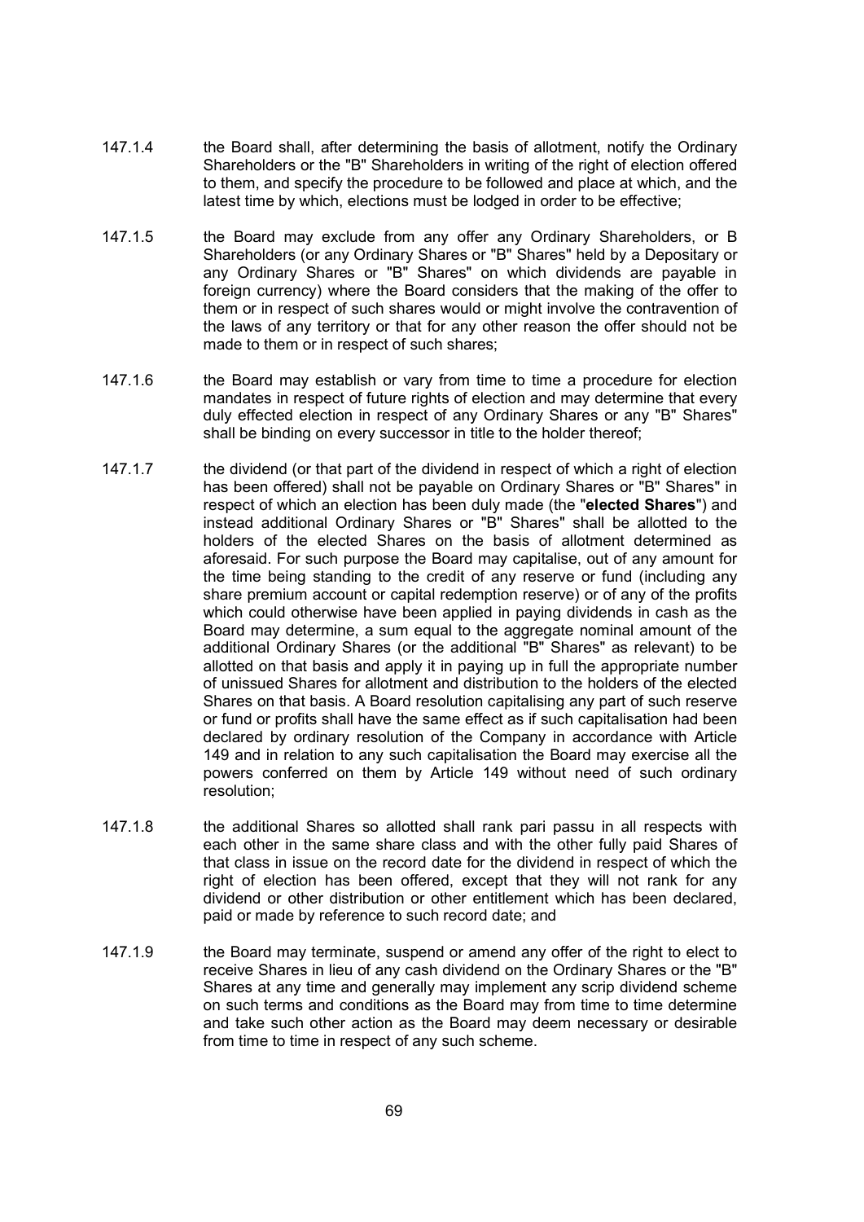147.1.4 the Board shall, after determining the basis of allotment, notify the Ordinary Shareholders or the "B" Shareholders in writing of the right of election offered to them, and specify the procedure to be followed and place at which, and the latest time by which, elections must be lodged in order to be effective;

147.1.5 the Board may exclude from any offer any Ordinary Shareholders, or B Shareholders (or any Ordinary Shares or "B" Shares" held by a Depositary or any Ordinary Shares or "B" Shares" on which dividends are payable in foreign currency) where the Board considers that the making of the offer to them or in respect of such shares would or might involve the contravention of the laws of any territory or that for any other reason the offer should not be made to them or in respect of such shares;

147.1.6 the Board may establish or vary from time to time a procedure for election mandates in respect of future rights of election and may determine that every duly effected election in respect of any Ordinary Shares or any "B" Shares" shall be binding on every successor in title to the holder thereof;

147.1.7 the dividend (or that part of the dividend in respect of which a right of election has been offered) shall not be payable on Ordinary Shares or "B" Shares" in respect of which an election has been duly made (the "**elected Shares**") and instead additional Ordinary Shares or "B" Shares" shall be allotted to the holders of the elected Shares on the basis of allotment determined as aforesaid. For such purpose the Board may capitalise, out of any amount for the time being standing to the credit of any reserve or fund (including any share premium account or capital redemption reserve) or of any of the profits which could otherwise have been applied in paying dividends in cash as the Board may determine, a sum equal to the aggregate nominal amount of the additional Ordinary Shares (or the additional "B" Shares" as relevant) to be allotted on that basis and apply it in paying up in full the appropriate number of unissued Shares for allotment and distribution to the holders of the elected Shares on that basis. A Board resolution capitalising any part of such reserve or fund or profits shall have the same effect as if such capitalisation had been declared by ordinary resolution of the Company in accordance with Article 149 and in relation to any such capitalisation the Board may exercise all the powers conferred on them by Article 149 without need of such ordinary resolution;

147.1.8 the additional Shares so allotted shall rank pari passu in all respects with each other in the same share class and with the other fully paid Shares of that class in issue on the record date for the dividend in respect of which the right of election has been offered, except that they will not rank for any dividend or other distribution or other entitlement which has been declared, paid or made by reference to such record date; and

147.1.9 the Board may terminate, suspend or amend any offer of the right to elect to receive Shares in lieu of any cash dividend on the Ordinary Shares or the "B" Shares at any time and generally may implement any scrip dividend scheme on such terms and conditions as the Board may from time to time determine and take such other action as the Board may deem necessary or desirable from time to time in respect of any such scheme.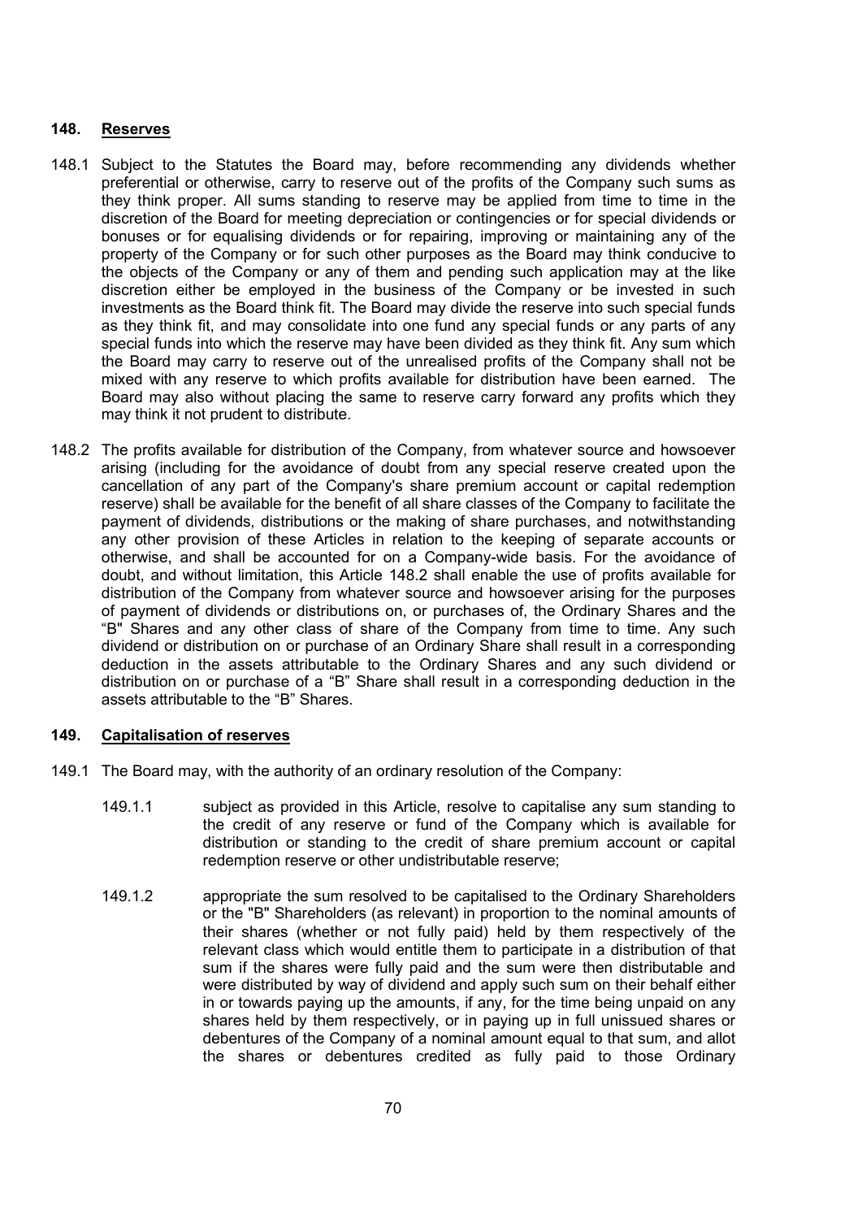## 148. Reserves

148.1 Subject to the Statutes the Board may, before recommending any dividends whether preferential or otherwise, carry to reserve out of the profits of the Company such sums as they think proper. All sums standing to reserve may be applied from time to time in the discretion of the Board for meeting depreciation or contingencies or for special dividends or bonuses or for equalising dividends or for repairing, improving or maintaining any of the property of the Company or for such other purposes as the Board may think conducive to the objects of the Company or any of them and pending such application may at the like discretion either be employed in the business of the Company or be invested in such investments as the Board think fit. The Board may divide the reserve into such special funds as they think fit, and may consolidate into one fund any special funds or any parts of any special funds into which the reserve may have been divided as they think fit. Any sum which the Board may carry to reserve out of the unrealised profits of the Company shall not be mixed with any reserve to which profits available for distribution have been earned. The Board may also without placing the same to reserve carry forward any profits which they may think it not prudent to distribute.

148.2 The profits available for distribution of the Company, from whatever source and howsoever arising (including for the avoidance of doubt from any special reserve created upon the cancellation of any part of the Company's share premium account or capital redemption reserve) shall be available for the benefit of all share classes of the Company to facilitate the payment of dividends, distributions or the making of share purchases, and notwithstanding any other provision of these Articles in relation to the keeping of separate accounts or otherwise, and shall be accounted for on a Company-wide basis. For the avoidance of doubt, and without limitation, this Article 148.2 shall enable the use of profits available for distribution of the Company from whatever source and howsoever arising for the purposes of payment of dividends or distributions on, or purchases of, the Ordinary Shares and the "B" Shares and any other class of share of the Company from time to time. Any such dividend or distribution on or purchase of an Ordinary Share shall result in a corresponding deduction in the assets attributable to the Ordinary Shares and any such dividend or distribution on or purchase of a "B" Share shall result in a corresponding deduction in the assets attributable to the "B" Shares.

## 149. Capitalisation of reserves

149.1 The Board may, with the authority of an ordinary resolution of the Company:

149.1.1 subject as provided in this Article, resolve to capitalise any sum standing to the credit of any reserve or fund of the Company which is available for distribution or standing to the credit of share premium account or capital redemption reserve or other undistributable reserve;

149.1.2 appropriate the sum resolved to be capitalised to the Ordinary Shareholders or the "B" Shareholders (as relevant) in proportion to the nominal amounts of their shares (whether or not fully paid) held by them respectively of the relevant class which would entitle them to participate in a distribution of that sum if the shares were fully paid and the sum were then distributable and were distributed by way of dividend and apply such sum on their behalf either in or towards paying up the amounts, if any, for the time being unpaid on any shares held by them respectively, or in paying up in full unissued shares or debentures of the Company of a nominal amount equal to that sum, and allot the shares or debentures credited as fully paid to those Ordinary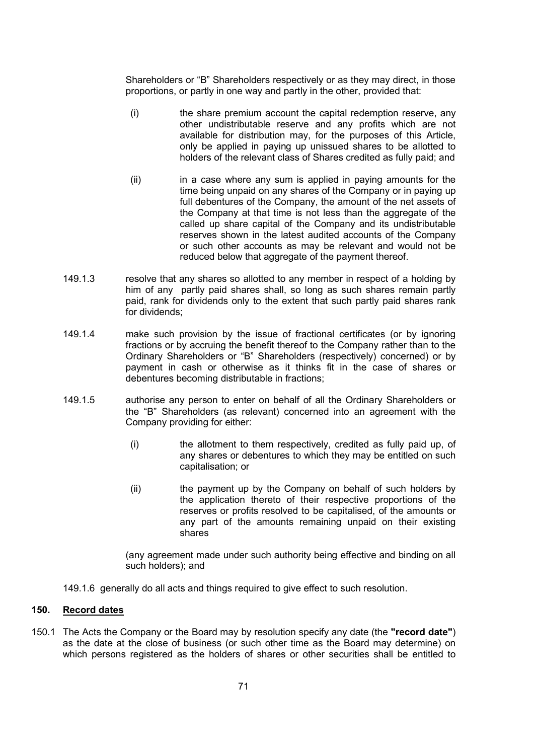Shareholders or "B" Shareholders respectively or as they may direct, in those proportions, or partly in one way and partly in the other, provided that:

(i) the share premium account the capital redemption reserve, any other undistributable reserve and any profits which are not available for distribution may, for the purposes of this Article, only be applied in paying up unissued shares to be allotted to holders of the relevant class of Shares credited as fully paid; and

(ii) in a case where any sum is applied in paying amounts for the time being unpaid on any shares of the Company or in paying up full debentures of the Company, the amount of the net assets of the Company at that time is not less than the aggregate of the called up share capital of the Company and its undistributable reserves shown in the latest audited accounts of the Company or such other accounts as may be relevant and would not be reduced below that aggregate of the payment thereof.

149.1.3 resolve that any shares so allotted to any member in respect of a holding by him of any partly paid shares shall, so long as such shares remain partly paid, rank for dividends only to the extent that such partly paid shares rank for dividends;

149.1.4 make such provision by the issue of fractional certificates (or by ignoring fractions or by accruing the benefit thereof to the Company rather than to the Ordinary Shareholders or "B" Shareholders (respectively) concerned) or by payment in cash or otherwise as it thinks fit in the case of shares or debentures becoming distributable in fractions;

149.1.5 authorise any person to enter on behalf of all the Ordinary Shareholders or the "B" Shareholders (as relevant) concerned into an agreement with the Company providing for either:

(i) the allotment to them respectively, credited as fully paid up, of any shares or debentures to which they may be entitled on such capitalisation; or

(ii) the payment up by the Company on behalf of such holders by the application thereto of their respective proportions of the reserves or profits resolved to be capitalised, of the amounts or any part of the amounts remaining unpaid on their existing shares

(any agreement made under such authority being effective and binding on all such holders); and

149.1.6 generally do all acts and things required to give effect to such resolution.

## 150. Record dates

150.1 The Acts the Company or the Board may by resolution specify any date (the **"record date"**) as the date at the close of business (or such other time as the Board may determine) on which persons registered as the holders of shares or other securities shall be entitled to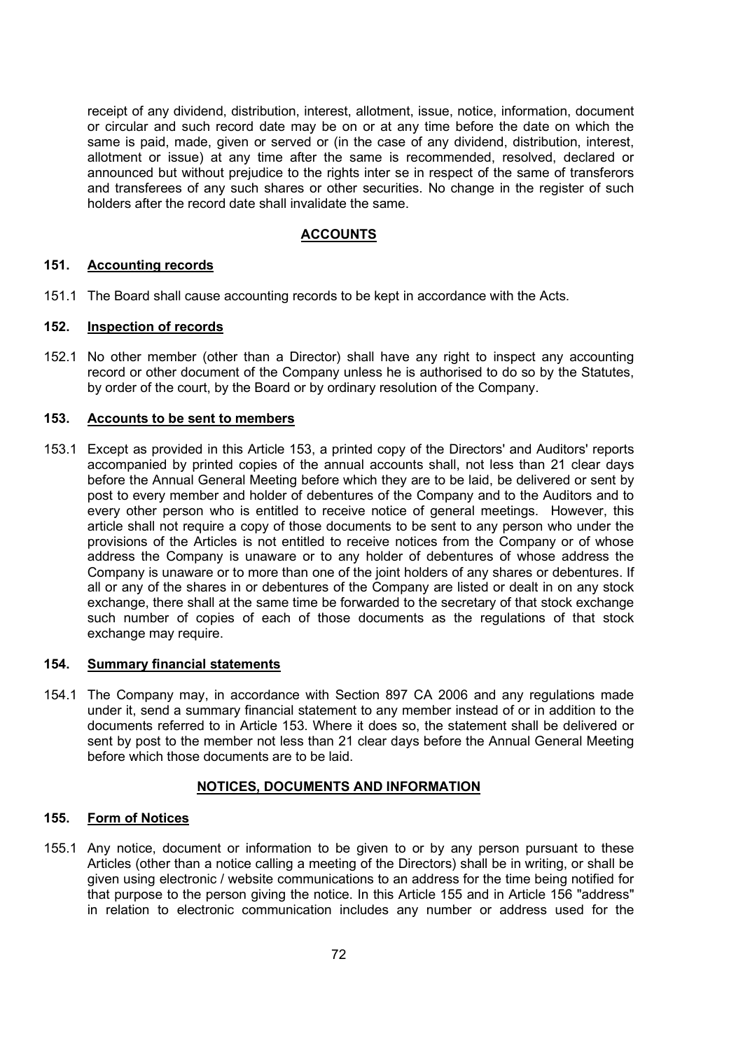receipt of any dividend, distribution, interest, allotment, issue, notice, information, document or circular and such record date may be on or at any time before the date on which the same is paid, made, given or served or (in the case of any dividend, distribution, interest, allotment or issue) at any time after the same is recommended, resolved, declared or announced but without prejudice to the rights inter se in respect of the same of transferors and transferees of any such shares or other securities. No change in the register of such holders after the record date shall invalidate the same.

## ACCOUNTS

### 151. Accounting records

151.1 The Board shall cause accounting records to be kept in accordance with the Acts.

### 152. Inspection of records

152.1 No other member (other than a Director) shall have any right to inspect any accounting record or other document of the Company unless he is authorised to do so by the Statutes, by order of the court, by the Board or by ordinary resolution of the Company.

### 153. Accounts to be sent to members

153.1 Except as provided in this Article 153, a printed copy of the Directors' and Auditors' reports accompanied by printed copies of the annual accounts shall, not less than 21 clear days before the Annual General Meeting before which they are to be laid, be delivered or sent by post to every member and holder of debentures of the Company and to the Auditors and to every other person who is entitled to receive notice of general meetings. However, this article shall not require a copy of those documents to be sent to any person who under the provisions of the Articles is not entitled to receive notices from the Company or of whose address the Company is unaware or to any holder of debentures of whose address the Company is unaware or to more than one of the joint holders of any shares or debentures. If all or any of the shares in or debentures of the Company are listed or dealt in on any stock exchange, there shall at the same time be forwarded to the secretary of that stock exchange such number of copies of each of those documents as the regulations of that stock exchange may require.

### 154. Summary financial statements

154.1 The Company may, in accordance with Section 897 CA 2006 and any regulations made under it, send a summary financial statement to any member instead of or in addition to the documents referred to in Article 153. Where it does so, the statement shall be delivered or sent by post to the member not less than 21 clear days before the Annual General Meeting before which those documents are to be laid.

## NOTICES, DOCUMENTS AND INFORMATION

### 155. Form of Notices

155.1 Any notice, document or information to be given to or by any person pursuant to these Articles (other than a notice calling a meeting of the Directors) shall be in writing, or shall be given using electronic / website communications to an address for the time being notified for that purpose to the person giving the notice. In this Article 155 and in Article 156 "address" in relation to electronic communication includes any number or address used for the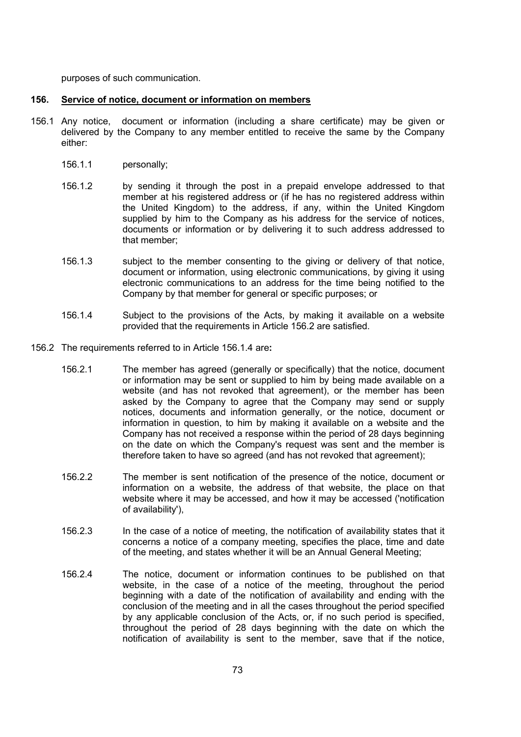purposes of such communication.

**156. Service of notice, document or information on members**

156.1 Any notice, document or information (including a share certificate) may be given or delivered by the Company to any member entitled to receive the same by the Company either:

156.1.1 personally;

156.1.2 by sending it through the post in a prepaid envelope addressed to that member at his registered address or (if he has no registered address within the United Kingdom) to the address, if any, within the United Kingdom supplied by him to the Company as his address for the service of notices, documents or information or by delivering it to such address addressed to that member;

156.1.3 subject to the member consenting to the giving or delivery of that notice, document or information, using electronic communications, by giving it using electronic communications to an address for the time being notified to the Company by that member for general or specific purposes; or

156.1.4 Subject to the provisions of the Acts, by making it available on a website provided that the requirements in Article 156.2 are satisfied.

156.2 The requirements referred to in Article 156.1.4 are**:**

156.2.1 The member has agreed (generally or specifically) that the notice, document or information may be sent or supplied to him by being made available on a website (and has not revoked that agreement), or the member has been asked by the Company to agree that the Company may send or supply notices, documents and information generally, or the notice, document or information in question, to him by making it available on a website and the Company has not received a response within the period of 28 days beginning on the date on which the Company's request was sent and the member is therefore taken to have so agreed (and has not revoked that agreement);

156.2.2 The member is sent notification of the presence of the notice, document or information on a website, the address of that website, the place on that website where it may be accessed, and how it may be accessed ('notification of availability'),

156.2.3 In the case of a notice of meeting, the notification of availability states that it concerns a notice of a company meeting, specifies the place, time and date of the meeting, and states whether it will be an Annual General Meeting;

156.2.4 The notice, document or information continues to be published on that website, in the case of a notice of the meeting, throughout the period beginning with a date of the notification of availability and ending with the conclusion of the meeting and in all the cases throughout the period specified by any applicable conclusion of the Acts, or, if no such period is specified, throughout the period of 28 days beginning with the date on which the notification of availability is sent to the member, save that if the notice,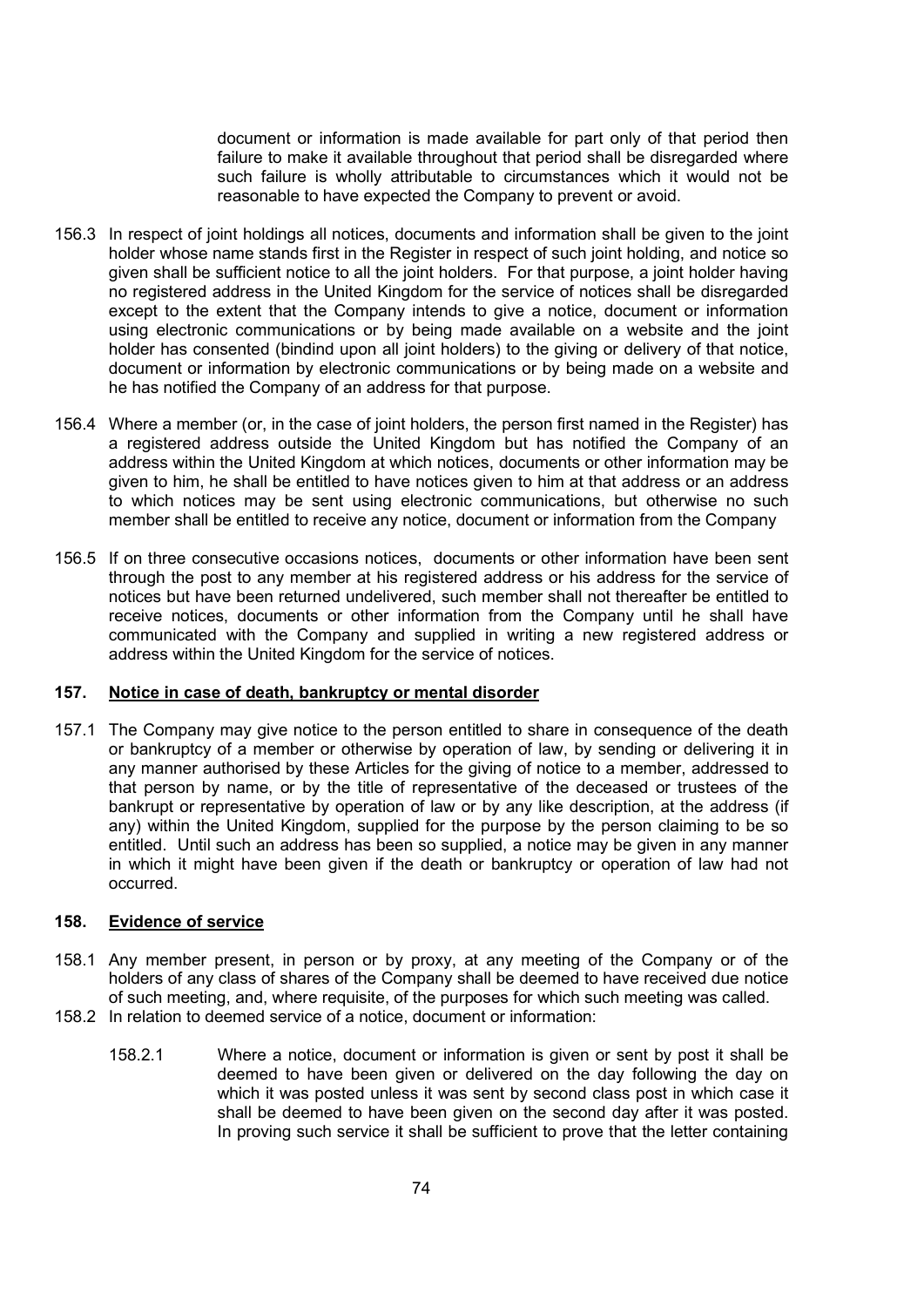document or information is made available for part only of that period then failure to make it available throughout that period shall be disregarded where such failure is wholly attributable to circumstances which it would not be reasonable to have expected the Company to prevent or avoid.

156.3 In respect of joint holdings all notices, documents and information shall be given to the joint holder whose name stands first in the Register in respect of such joint holding, and notice so given shall be sufficient notice to all the joint holders. For that purpose, a joint holder having no registered address in the United Kingdom for the service of notices shall be disregarded except to the extent that the Company intends to give a notice, document or information using electronic communications or by being made available on a website and the joint holder has consented (bindind upon all joint holders) to the giving or delivery of that notice, document or information by electronic communications or by being made on a website and he has notified the Company of an address for that purpose.

156.4 Where a member (or, in the case of joint holders, the person first named in the Register) has a registered address outside the United Kingdom but has notified the Company of an address within the United Kingdom at which notices, documents or other information may be given to him, he shall be entitled to have notices given to him at that address or an address to which notices may be sent using electronic communications, but otherwise no such member shall be entitled to receive any notice, document or information from the Company

156.5 If on three consecutive occasions notices, documents or other information have been sent through the post to any member at his registered address or his address for the service of notices but have been returned undelivered, such member shall not thereafter be entitled to receive notices, documents or other information from the Company until he shall have communicated with the Company and supplied in writing a new registered address or address within the United Kingdom for the service of notices.

## 157. Notice in case of death, bankruptcy or mental disorder

157.1 The Company may give notice to the person entitled to share in consequence of the death or bankruptcy of a member or otherwise by operation of law, by sending or delivering it in any manner authorised by these Articles for the giving of notice to a member, addressed to that person by name, or by the title of representative of the deceased or trustees of the bankrupt or representative by operation of law or by any like description, at the address (if any) within the United Kingdom, supplied for the purpose by the person claiming to be so entitled. Until such an address has been so supplied, a notice may be given in any manner in which it might have been given if the death or bankruptcy or operation of law had not occurred.

## 158. Evidence of service

158.1 Any member present, in person or by proxy, at any meeting of the Company or of the holders of any class of shares of the Company shall be deemed to have received due notice of such meeting, and, where requisite, of the purposes for which such meeting was called.

158.2 In relation to deemed service of a notice, document or information:

158.2.1 Where a notice, document or information is given or sent by post it shall be deemed to have been given or delivered on the day following the day on which it was posted unless it was sent by second class post in which case it shall be deemed to have been given on the second day after it was posted. In proving such service it shall be sufficient to prove that the letter containing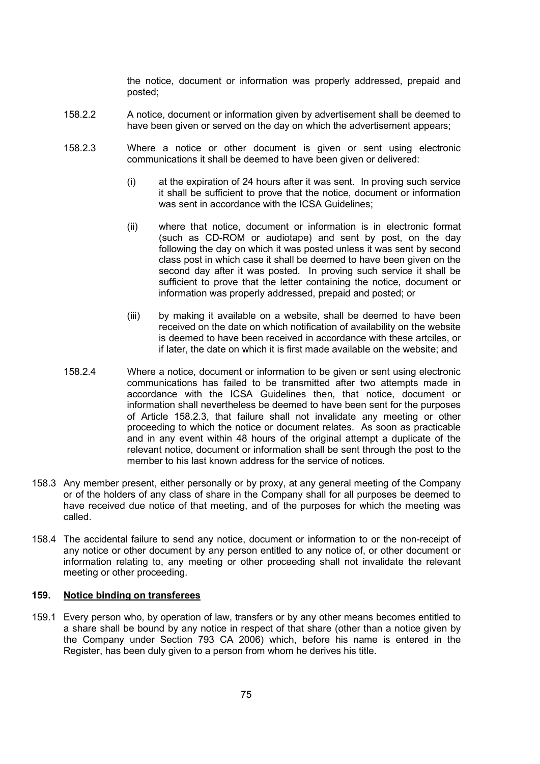the notice, document or information was properly addressed, prepaid and posted;

158.2.2 A notice, document or information given by advertisement shall be deemed to have been given or served on the day on which the advertisement appears;

158.2.3 Where a notice or other document is given or sent using electronic communications it shall be deemed to have been given or delivered:

(i) at the expiration of 24 hours after it was sent. In proving such service it shall be sufficient to prove that the notice, document or information was sent in accordance with the ICSA Guidelines;

(ii) where that notice, document or information is in electronic format (such as CD-ROM or audiotape) and sent by post, on the day following the day on which it was posted unless it was sent by second class post in which case it shall be deemed to have been given on the second day after it was posted. In proving such service it shall be sufficient to prove that the letter containing the notice, document or information was properly addressed, prepaid and posted; or

(iii) by making it available on a website, shall be deemed to have been received on the date on which notification of availability on the website is deemed to have been received in accordance with these artciles, or if later, the date on which it is first made available on the website; and

158.2.4 Where a notice, document or information to be given or sent using electronic communications has failed to be transmitted after two attempts made in accordance with the ICSA Guidelines then, that notice, document or information shall nevertheless be deemed to have been sent for the purposes of Article 158.2.3, that failure shall not invalidate any meeting or other proceeding to which the notice or document relates. As soon as practicable and in any event within 48 hours of the original attempt a duplicate of the relevant notice, document or information shall be sent through the post to the member to his last known address for the service of notices.

158.3 Any member present, either personally or by proxy, at any general meeting of the Company or of the holders of any class of share in the Company shall for all purposes be deemed to have received due notice of that meeting, and of the purposes for which the meeting was called.

158.4 The accidental failure to send any notice, document or information to or the non-receipt of any notice or other document by any person entitled to any notice of, or other document or information relating to, any meeting or other proceeding shall not invalidate the relevant meeting or other proceeding.

**159. Notice binding on transferees**

159.1 Every person who, by operation of law, transfers or by any other means becomes entitled to a share shall be bound by any notice in respect of that share (other than a notice given by the Company under Section 793 CA 2006) which, before his name is entered in the Register, has been duly given to a person from whom he derives his title.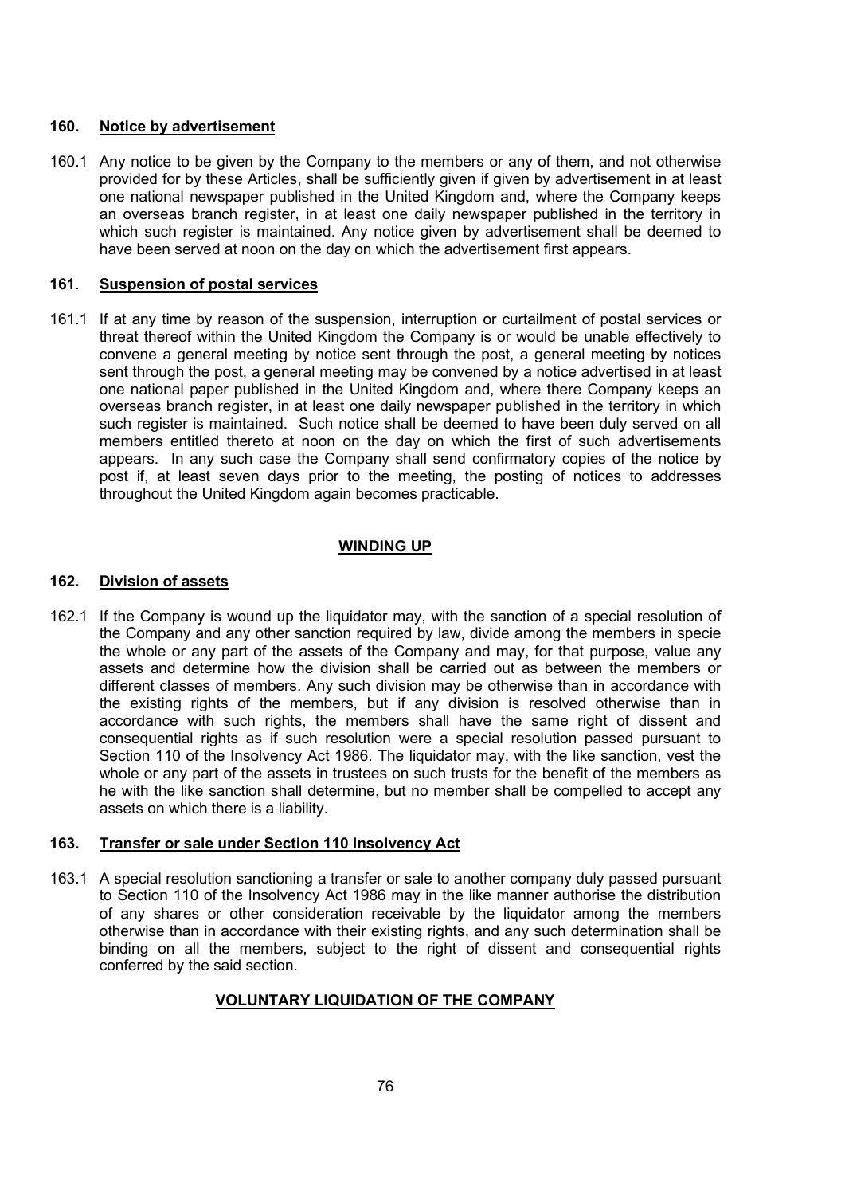**160. Notice by advertisement**

160.1 Any notice to be given by the Company to the members or any of them, and not otherwise provided for by these Articles, shall be sufficiently given if given by advertisement in at least one national newspaper published in the United Kingdom and, where the Company keeps an overseas branch register, in at least one daily newspaper published in the territory in which such register is maintained. Any notice given by advertisement shall be deemed to have been served at noon on the day on which the advertisement first appears.

**161. Suspension of postal services**

161.1 If at any time by reason of the suspension, interruption or curtailment of postal services or threat thereof within the United Kingdom the Company is or would be unable effectively to convene a general meeting by notice sent through the post, a general meeting by notices sent through the post, a general meeting may be convened by a notice advertised in at least one national paper published in the United Kingdom and, where there Company keeps an overseas branch register, in at least one daily newspaper published in the territory in which such register is maintained. Such notice shall be deemed to have been duly served on all members entitled thereto at noon on the day on which the first of such advertisements appears. In any such case the Company shall send confirmatory copies of the notice by post if, at least seven days prior to the meeting, the posting of notices to addresses throughout the United Kingdom again becomes practicable.

## WINDING UP

**162. Division of assets**

162.1 If the Company is wound up the liquidator may, with the sanction of a special resolution of the Company and any other sanction required by law, divide among the members in specie the whole or any part of the assets of the Company and may, for that purpose, value any assets and determine how the division shall be carried out as between the members or different classes of members. Any such division may be otherwise than in accordance with the existing rights of the members, but if any division is resolved otherwise than in accordance with such rights, the members shall have the same right of dissent and consequential rights as if such resolution were a special resolution passed pursuant to Section 110 of the Insolvency Act 1986. The liquidator may, with the like sanction, vest the whole or any part of the assets in trustees on such trusts for the benefit of the members as he with the like sanction shall determine, but no member shall be compelled to accept any assets on which there is a liability.

**163. Transfer or sale under Section 110 Insolvency Act**

163.1 A special resolution sanctioning a transfer or sale to another company duly passed pursuant to Section 110 of the Insolvency Act 1986 may in the like manner authorise the distribution of any shares or other consideration receivable by the liquidator among the members otherwise than in accordance with their existing rights, and any such determination shall be binding on all the members, subject to the right of dissent and consequential rights conferred by the said section.

## VOLUNTARY LIQUIDATION OF THE COMPANY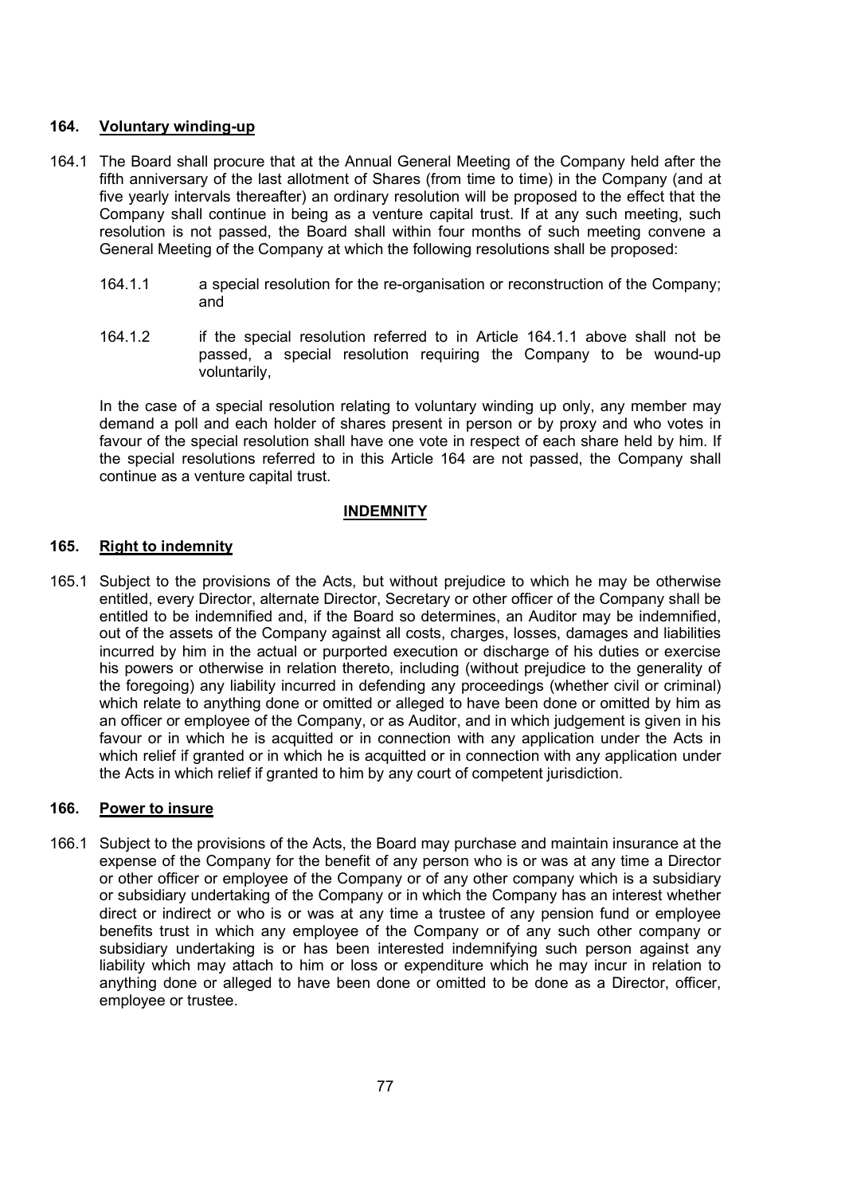## 164. Voluntary winding-up

164.1 The Board shall procure that at the Annual General Meeting of the Company held after the fifth anniversary of the last allotment of Shares (from time to time) in the Company (and at five yearly intervals thereafter) an ordinary resolution will be proposed to the effect that the Company shall continue in being as a venture capital trust. If at any such meeting, such resolution is not passed, the Board shall within four months of such meeting convene a General Meeting of the Company at which the following resolutions shall be proposed:

164.1.1 a special resolution for the re-organisation or reconstruction of the Company; and

164.1.2 if the special resolution referred to in Article 164.1.1 above shall not be passed, a special resolution requiring the Company to be wound-up voluntarily,

In the case of a special resolution relating to voluntary winding up only, any member may demand a poll and each holder of shares present in person or by proxy and who votes in favour of the special resolution shall have one vote in respect of each share held by him. If the special resolutions referred to in this Article 164 are not passed, the Company shall continue as a venture capital trust.

# INDEMNITY

## 165. Right to indemnity

165.1 Subject to the provisions of the Acts, but without prejudice to which he may be otherwise entitled, every Director, alternate Director, Secretary or other officer of the Company shall be entitled to be indemnified and, if the Board so determines, an Auditor may be indemnified, out of the assets of the Company against all costs, charges, losses, damages and liabilities incurred by him in the actual or purported execution or discharge of his duties or exercise his powers or otherwise in relation thereto, including (without prejudice to the generality of the foregoing) any liability incurred in defending any proceedings (whether civil or criminal) which relate to anything done or omitted or alleged to have been done or omitted by him as an officer or employee of the Company, or as Auditor, and in which judgement is given in his favour or in which he is acquitted or in connection with any application under the Acts in which relief if granted or in which he is acquitted or in connection with any application under the Acts in which relief if granted to him by any court of competent jurisdiction.

## 166. Power to insure

166.1 Subject to the provisions of the Acts, the Board may purchase and maintain insurance at the expense of the Company for the benefit of any person who is or was at any time a Director or other officer or employee of the Company or of any other company which is a subsidiary or subsidiary undertaking of the Company or in which the Company has an interest whether direct or indirect or who is or was at any time a trustee of any pension fund or employee benefits trust in which any employee of the Company or of any such other company or subsidiary undertaking is or has been interested indemnifying such person against any liability which may attach to him or loss or expenditure which he may incur in relation to anything done or alleged to have been done or omitted to be done as a Director, officer, employee or trustee.